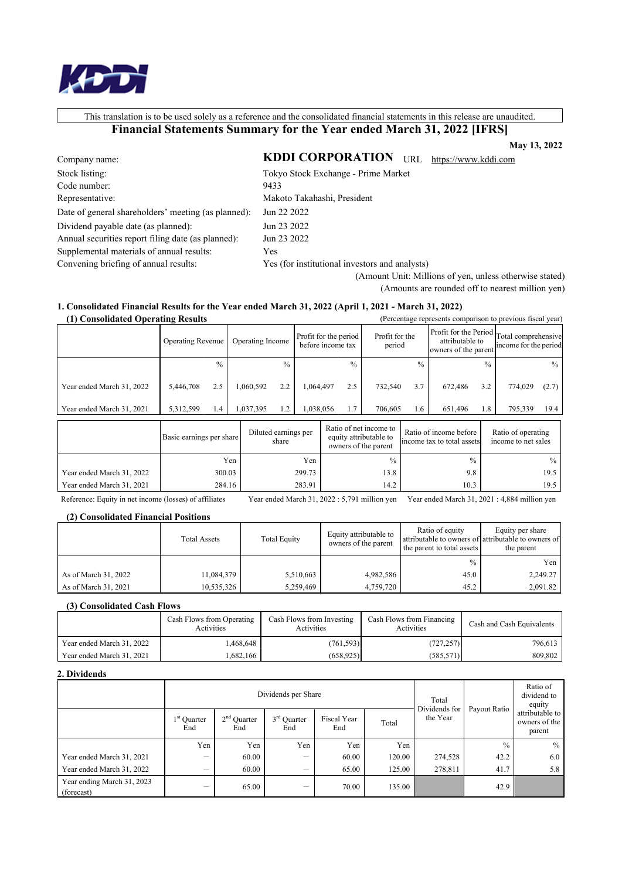This translation is to be used solely as a reference and the consolidated financial statements in this release are unaudited.

# Financial Statements Summary for the Year ended March 31, 2022 [IFRS]

**May 13, 2022**

Company name: **KDDI CORPORATION** URL https://www.kddi.com

Stock listing: Tokyo Stock Exchange - Prime Market

Code number: 9433

Representative: Makoto Takahashi, President

Date of general shareholders' meeting (as planned): Jun 22 2022

Dividend payable date (as planned): Jun 23 2022

Annual securities report filing date (as planned): Jun 23 2022

Supplemental materials of annual results: Yes

Convening briefing of annual results: Yes (for institutional investors and analysts)

(Amount Unit: Millions of yen, unless otherwise stated)

(Amounts are rounded off to nearest million yen)

## 1. Consolidated Financial Results for the Year ended March 31, 2022 (April 1, 2021 - March 31, 2022)

### (1) Consolidated Operating Results

(Percentage represents comparison to previous fiscal year)

| | Operating Revenue | | Operating Income | | Profit for the period before income tax | | Profit for the period | | Profit for the Period attributable to owners of the parent | | Total comprehensive income for the period | |
|---|---|---|---|---|---|---|---|---|---|---|---|---|
| | | % | | % | | % | | % | | % | | % |
| Year ended March 31, 2022 | 5,446,708 | 2.5 | 1,060,592 | 2.2 | 1,064,497 | 2.5 | 732,540 | 3.7 | 672,486 | 3.2 | 774,029 | (2.7) |
| Year ended March 31, 2021 | 5,312,599 | 1.4 | 1,037,395 | 1.2 | 1,038,056 | 1.7 | 706,605 | 1.6 | 651,496 | 1.8 | 795,339 | 19.4 |

| | Basic earnings per share | Diluted earnings per share | Ratio of net income to equity attributable to owners of the parent | Ratio of income before income tax to total assets | Ratio of operating income to net sales |
|---|---|---|---|---|---|
| | Yen | Yen | % | % | % |
| Year ended March 31, 2022 | 300.03 | 299.73 | 13.8 | 9.8 | 19.5 |
| Year ended March 31, 2021 | 284.16 | 283.91 | 14.2 | 10.3 | 19.5 |

Reference: Equity in net income (losses) of affiliates Year ended March 31, 2022 : 5,791 million yen Year ended March 31, 2021 : 4,884 million yen

### (2) Consolidated Financial Positions

| | Total Assets | Total Equity | Equity attributable to owners of the parent | Ratio of equity attributable to owners of the parent to total assets | Equity per share attributable to owners of the parent |
|---|---|---|---|---|---|
| | | | | % | Yen |
| As of March 31, 2022 | 11,084,379 | 5,510,663 | 4,982,586 | 45.0 | 2,249.27 |
| As of March 31, 2021 | 10,535,326 | 5,259,469 | 4,759,720 | 45.2 | 2,091.82 |

### (3) Consolidated Cash Flows

| | Cash Flows from Operating Activities | Cash Flows from Investing Activities | Cash Flows from Financing Activities | Cash and Cash Equivalents |
|---|---|---|---|---|
| Year ended March 31, 2022 | 1,468,648 | (761,593) | (727,257) | 796,613 |
| Year ended March 31, 2021 | 1,682,166 | (658,925) | (585,571) | 809,802 |

## 2. Dividends

| | Dividends per Share | | | | | Total Dividends for the Year | Payout Ratio | Ratio of dividend to equity attributable to owners of the parent |
|---|---|---|---|---|---|---|---|---|
| | 1st Quarter End | 2nd Quarter End | 3rd Quarter End | Fiscal Year End | Total | | | |
| | Yen | Yen | Yen | Yen | Yen | | % | % |
| Year ended March 31, 2021 | ― | 60.00 | ― | 60.00 | 120.00 | 274,528 | 42.2 | 6.0 |
| Year ended March 31, 2022 | ― | 60.00 | ― | 65.00 | 125.00 | 278,811 | 41.7 | 5.8 |
| Year ending March 31, 2023 (forecast) | ― | 65.00 | ― | 70.00 | 135.00 | | 42.9 | |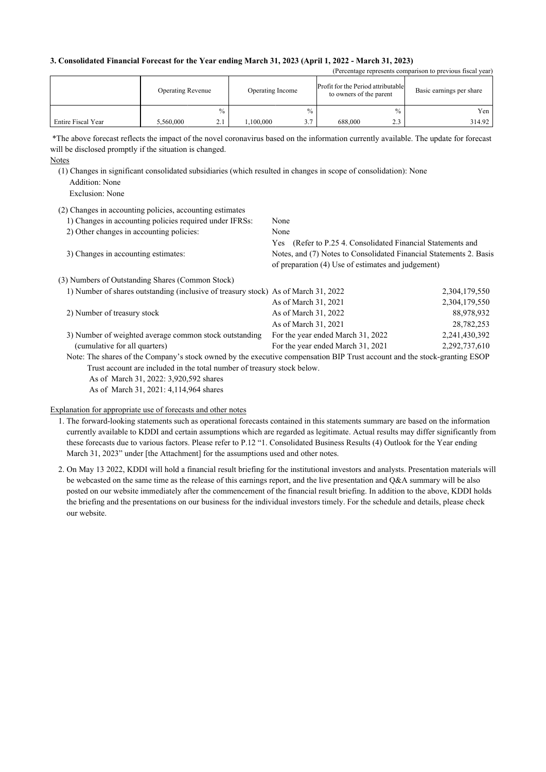### 3. Consolidated Financial Forecast for the Year ending March 31, 2023 (April 1, 2022 - March 31, 2023)

(Percentage represents comparison to previous fiscal year)

| | Operating Revenue | | Operating Income | | Profit for the Period attributable to owners of the parent | | Basic earnings per share |
|---|---|---|---|---|---|---|---|
| | | % | | % | | % | Yen |
| Entire Fiscal Year | 5,560,000 | 2.1 | 1,100,000 | 3.7 | 688,000 | 2.3 | 314.92 |

*The above forecast reflects the impact of the novel coronavirus based on the information currently available. The update for forecast will be disclosed promptly if the situation is changed.

Notes

(1) Changes in significant consolidated subsidiaries (which resulted in changes in scope of consolidation): None
Addition: None
Exclusion: None

(2) Changes in accounting policies, accounting estimates

| | |
|---|---|
| 1) Changes in accounting policies required under IFRSs: | None |
| 2) Other changes in accounting policies: | None |
| 3) Changes in accounting estimates: | Yes (Refer to P.25 4. Consolidated Financial Statements and Notes, and (7) Notes to Consolidated Financial Statements 2. Basis of preparation (4) Use of estimates and judgement) |

(3) Numbers of Outstanding Shares (Common Stock)

| | | |
|---|---|---|
| 1) Number of shares outstanding (inclusive of treasury stock) | As of March 31, 2022 | 2,304,179,550 |
| | As of March 31, 2021 | 2,304,179,550 |
| 2) Number of treasury stock | As of March 31, 2022 | 88,978,932 |
| | As of March 31, 2021 | 28,782,253 |
| 3) Number of weighted average common stock outstanding | For the year ended March 31, 2022 | 2,241,430,392 |
| (cumulative for all quarters) | For the year ended March 31, 2021 | 2,292,737,610 |

Note: The shares of the Company's stock owned by the executive compensation BIP Trust account and the stock-granting ESOP Trust account are included in the total number of treasury stock below.
As of March 31, 2022: 3,920,592 shares
As of March 31, 2021: 4,114,964 shares

Explanation for appropriate use of forecasts and other notes

1. The forward-looking statements such as operational forecasts contained in this statements summary are based on the information currently available to KDDI and certain assumptions which are regarded as legitimate. Actual results may differ significantly from these forecasts due to various factors. Please refer to P.12 "1. Consolidated Business Results (4) Outlook for the Year ending March 31, 2023" under [the Attachment] for the assumptions used and other notes.

2. On May 13 2022, KDDI will hold a financial result briefing for the institutional investors and analysts. Presentation materials will be webcasted on the same time as the release of this earnings report, and the live presentation and Q&A summary will be also posted on our website immediately after the commencement of the financial result briefing. In addition to the above, KDDI holds the briefing and the presentations on our business for the individual investors timely. For the schedule and details, please check our website.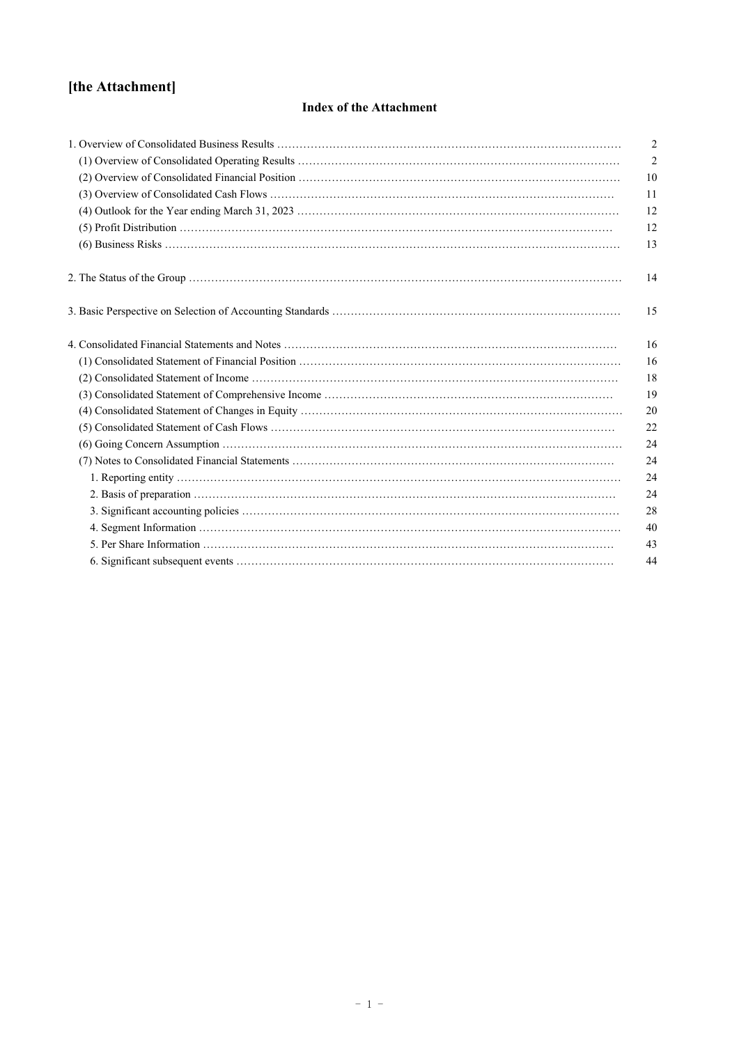# [the Attachment]

## Index of the Attachment

| | |
|---|---|
| 1. Overview of Consolidated Business Results | 2 |
| (1) Overview of Consolidated Operating Results | 2 |
| (2) Overview of Consolidated Financial Position | 10 |
| (3) Overview of Consolidated Cash Flows | 11 |
| (4) Outlook for the Year ending March 31, 2023 | 12 |
| (5) Profit Distribution | 12 |
| (6) Business Risks | 13 |
| 2. The Status of the Group | 14 |
| 3. Basic Perspective on Selection of Accounting Standards | 15 |
| 4. Consolidated Financial Statements and Notes | 16 |
| (1) Consolidated Statement of Financial Position | 16 |
| (2) Consolidated Statement of Income | 18 |
| (3) Consolidated Statement of Comprehensive Income | 19 |
| (4) Consolidated Statement of Changes in Equity | 20 |
| (5) Consolidated Statement of Cash Flows | 22 |
| (6) Going Concern Assumption | 24 |
| (7) Notes to Consolidated Financial Statements | 24 |
| 1. Reporting entity | 24 |
| 2. Basis of preparation | 24 |
| 3. Significant accounting policies | 28 |
| 4. Segment Information | 40 |
| 5. Per Share Information | 43 |
| 6. Significant subsequent events | 44 |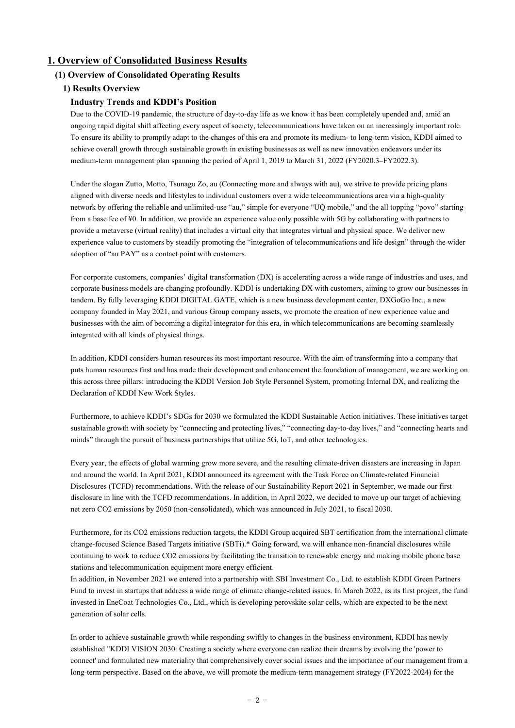# 1. Overview of Consolidated Business Results

## (1) Overview of Consolidated Operating Results

### 1) Results Overview

#### Industry Trends and KDDI's Position

Due to the COVID-19 pandemic, the structure of day-to-day life as we know it has been completely upended and, amid an ongoing rapid digital shift affecting every aspect of society, telecommunications have taken on an increasingly important role. To ensure its ability to promptly adapt to the changes of this era and promote its medium- to long-term vision, KDDI aimed to achieve overall growth through sustainable growth in existing businesses as well as new innovation endeavors under its medium-term management plan spanning the period of April 1, 2019 to March 31, 2022 (FY2020.3–FY2022.3).

Under the slogan Zutto, Motto, Tsunagu Zo, au (Connecting more and always with au), we strive to provide pricing plans aligned with diverse needs and lifestyles to individual customers over a wide telecommunications area via a high-quality network by offering the reliable and unlimited-use "au," simple for everyone "UQ mobile," and the all topping "povo" starting from a base fee of ¥0. In addition, we provide an experience value only possible with 5G by collaborating with partners to provide a metaverse (virtual reality) that includes a virtual city that integrates virtual and physical space. We deliver new experience value to customers by steadily promoting the "integration of telecommunications and life design" through the wider adoption of "au PAY" as a contact point with customers.

For corporate customers, companies' digital transformation (DX) is accelerating across a wide range of industries and uses, and corporate business models are changing profoundly. KDDI is undertaking DX with customers, aiming to grow our businesses in tandem. By fully leveraging KDDI DIGITAL GATE, which is a new business development center, DXGoGo Inc., a new company founded in May 2021, and various Group company assets, we promote the creation of new experience value and businesses with the aim of becoming a digital integrator for this era, in which telecommunications are becoming seamlessly integrated with all kinds of physical things.

In addition, KDDI considers human resources its most important resource. With the aim of transforming into a company that puts human resources first and has made their development and enhancement the foundation of management, we are working on this across three pillars: introducing the KDDI Version Job Style Personnel System, promoting Internal DX, and realizing the Declaration of KDDI New Work Styles.

Furthermore, to achieve KDDI's SDGs for 2030 we formulated the KDDI Sustainable Action initiatives. These initiatives target sustainable growth with society by "connecting and protecting lives," "connecting day-to-day lives," and "connecting hearts and minds" through the pursuit of business partnerships that utilize 5G, IoT, and other technologies.

Every year, the effects of global warming grow more severe, and the resulting climate-driven disasters are increasing in Japan and around the world. In April 2021, KDDI announced its agreement with the Task Force on Climate-related Financial Disclosures (TCFD) recommendations. With the release of our Sustainability Report 2021 in September, we made our first disclosure in line with the TCFD recommendations. In addition, in April 2022, we decided to move up our target of achieving net zero $CO_2$ emissions by 2050 (non-consolidated), which was announced in July 2021, to fiscal 2030.

Furthermore, for its $CO_2$ emissions reduction targets, the KDDI Group acquired SBT certification from the international climate change-focused Science Based Targets initiative (SBTi).* Going forward, we will enhance non-financial disclosures while continuing to work to reduce $CO_2$ emissions by facilitating the transition to renewable energy and making mobile phone base stations and telecommunication equipment more energy efficient.

In addition, in November 2021 we entered into a partnership with SBI Investment Co., Ltd. to establish KDDI Green Partners Fund to invest in startups that address a wide range of climate change-related issues. In March 2022, as its first project, the fund invested in EneCoat Technologies Co., Ltd., which is developing perovskite solar cells, which are expected to be the next generation of solar cells.

In order to achieve sustainable growth while responding swiftly to changes in the business environment, KDDI has newly established "KDDI VISION 2030: Creating a society where everyone can realize their dreams by evolving the 'power to connect' and formulated new materiality that comprehensively cover social issues and the importance of our management from a long-term perspective. Based on the above, we will promote the medium-term management strategy (FY2022-2024) for the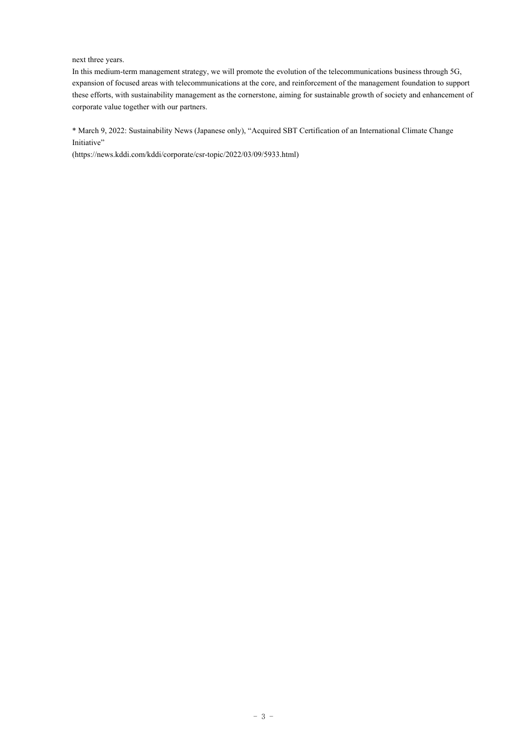next three years.

In this medium-term management strategy, we will promote the evolution of the telecommunications business through 5G, expansion of focused areas with telecommunications at the core, and reinforcement of the management foundation to support these efforts, with sustainability management as the cornerstone, aiming for sustainable growth of society and enhancement of corporate value together with our partners.

* March 9, 2022: Sustainability News (Japanese only), "Acquired SBT Certification of an International Climate Change Initiative"
(https://news.kddi.com/kddi/corporate/csr-topic/2022/03/09/5933.html)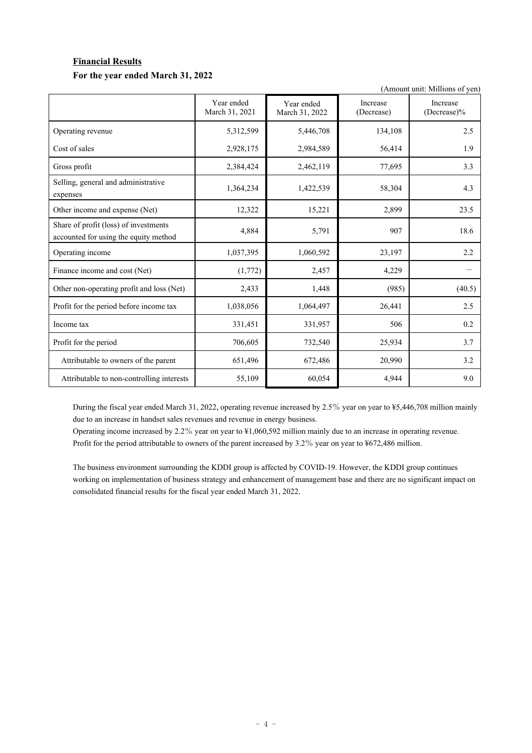**Financial Results**

**For the year ended March 31, 2022**

(Amount unit: Millions of yen)

| | Year ended March 31, 2021 | Year ended March 31, 2022 | Increase (Decrease) | Increase (Decrease)% |
|---|---|---|---|---|
| Operating revenue | 5,312,599 | 5,446,708 | 134,108 | 2.5 |
| Cost of sales | 2,928,175 | 2,984,589 | 56,414 | 1.9 |
| Gross profit | 2,384,424 | 2,462,119 | 77,695 | 3.3 |
| Selling, general and administrative expenses | 1,364,234 | 1,422,539 | 58,304 | 4.3 |
| Other income and expense (Net) | 12,322 | 15,221 | 2,899 | 23.5 |
| Share of profit (loss) of investments accounted for using the equity method | 4,884 | 5,791 | 907 | 18.6 |
| Operating income | 1,037,395 | 1,060,592 | 23,197 | 2.2 |
| Finance income and cost (Net) | (1,772) | 2,457 | 4,229 | — |
| Other non-operating profit and loss (Net) | 2,433 | 1,448 | (985) | (40.5) |
| Profit for the period before income tax | 1,038,056 | 1,064,497 | 26,441 | 2.5 |
| Income tax | 331,451 | 331,957 | 506 | 0.2 |
| Profit for the period | 706,605 | 732,540 | 25,934 | 3.7 |
| Attributable to owners of the parent | 651,496 | 672,486 | 20,990 | 3.2 |
| Attributable to non-controlling interests | 55,109 | 60,054 | 4,944 | 9.0 |

During the fiscal year ended March 31, 2022, operating revenue increased by 2.5% year on year to ¥5,446,708 million mainly due to an increase in handset sales revenues and revenue in energy business.

Operating income increased by 2.2% year on year to ¥1,060,592 million mainly due to an increase in operating revenue.

Profit for the period attributable to owners of the parent increased by 3.2% year on year to ¥672,486 million.

The business environment surrounding the KDDI group is affected by COVID-19. However, the KDDI group continues working on implementation of business strategy and enhancement of management base and there are no significant impact on consolidated financial results for the fiscal year ended March 31, 2022.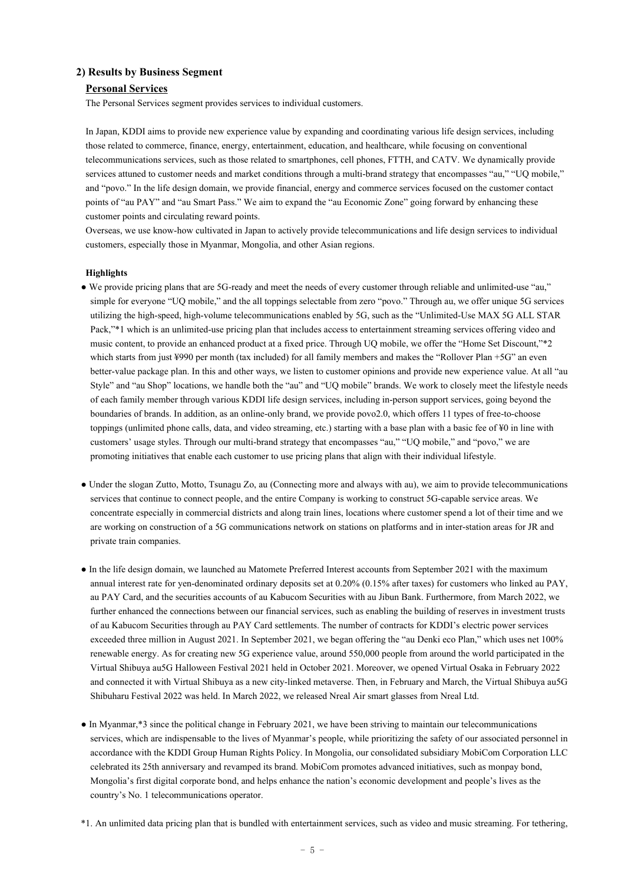## 2) Results by Business Segment

### Personal Services

The Personal Services segment provides services to individual customers.

In Japan, KDDI aims to provide new experience value by expanding and coordinating various life design services, including those related to commerce, finance, energy, entertainment, education, and healthcare, while focusing on conventional telecommunications services, such as those related to smartphones, cell phones, FTTH, and CATV. We dynamically provide services attuned to customer needs and market conditions through a multi-brand strategy that encompasses "au," "UQ mobile," and "povo." In the life design domain, we provide financial, energy and commerce services focused on the customer contact points of "au PAY" and "au Smart Pass." We aim to expand the "au Economic Zone" going forward by enhancing these customer points and circulating reward points.

Overseas, we use know-how cultivated in Japan to actively provide telecommunications and life design services to individual customers, especially those in Myanmar, Mongolia, and other Asian regions.

**Highlights**

- We provide pricing plans that are 5G-ready and meet the needs of every customer through reliable and unlimited-use "au," simple for everyone "UQ mobile," and the all toppings selectable from zero "povo." Through au, we offer unique 5G services utilizing the high-speed, high-volume telecommunications enabled by 5G, such as the "Unlimited-Use MAX 5G ALL STAR Pack,"*1 which is an unlimited-use pricing plan that includes access to entertainment streaming services offering video and music content, to provide an enhanced product at a fixed price. Through UQ mobile, we offer the "Home Set Discount,"*2 which starts from just ¥990 per month (tax included) for all family members and makes the "Rollover Plan +5G" an even better-value package plan. In this and other ways, we listen to customer opinions and provide new experience value. At all "au Style" and "au Shop" locations, we handle both the "au" and "UQ mobile" brands. We work to closely meet the lifestyle needs of each family member through various KDDI life design services, including in-person support services, going beyond the boundaries of brands. In addition, as an online-only brand, we provide povo2.0, which offers 11 types of free-to-choose toppings (unlimited phone calls, data, and video streaming, etc.) starting with a base plan with a basic fee of ¥0 in line with customers' usage styles. Through our multi-brand strategy that encompasses "au," "UQ mobile," and "povo," we are promoting initiatives that enable each customer to use pricing plans that align with their individual lifestyle.

- Under the slogan Zutto, Motto, Tsunagu Zo, au (Connecting more and always with au), we aim to provide telecommunications services that continue to connect people, and the entire Company is working to construct 5G-capable service areas. We concentrate especially in commercial districts and along train lines, locations where customer spend a lot of their time and we are working on construction of a 5G communications network on stations on platforms and in inter-station areas for JR and private train companies.

- In the life design domain, we launched au Matomete Preferred Interest accounts from September 2021 with the maximum annual interest rate for yen-denominated ordinary deposits set at 0.20% (0.15% after taxes) for customers who linked au PAY, au PAY Card, and the securities accounts of au Kabucom Securities with au Jibun Bank. Furthermore, from March 2022, we further enhanced the connections between our financial services, such as enabling the building of reserves in investment trusts of au Kabucom Securities through au PAY Card settlements. The number of contracts for KDDI's electric power services exceeded three million in August 2021. In September 2021, we began offering the "au Denki eco Plan," which uses net 100% renewable energy. As for creating new 5G experience value, around 550,000 people from around the world participated in the Virtual Shibuya au5G Halloween Festival 2021 held in October 2021. Moreover, we opened Virtual Osaka in February 2022 and connected it with Virtual Shibuya as a new city-linked metaverse. Then, in February and March, the Virtual Shibuya au5G Shibuharu Festival 2022 was held. In March 2022, we released Nreal Air smart glasses from Nreal Ltd.

- In Myanmar,*3 since the political change in February 2021, we have been striving to maintain our telecommunications services, which are indispensable to the lives of Myanmar's people, while prioritizing the safety of our associated personnel in accordance with the KDDI Group Human Rights Policy. In Mongolia, our consolidated subsidiary MobiCom Corporation LLC celebrated its 25th anniversary and revamped its brand. MobiCom promotes advanced initiatives, such as monpay bond, Mongolia's first digital corporate bond, and helps enhance the nation's economic development and people's lives as the country's No. 1 telecommunications operator.

*1. An unlimited data pricing plan that is bundled with entertainment services, such as video and music streaming. For tethering,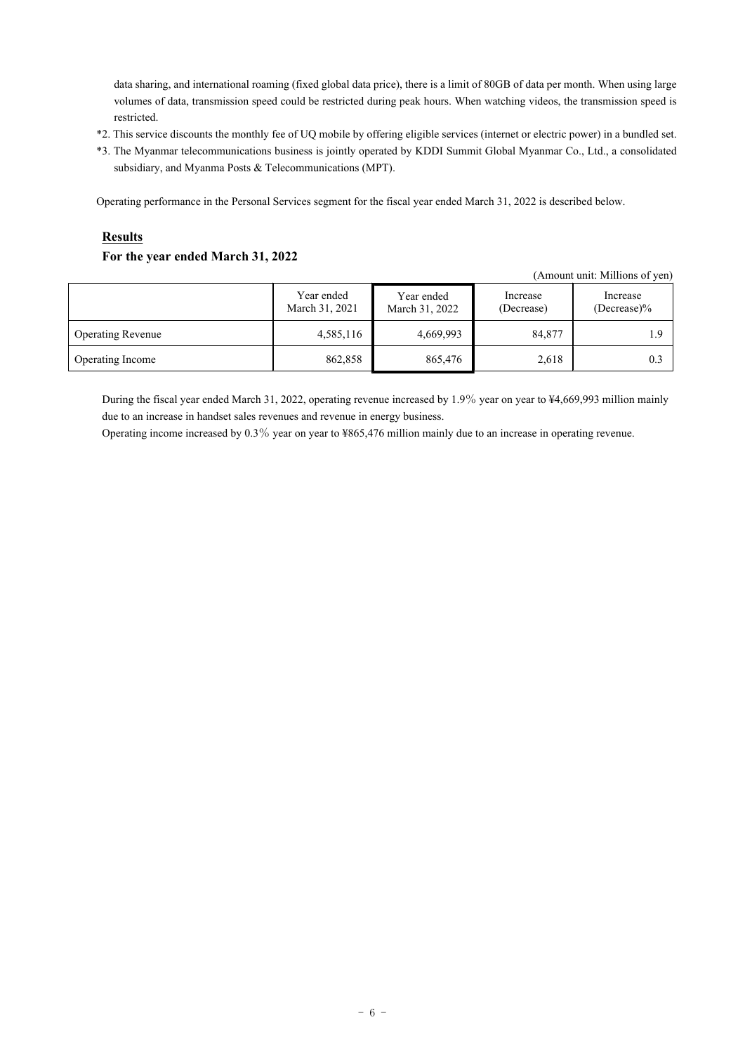data sharing, and international roaming (fixed global data price), there is a limit of 80GB of data per month. When using large volumes of data, transmission speed could be restricted during peak hours. When watching videos, the transmission speed is restricted.

*2. This service discounts the monthly fee of UQ mobile by offering eligible services (internet or electric power) in a bundled set.

*3. The Myanmar telecommunications business is jointly operated by KDDI Summit Global Myanmar Co., Ltd., a consolidated subsidiary, and Myanma Posts & Telecommunications (MPT).

Operating performance in the Personal Services segment for the fiscal year ended March 31, 2022 is described below.

**Results**

**For the year ended March 31, 2022**

(Amount unit: Millions of yen)

| | Year ended March 31, 2021 | Year ended March 31, 2022 | Increase (Decrease) | Increase (Decrease)% |
|---|---|---|---|---|
| Operating Revenue | 4,585,116 | 4,669,993 | 84,877 | 1.9 |
| Operating Income | 862,858 | 865,476 | 2,618 | 0.3 |

During the fiscal year ended March 31, 2022, operating revenue increased by 1.9% year on year to ¥4,669,993 million mainly due to an increase in handset sales revenues and revenue in energy business.

Operating income increased by 0.3% year on year to ¥865,476 million mainly due to an increase in operating revenue.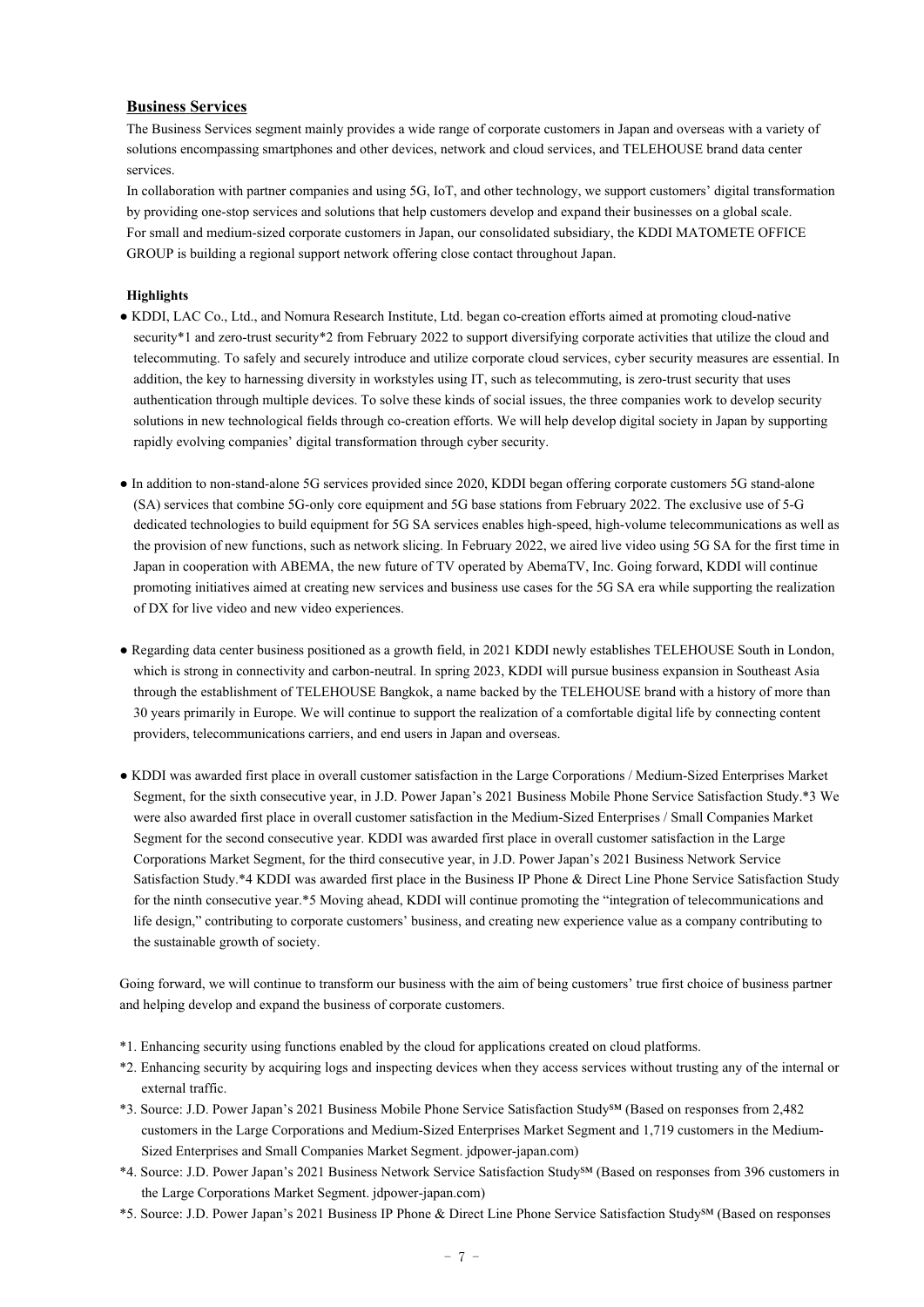## Business Services

The Business Services segment mainly provides a wide range of corporate customers in Japan and overseas with a variety of solutions encompassing smartphones and other devices, network and cloud services, and TELEHOUSE brand data center services.

In collaboration with partner companies and using 5G, IoT, and other technology, we support customers' digital transformation by providing one-stop services and solutions that help customers develop and expand their businesses on a global scale.

For small and medium-sized corporate customers in Japan, our consolidated subsidiary, the KDDI MATOMETE OFFICE GROUP is building a regional support network offering close contact throughout Japan.

**Highlights**

- KDDI, LAC Co., Ltd., and Nomura Research Institute, Ltd. began co-creation efforts aimed at promoting cloud-native security*1 and zero-trust security*2 from February 2022 to support diversifying corporate activities that utilize the cloud and telecommuting. To safely and securely introduce and utilize corporate cloud services, cyber security measures are essential. In addition, the key to harnessing diversity in workstyles using IT, such as telecommuting, is zero-trust security that uses authentication through multiple devices. To solve these kinds of social issues, the three companies work to develop security solutions in new technological fields through co-creation efforts. We will help develop digital society in Japan by supporting rapidly evolving companies' digital transformation through cyber security.

- In addition to non-stand-alone 5G services provided since 2020, KDDI began offering corporate customers 5G stand-alone (SA) services that combine 5G-only core equipment and 5G base stations from February 2022. The exclusive use of 5-G dedicated technologies to build equipment for 5G SA services enables high-speed, high-volume telecommunications as well as the provision of new functions, such as network slicing. In February 2022, we aired live video using 5G SA for the first time in Japan in cooperation with ABEMA, the new future of TV operated by AbemaTV, Inc. Going forward, KDDI will continue promoting initiatives aimed at creating new services and business use cases for the 5G SA era while supporting the realization of DX for live video and new video experiences.

- Regarding data center business positioned as a growth field, in 2021 KDDI newly establishes TELEHOUSE South in London, which is strong in connectivity and carbon-neutral. In spring 2023, KDDI will pursue business expansion in Southeast Asia through the establishment of TELEHOUSE Bangkok, a name backed by the TELEHOUSE brand with a history of more than 30 years primarily in Europe. We will continue to support the realization of a comfortable digital life by connecting content providers, telecommunications carriers, and end users in Japan and overseas.

- KDDI was awarded first place in overall customer satisfaction in the Large Corporations / Medium-Sized Enterprises Market Segment, for the sixth consecutive year, in J.D. Power Japan's 2021 Business Mobile Phone Service Satisfaction Study.*3 We were also awarded first place in overall customer satisfaction in the Medium-Sized Enterprises / Small Companies Market Segment for the second consecutive year. KDDI was awarded first place in overall customer satisfaction in the Large Corporations Market Segment, for the third consecutive year, in J.D. Power Japan's 2021 Business Network Service Satisfaction Study.*4 KDDI was awarded first place in the Business IP Phone & Direct Line Phone Service Satisfaction Study for the ninth consecutive year.*5 Moving ahead, KDDI will continue promoting the "integration of telecommunications and life design," contributing to corporate customers' business, and creating new experience value as a company contributing to the sustainable growth of society.

Going forward, we will continue to transform our business with the aim of being customers' true first choice of business partner and helping develop and expand the business of corporate customers.

*1. Enhancing security using functions enabled by the cloud for applications created on cloud platforms.

*2. Enhancing security by acquiring logs and inspecting devices when they access services without trusting any of the internal or external traffic.

*3. Source: J.D. Power Japan's 2021 Business Mobile Phone Service Satisfaction Study℠ (Based on responses from 2,482 customers in the Large Corporations and Medium-Sized Enterprises Market Segment and 1,719 customers in the Medium-Sized Enterprises and Small Companies Market Segment. jdpower-japan.com)

*4. Source: J.D. Power Japan's 2021 Business Network Service Satisfaction Study℠ (Based on responses from 396 customers in the Large Corporations Market Segment. jdpower-japan.com)

*5. Source: J.D. Power Japan's 2021 Business IP Phone & Direct Line Phone Service Satisfaction Study℠ (Based on responses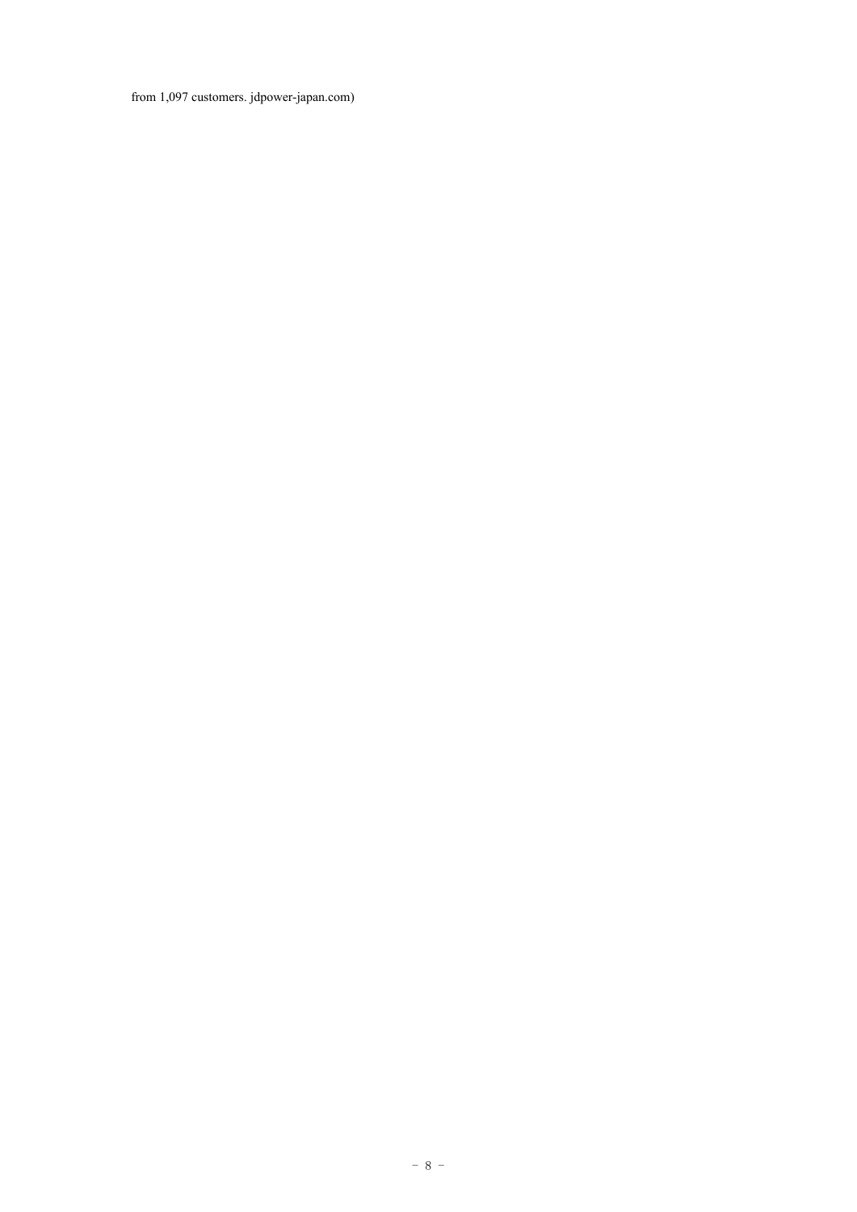from 1,097 customers. jdpower-japan.com)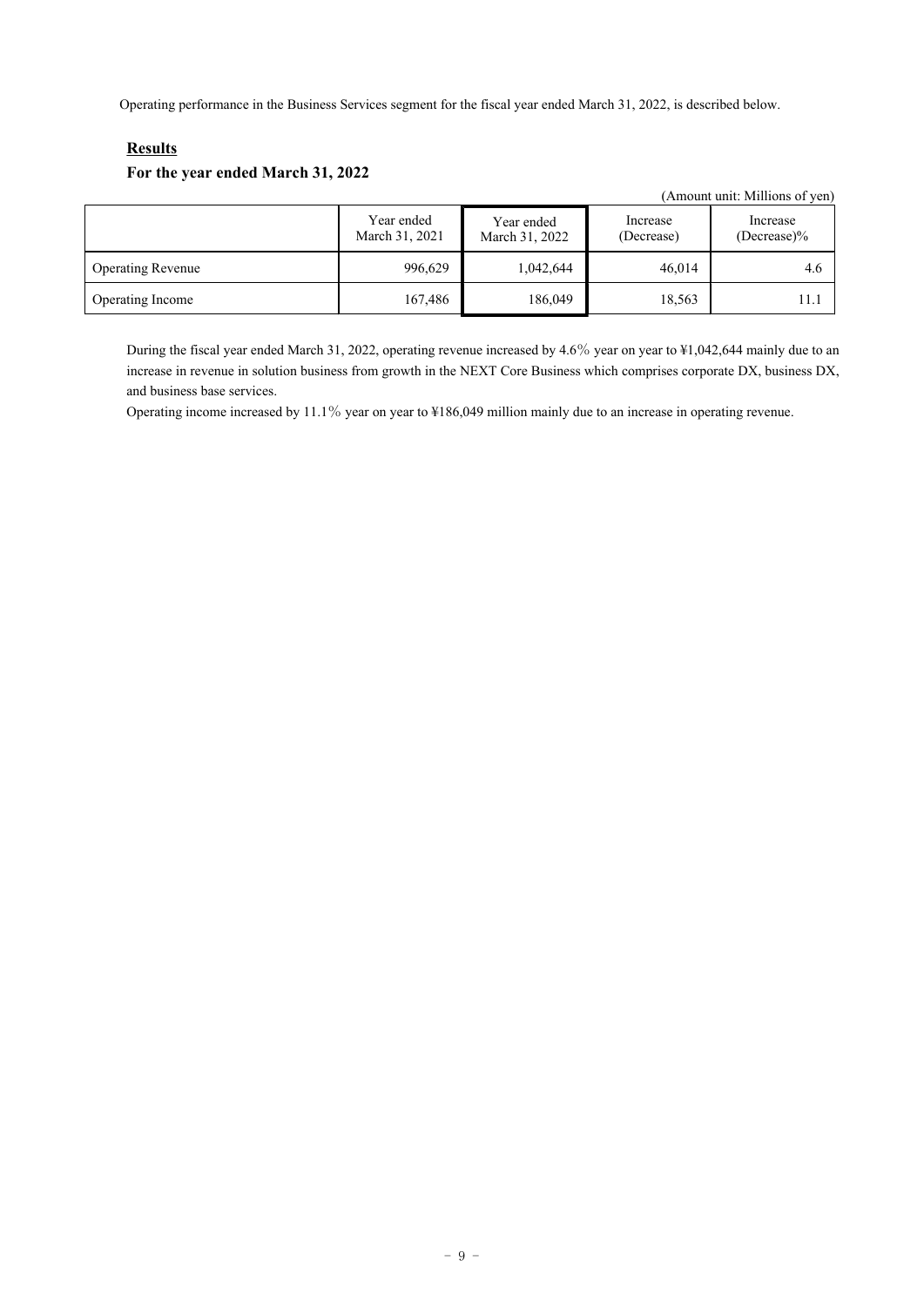Operating performance in the Business Services segment for the fiscal year ended March 31, 2022, is described below.

**Results**

**For the year ended March 31, 2022**

(Amount unit: Millions of yen)

| | Year ended March 31, 2021 | Year ended March 31, 2022 | Increase (Decrease) | Increase (Decrease)% |
|---|---|---|---|---|
| Operating Revenue | 996,629 | 1,042,644 | 46,014 | 4.6 |
| Operating Income | 167,486 | 186,049 | 18,563 | 11.1 |

During the fiscal year ended March 31, 2022, operating revenue increased by 4.6% year on year to ¥1,042,644 mainly due to an increase in revenue in solution business from growth in the NEXT Core Business which comprises corporate DX, business DX, and business base services.

Operating income increased by 11.1% year on year to ¥186,049 million mainly due to an increase in operating revenue.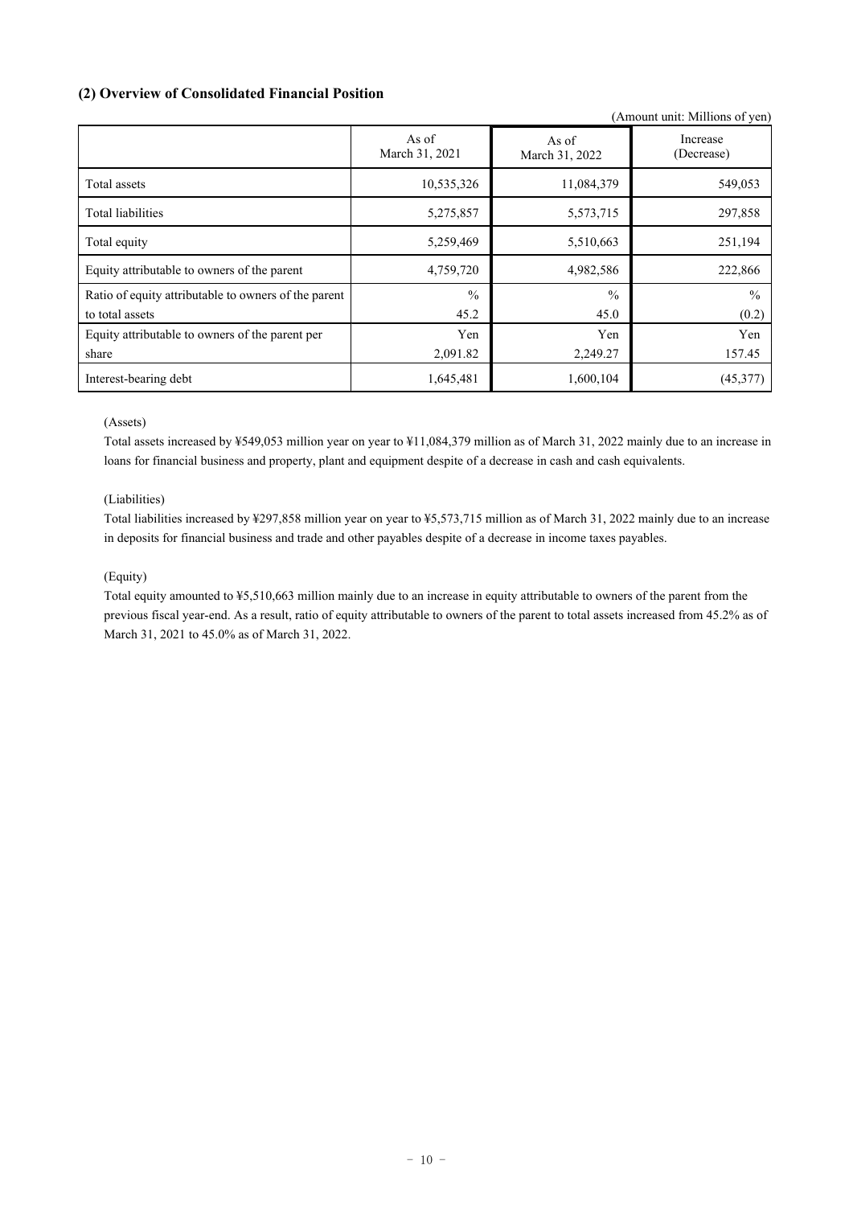## (2) Overview of Consolidated Financial Position

(Amount unit: Millions of yen)

| | As of March 31, 2021 | As of March 31, 2022 | Increase (Decrease) |
|---|---|---|---|
| Total assets | 10,535,326 | 11,084,379 | 549,053 |
| Total liabilities | 5,275,857 | 5,573,715 | 297,858 |
| Total equity | 5,259,469 | 5,510,663 | 251,194 |
| Equity attributable to owners of the parent | 4,759,720 | 4,982,586 | 222,866 |
| Ratio of equity attributable to owners of the parent to total assets | % 45.2 | % 45.0 | % (0.2) |
| Equity attributable to owners of the parent per share | Yen 2,091.82 | Yen 2,249.27 | Yen 157.45 |
| Interest-bearing debt | 1,645,481 | 1,600,104 | (45,377) |

(Assets)

Total assets increased by ¥549,053 million year on year to ¥11,084,379 million as of March 31, 2022 mainly due to an increase in loans for financial business and property, plant and equipment despite of a decrease in cash and cash equivalents.

(Liabilities)

Total liabilities increased by ¥297,858 million year on year to ¥5,573,715 million as of March 31, 2022 mainly due to an increase in deposits for financial business and trade and other payables despite of a decrease in income taxes payables.

(Equity)

Total equity amounted to ¥5,510,663 million mainly due to an increase in equity attributable to owners of the parent from the previous fiscal year-end. As a result, ratio of equity attributable to owners of the parent to total assets increased from 45.2% as of March 31, 2021 to 45.0% as of March 31, 2022.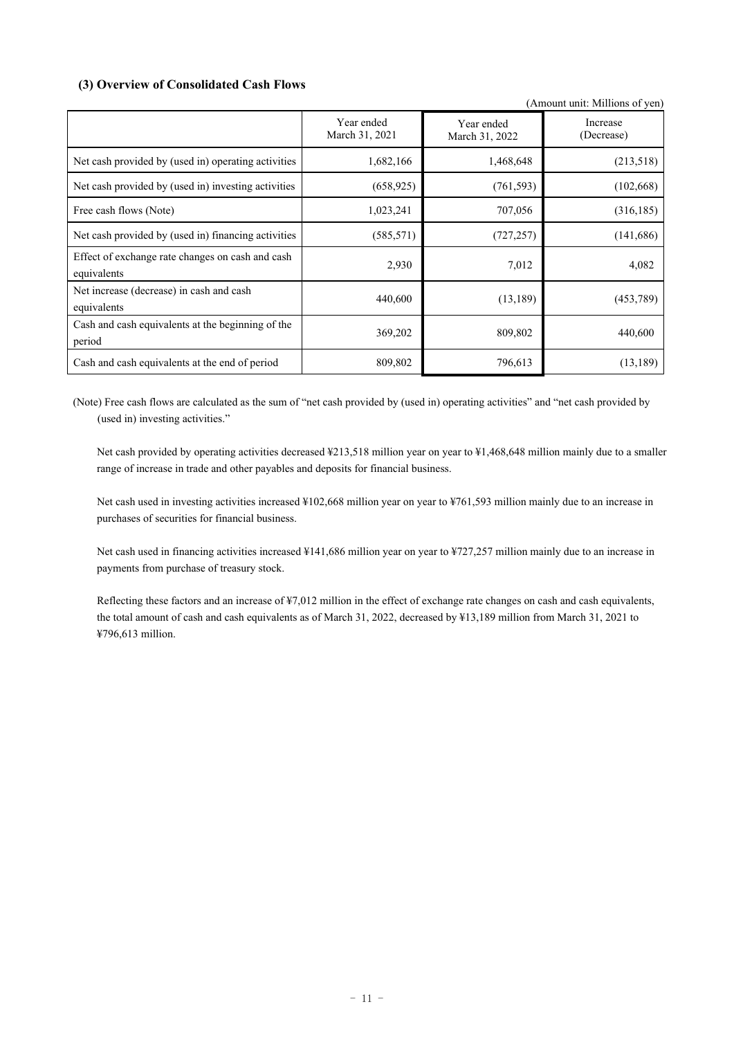### (3) Overview of Consolidated Cash Flows

(Amount unit: Millions of yen)

| | Year ended March 31, 2021 | Year ended March 31, 2022 | Increase (Decrease) |
|---|---|---|---|
| Net cash provided by (used in) operating activities | 1,682,166 | 1,468,648 | (213,518) |
| Net cash provided by (used in) investing activities | (658,925) | (761,593) | (102,668) |
| Free cash flows (Note) | 1,023,241 | 707,056 | (316,185) |
| Net cash provided by (used in) financing activities | (585,571) | (727,257) | (141,686) |
| Effect of exchange rate changes on cash and cash equivalents | 2,930 | 7,012 | 4,082 |
| Net increase (decrease) in cash and cash equivalents | 440,600 | (13,189) | (453,789) |
| Cash and cash equivalents at the beginning of the period | 369,202 | 809,802 | 440,600 |
| Cash and cash equivalents at the end of period | 809,802 | 796,613 | (13,189) |

(Note) Free cash flows are calculated as the sum of "net cash provided by (used in) operating activities" and "net cash provided by (used in) investing activities."

Net cash provided by operating activities decreased ¥213,518 million year on year to ¥1,468,648 million mainly due to a smaller range of increase in trade and other payables and deposits for financial business.

Net cash used in investing activities increased ¥102,668 million year on year to ¥761,593 million mainly due to an increase in purchases of securities for financial business.

Net cash used in financing activities increased ¥141,686 million year on year to ¥727,257 million mainly due to an increase in payments from purchase of treasury stock.

Reflecting these factors and an increase of ¥7,012 million in the effect of exchange rate changes on cash and cash equivalents, the total amount of cash and cash equivalents as of March 31, 2022, decreased by ¥13,189 million from March 31, 2021 to ¥796,613 million.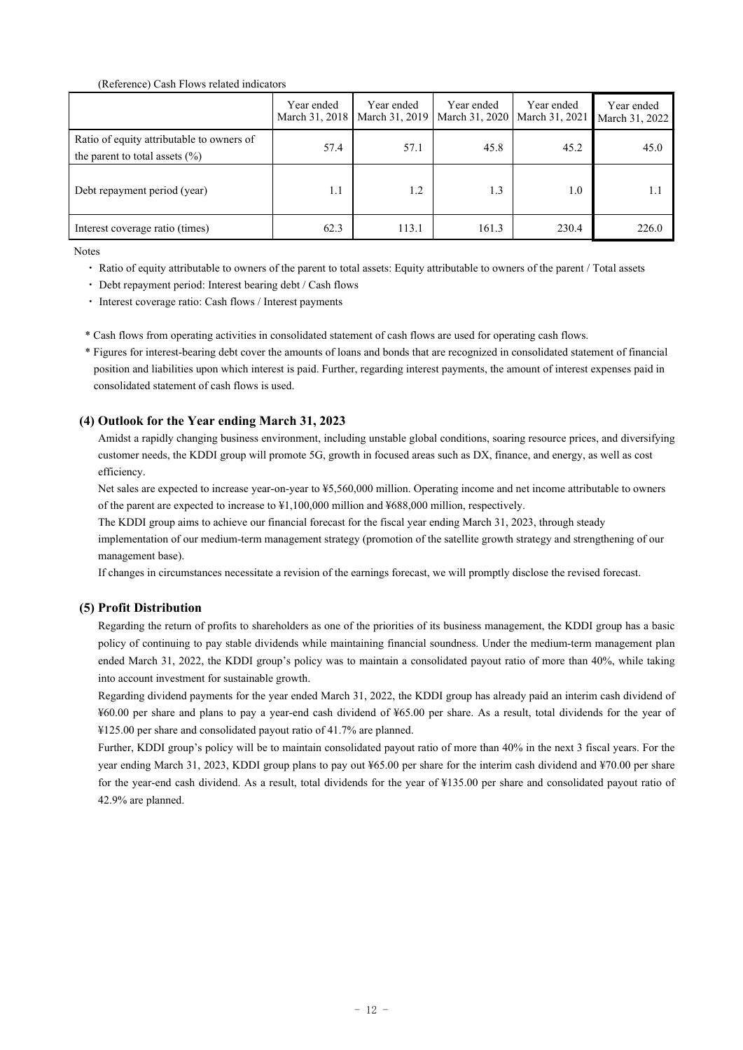(Reference) Cash Flows related indicators

| | Year ended March 31, 2018 | Year ended March 31, 2019 | Year ended March 31, 2020 | Year ended March 31, 2021 | Year ended March 31, 2022 |
|---|---|---|---|---|---|
| Ratio of equity attributable to owners of the parent to total assets (%) | 57.4 | 57.1 | 45.8 | 45.2 | 45.0 |
| Debt repayment period (year) | 1.1 | 1.2 | 1.3 | 1.0 | 1.1 |
| Interest coverage ratio (times) | 62.3 | 113.1 | 161.3 | 230.4 | 226.0 |

Notes

- Ratio of equity attributable to owners of the parent to total assets: Equity attributable to owners of the parent / Total assets
- Debt repayment period: Interest bearing debt / Cash flows
- Interest coverage ratio: Cash flows / Interest payments

\* Cash flows from operating activities in consolidated statement of cash flows are used for operating cash flows.

\* Figures for interest-bearing debt cover the amounts of loans and bonds that are recognized in consolidated statement of financial position and liabilities upon which interest is paid. Further, regarding interest payments, the amount of interest expenses paid in consolidated statement of cash flows is used.

### (4) Outlook for the Year ending March 31, 2023

Amidst a rapidly changing business environment, including unstable global conditions, soaring resource prices, and diversifying customer needs, the KDDI group will promote 5G, growth in focused areas such as DX, finance, and energy, as well as cost efficiency.

Net sales are expected to increase year-on-year to ¥5,560,000 million. Operating income and net income attributable to owners of the parent are expected to increase to ¥1,100,000 million and ¥688,000 million, respectively.

The KDDI group aims to achieve our financial forecast for the fiscal year ending March 31, 2023, through steady implementation of our medium-term management strategy (promotion of the satellite growth strategy and strengthening of our management base).

If changes in circumstances necessitate a revision of the earnings forecast, we will promptly disclose the revised forecast.

### (5) Profit Distribution

Regarding the return of profits to shareholders as one of the priorities of its business management, the KDDI group has a basic policy of continuing to pay stable dividends while maintaining financial soundness. Under the medium-term management plan ended March 31, 2022, the KDDI group's policy was to maintain a consolidated payout ratio of more than 40%, while taking into account investment for sustainable growth.

Regarding dividend payments for the year ended March 31, 2022, the KDDI group has already paid an interim cash dividend of ¥60.00 per share and plans to pay a year-end cash dividend of ¥65.00 per share. As a result, total dividends for the year of ¥125.00 per share and consolidated payout ratio of 41.7% are planned.

Further, KDDI group's policy will be to maintain consolidated payout ratio of more than 40% in the next 3 fiscal years. For the year ending March 31, 2023, KDDI group plans to pay out ¥65.00 per share for the interim cash dividend and ¥70.00 per share for the year-end cash dividend. As a result, total dividends for the year of ¥135.00 per share and consolidated payout ratio of 42.9% are planned.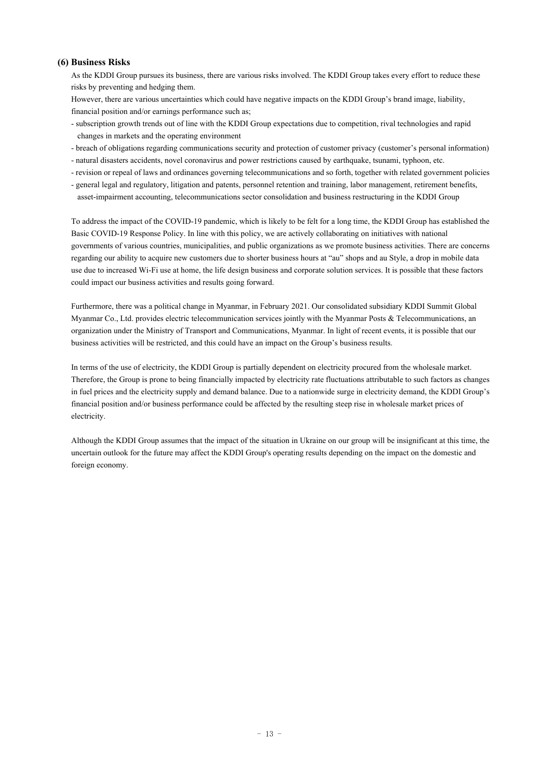### (6) Business Risks

As the KDDI Group pursues its business, there are various risks involved. The KDDI Group takes every effort to reduce these risks by preventing and hedging them.

However, there are various uncertainties which could have negative impacts on the KDDI Group's brand image, liability, financial position and/or earnings performance such as;

- subscription growth trends out of line with the KDDI Group expectations due to competition, rival technologies and rapid changes in markets and the operating environment
- breach of obligations regarding communications security and protection of customer privacy (customer's personal information)
- natural disasters accidents, novel coronavirus and power restrictions caused by earthquake, tsunami, typhoon, etc.
- revision or repeal of laws and ordinances governing telecommunications and so forth, together with related government policies
- general legal and regulatory, litigation and patents, personnel retention and training, labor management, retirement benefits, asset-impairment accounting, telecommunications sector consolidation and business restructuring in the KDDI Group

To address the impact of the COVID-19 pandemic, which is likely to be felt for a long time, the KDDI Group has established the Basic COVID-19 Response Policy. In line with this policy, we are actively collaborating on initiatives with national governments of various countries, municipalities, and public organizations as we promote business activities. There are concerns regarding our ability to acquire new customers due to shorter business hours at "au" shops and au Style, a drop in mobile data use due to increased Wi-Fi use at home, the life design business and corporate solution services. It is possible that these factors could impact our business activities and results going forward.

Furthermore, there was a political change in Myanmar, in February 2021. Our consolidated subsidiary KDDI Summit Global Myanmar Co., Ltd. provides electric telecommunication services jointly with the Myanmar Posts & Telecommunications, an organization under the Ministry of Transport and Communications, Myanmar. In light of recent events, it is possible that our business activities will be restricted, and this could have an impact on the Group's business results.

In terms of the use of electricity, the KDDI Group is partially dependent on electricity procured from the wholesale market. Therefore, the Group is prone to being financially impacted by electricity rate fluctuations attributable to such factors as changes in fuel prices and the electricity supply and demand balance. Due to a nationwide surge in electricity demand, the KDDI Group's financial position and/or business performance could be affected by the resulting steep rise in wholesale market prices of electricity.

Although the KDDI Group assumes that the impact of the situation in Ukraine on our group will be insignificant at this time, the uncertain outlook for the future may affect the KDDI Group's operating results depending on the impact on the domestic and foreign economy.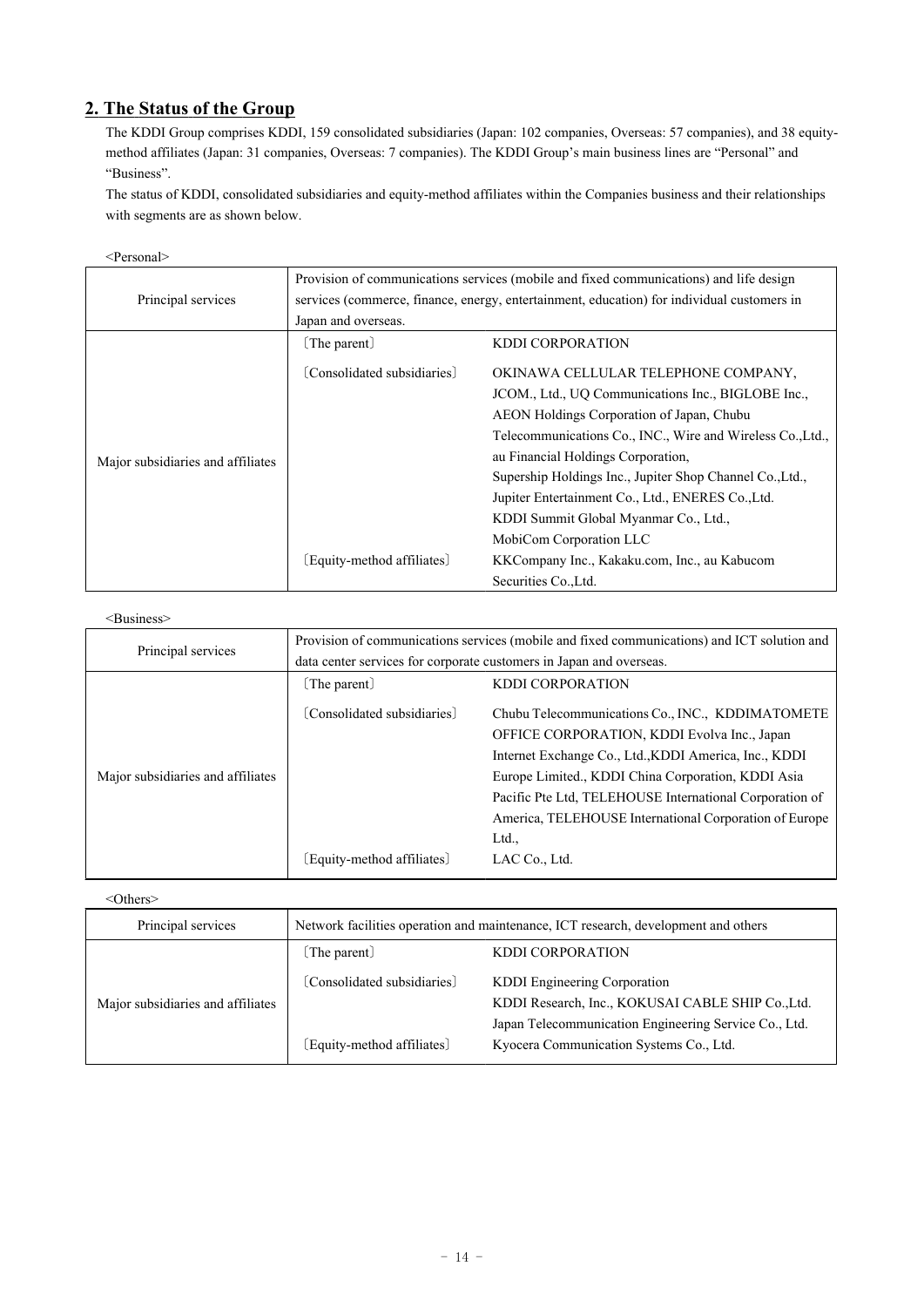## 2. The Status of the Group

The KDDI Group comprises KDDI, 159 consolidated subsidiaries (Japan: 102 companies, Overseas: 57 companies), and 38 equity-method affiliates (Japan: 31 companies, Overseas: 7 companies). The KDDI Group's main business lines are "Personal" and "Business".

The status of KDDI, consolidated subsidiaries and equity-method affiliates within the Companies business and their relationships with segments are as shown below.

<Personal>

| Principal services | Provision of communications services (mobile and fixed communications) and life design services (commerce, finance, energy, entertainment, education) for individual customers in Japan and overseas. | |
|---|---|---|
| Major subsidiaries and affiliates | 〔The parent〕 | KDDI CORPORATION |
| | 〔Consolidated subsidiaries〕 | OKINAWA CELLULAR TELEPHONE COMPANY, JCOM., Ltd., UQ Communications Inc., BIGLOBE Inc., AEON Holdings Corporation of Japan, Chubu Telecommunications Co., INC., Wire and Wireless Co.,Ltd., au Financial Holdings Corporation, Supership Holdings Inc., Jupiter Shop Channel Co.,Ltd., Jupiter Entertainment Co., Ltd., ENERES Co.,Ltd. KDDI Summit Global Myanmar Co., Ltd., MobiCom Corporation LLC |
| | 〔Equity-method affiliates〕 | KKCompany Inc., Kakaku.com, Inc., au Kabucom Securities Co.,Ltd. |

<Business>

| Principal services | Provision of communications services (mobile and fixed communications) and ICT solution and data center services for corporate customers in Japan and overseas. | |
|---|---|---|
| Major subsidiaries and affiliates | 〔The parent〕 | KDDI CORPORATION |
| | 〔Consolidated subsidiaries〕 | Chubu Telecommunications Co., INC., KDDIMATOMETE OFFICE CORPORATION, KDDI Evolva Inc., Japan Internet Exchange Co., Ltd.,KDDI America, Inc., KDDI Europe Limited., KDDI China Corporation, KDDI Asia Pacific Pte Ltd, TELEHOUSE International Corporation of America, TELEHOUSE International Corporation of Europe Ltd., |
| | 〔Equity-method affiliates〕 | LAC Co., Ltd. |

<Others>

| Principal services | Network facilities operation and maintenance, ICT research, development and others | |
|---|---|---|
| Major subsidiaries and affiliates | 〔The parent〕 | KDDI CORPORATION |
| | 〔Consolidated subsidiaries〕 | KDDI Engineering Corporation KDDI Research, Inc., KOKUSAI CABLE SHIP Co.,Ltd. Japan Telecommunication Engineering Service Co., Ltd. |
| | 〔Equity-method affiliates〕 | Kyocera Communication Systems Co., Ltd. |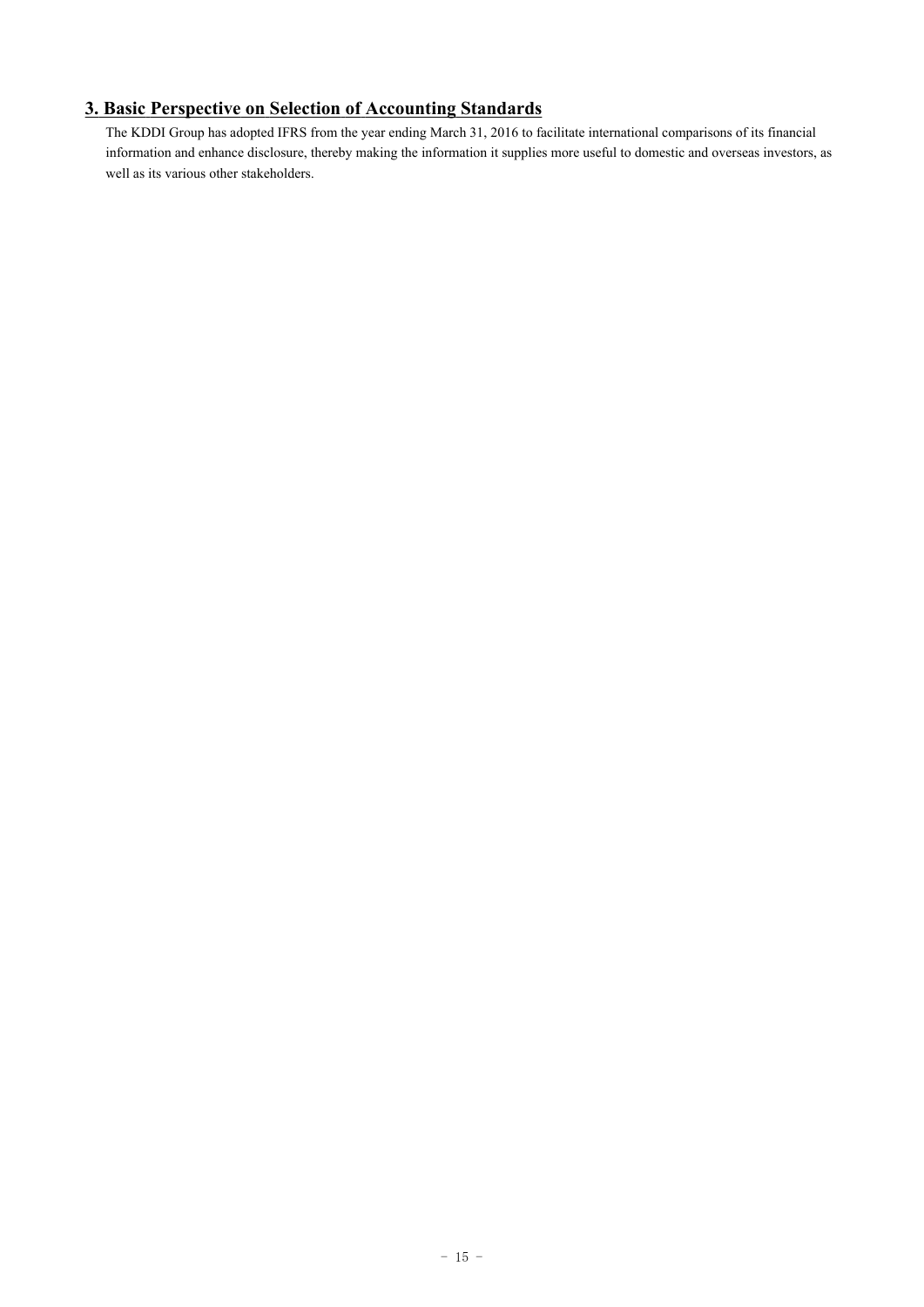## 3. Basic Perspective on Selection of Accounting Standards

The KDDI Group has adopted IFRS from the year ending March 31, 2016 to facilitate international comparisons of its financial information and enhance disclosure, thereby making the information it supplies more useful to domestic and overseas investors, as well as its various other stakeholders.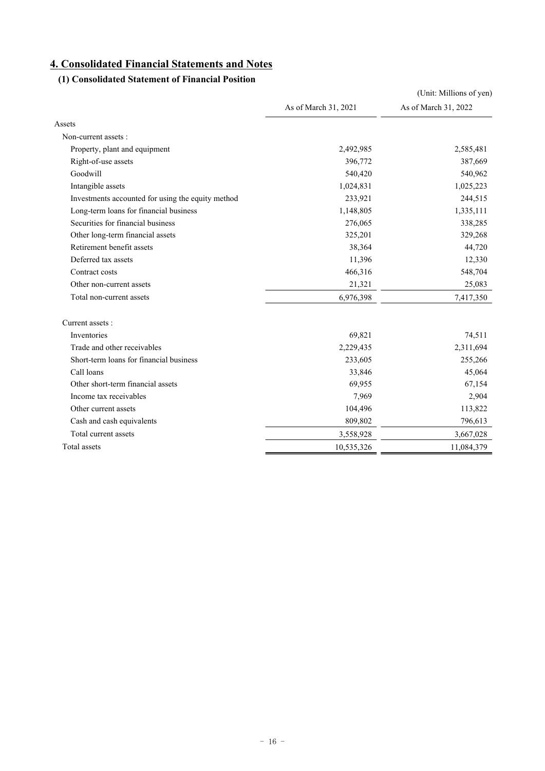# 4. Consolidated Financial Statements and Notes

## (1) Consolidated Statement of Financial Position

(Unit: Millions of yen)

| | As of March 31, 2021 | As of March 31, 2022 |
|---|---|---|
| Assets | | |
| Non-current assets : | | |
| Property, plant and equipment | 2,492,985 | 2,585,481 |
| Right-of-use assets | 396,772 | 387,669 |
| Goodwill | 540,420 | 540,962 |
| Intangible assets | 1,024,831 | 1,025,223 |
| Investments accounted for using the equity method | 233,921 | 244,515 |
| Long-term loans for financial business | 1,148,805 | 1,335,111 |
| Securities for financial business | 276,065 | 338,285 |
| Other long-term financial assets | 325,201 | 329,268 |
| Retirement benefit assets | 38,364 | 44,720 |
| Deferred tax assets | 11,396 | 12,330 |
| Contract costs | 466,316 | 548,704 |
| Other non-current assets | 21,321 | 25,083 |
| Total non-current assets | 6,976,398 | 7,417,350 |
| Current assets : | | |
| Inventories | 69,821 | 74,511 |
| Trade and other receivables | 2,229,435 | 2,311,694 |
| Short-term loans for financial business | 233,605 | 255,266 |
| Call loans | 33,846 | 45,064 |
| Other short-term financial assets | 69,955 | 67,154 |
| Income tax receivables | 7,969 | 2,904 |
| Other current assets | 104,496 | 113,822 |
| Cash and cash equivalents | 809,802 | 796,613 |
| Total current assets | 3,558,928 | 3,667,028 |
| Total assets | 10,535,326 | 11,084,379 |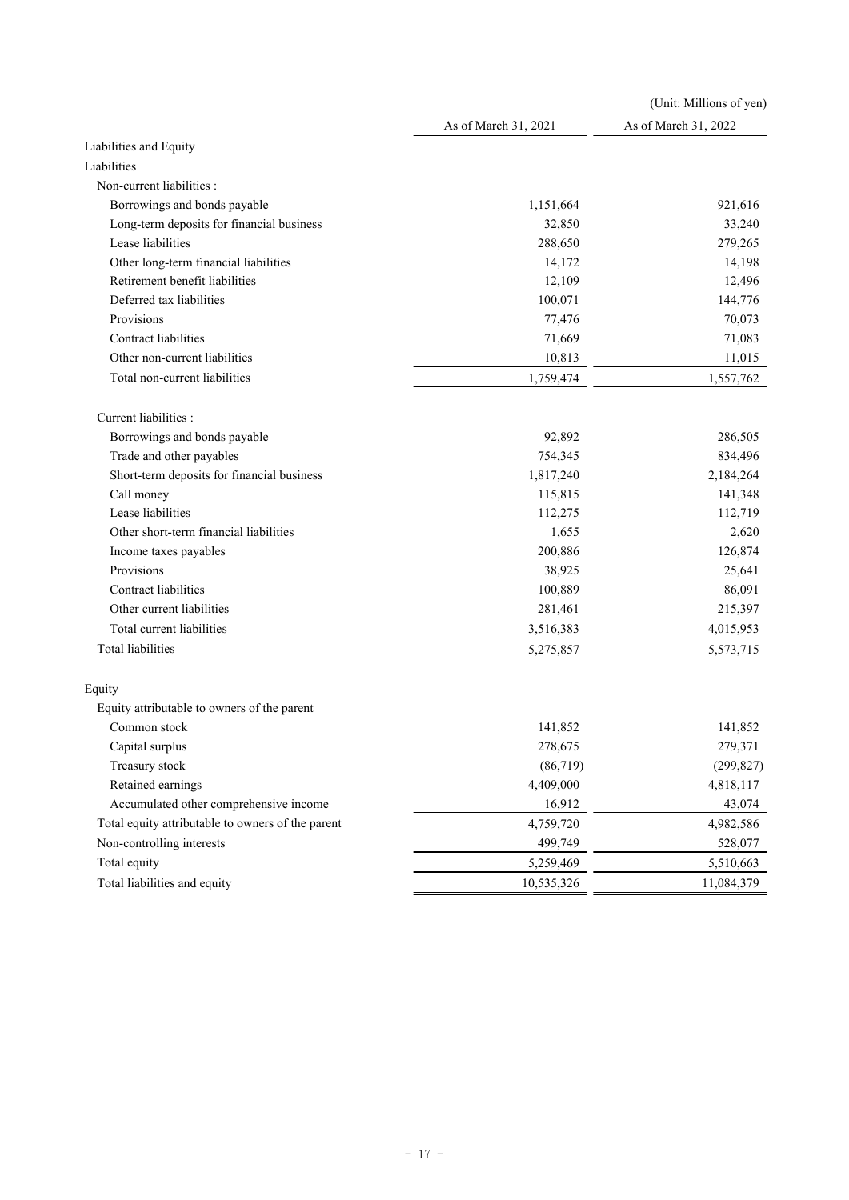(Unit: Millions of yen)

| | As of March 31, 2021 | As of March 31, 2022 |
|---|---|---|
| Liabilities and Equity | | |
| Liabilities | | |
| Non-current liabilities : | | |
| Borrowings and bonds payable | 1,151,664 | 921,616 |
| Long-term deposits for financial business | 32,850 | 33,240 |
| Lease liabilities | 288,650 | 279,265 |
| Other long-term financial liabilities | 14,172 | 14,198 |
| Retirement benefit liabilities | 12,109 | 12,496 |
| Deferred tax liabilities | 100,071 | 144,776 |
| Provisions | 77,476 | 70,073 |
| Contract liabilities | 71,669 | 71,083 |
| Other non-current liabilities | 10,813 | 11,015 |
| Total non-current liabilities | 1,759,474 | 1,557,762 |
| Current liabilities : | | |
| Borrowings and bonds payable | 92,892 | 286,505 |
| Trade and other payables | 754,345 | 834,496 |
| Short-term deposits for financial business | 1,817,240 | 2,184,264 |
| Call money | 115,815 | 141,348 |
| Lease liabilities | 112,275 | 112,719 |
| Other short-term financial liabilities | 1,655 | 2,620 |
| Income taxes payables | 200,886 | 126,874 |
| Provisions | 38,925 | 25,641 |
| Contract liabilities | 100,889 | 86,091 |
| Other current liabilities | 281,461 | 215,397 |
| Total current liabilities | 3,516,383 | 4,015,953 |
| Total liabilities | 5,275,857 | 5,573,715 |
| Equity | | |
| Equity attributable to owners of the parent | | |
| Common stock | 141,852 | 141,852 |
| Capital surplus | 278,675 | 279,371 |
| Treasury stock | (86,719) | (299,827) |
| Retained earnings | 4,409,000 | 4,818,117 |
| Accumulated other comprehensive income | 16,912 | 43,074 |
| Total equity attributable to owners of the parent | 4,759,720 | 4,982,586 |
| Non-controlling interests | 499,749 | 528,077 |
| Total equity | 5,259,469 | 5,510,663 |
| Total liabilities and equity | 10,535,326 | 11,084,379 |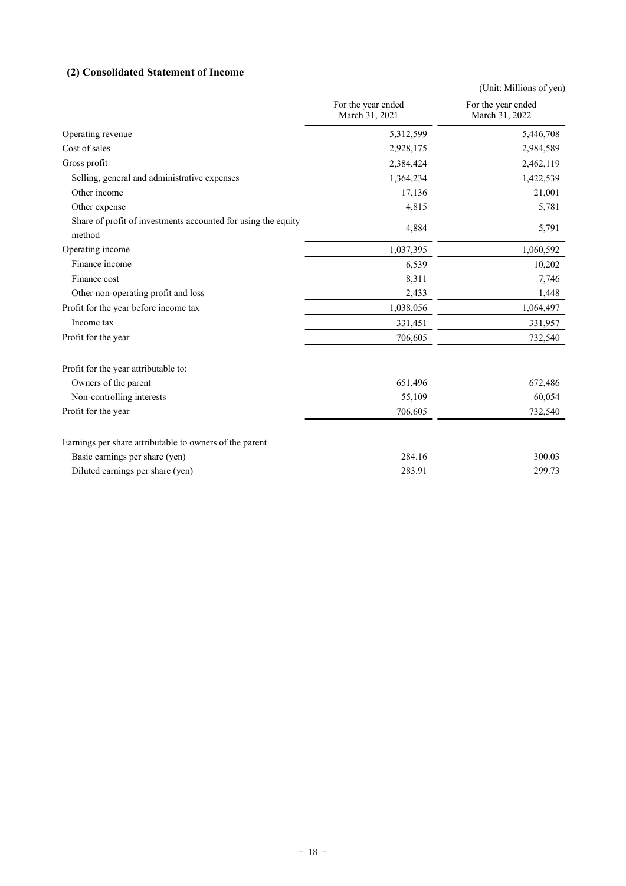## (2) Consolidated Statement of Income

(Unit: Millions of yen)

| | For the year ended March 31, 2021 | For the year ended March 31, 2022 |
|---|---|---|
| Operating revenue | 5,312,599 | 5,446,708 |
| Cost of sales | 2,928,175 | 2,984,589 |
| Gross profit | 2,384,424 | 2,462,119 |
| Selling, general and administrative expenses | 1,364,234 | 1,422,539 |
| Other income | 17,136 | 21,001 |
| Other expense | 4,815 | 5,781 |
| Share of profit of investments accounted for using the equity method | 4,884 | 5,791 |
| Operating income | 1,037,395 | 1,060,592 |
| Finance income | 6,539 | 10,202 |
| Finance cost | 8,311 | 7,746 |
| Other non-operating profit and loss | 2,433 | 1,448 |
| Profit for the year before income tax | 1,038,056 | 1,064,497 |
| Income tax | 331,451 | 331,957 |
| Profit for the year | 706,605 | 732,540 |
| | | |
| Profit for the year attributable to: | | |
| Owners of the parent | 651,496 | 672,486 |
| Non-controlling interests | 55,109 | 60,054 |
| Profit for the year | 706,605 | 732,540 |
| | | |
| Earnings per share attributable to owners of the parent | | |
| Basic earnings per share (yen) | 284.16 | 300.03 |
| Diluted earnings per share (yen) | 283.91 | 299.73 |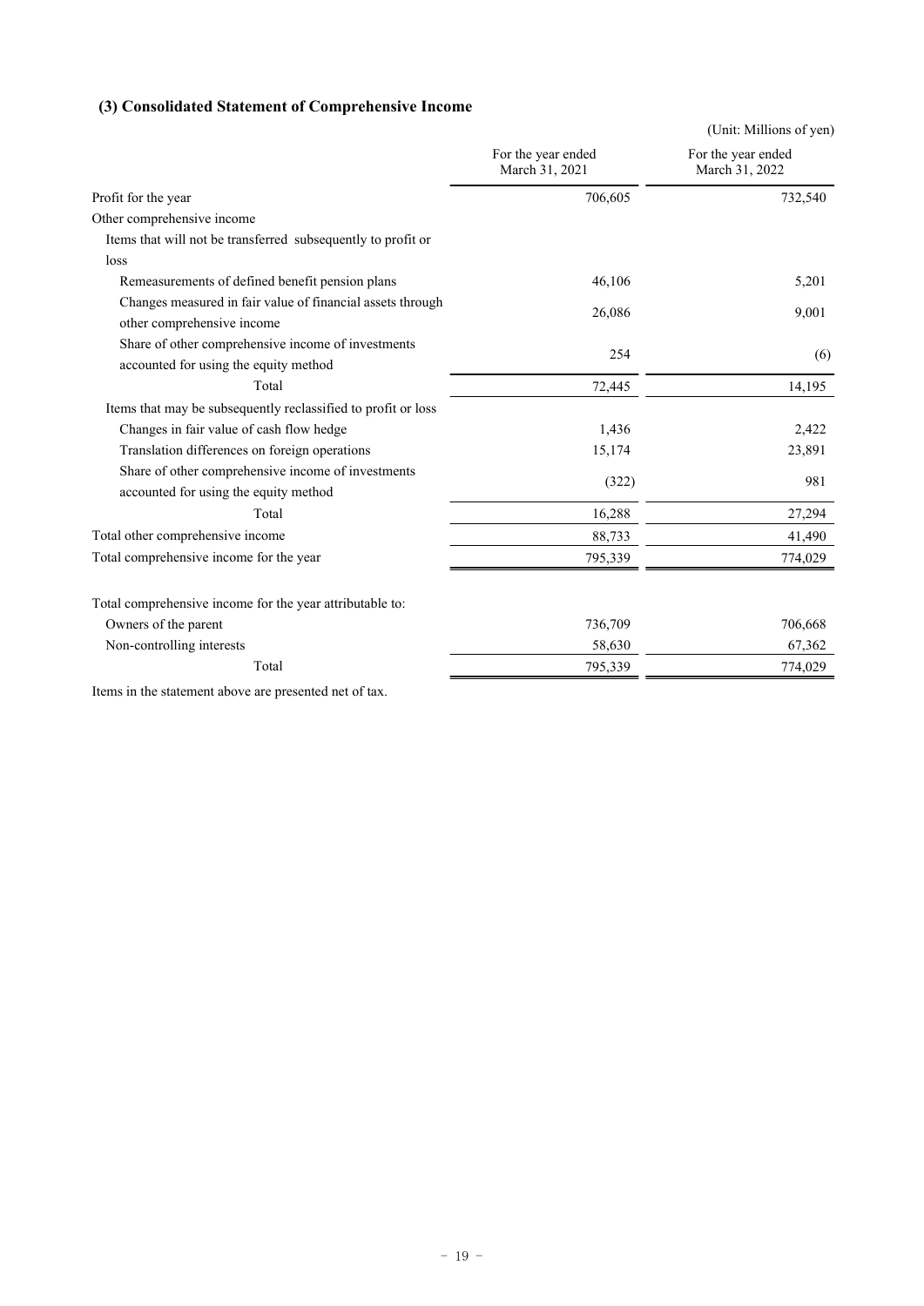### (3) Consolidated Statement of Comprehensive Income

(Unit: Millions of yen)

| | For the year ended March 31, 2021 | For the year ended March 31, 2022 |
|---|---|---|
| Profit for the year | 706,605 | 732,540 |
| Other comprehensive income | | |
| Items that will not be transferred subsequently to profit or loss | | |
| Remeasurements of defined benefit pension plans | 46,106 | 5,201 |
| Changes measured in fair value of financial assets through other comprehensive income | 26,086 | 9,001 |
| Share of other comprehensive income of investments accounted for using the equity method | 254 | (6) |
| Total | 72,445 | 14,195 |
| Items that may be subsequently reclassified to profit or loss | | |
| Changes in fair value of cash flow hedge | 1,436 | 2,422 |
| Translation differences on foreign operations | 15,174 | 23,891 |
| Share of other comprehensive income of investments accounted for using the equity method | (322) | 981 |
| Total | 16,288 | 27,294 |
| Total other comprehensive income | 88,733 | 41,490 |
| Total comprehensive income for the year | 795,339 | 774,029 |
| | | |
| Total comprehensive income for the year attributable to: | | |
| Owners of the parent | 736,709 | 706,668 |
| Non-controlling interests | 58,630 | 67,362 |
| Total | 795,339 | 774,029 |

Items in the statement above are presented net of tax.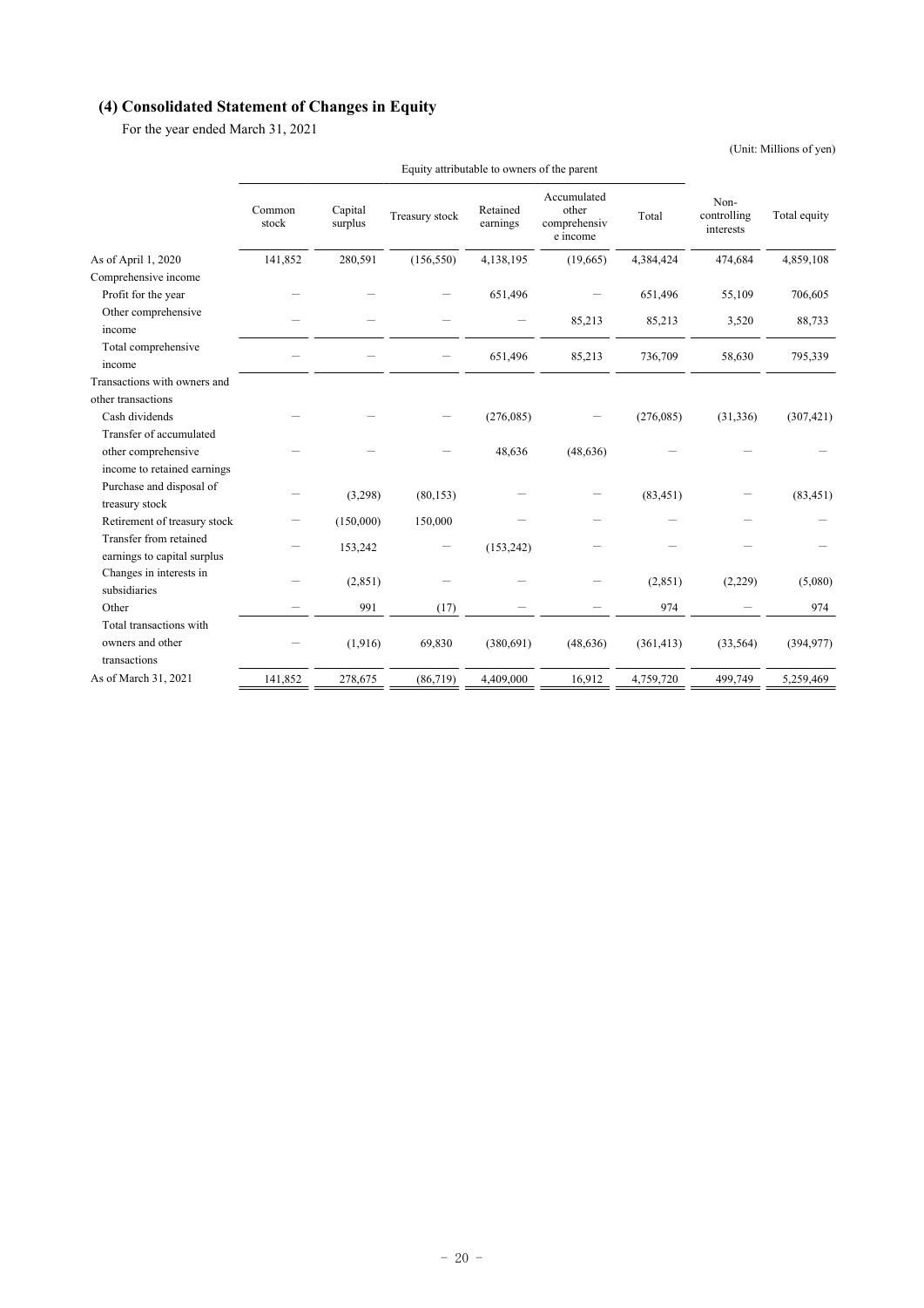## (4) Consolidated Statement of Changes in Equity

For the year ended March 31, 2021

(Unit: Millions of yen)

| | Equity attributable to owners of the parent | | | | | | | |
|---|---|---|---|---|---|---|---|---|
| | Common stock | Capital surplus | Treasury stock | Retained earnings | Accumulated other comprehensive income | Total | Non-controlling interests | Total equity |
| As of April 1, 2020 | 141,852 | 280,591 | (156,550) | 4,138,195 | (19,665) | 4,384,424 | 474,684 | 4,859,108 |
| Comprehensive income | | | | | | | | |
| Profit for the year | － | － | － | 651,496 | － | 651,496 | 55,109 | 706,605 |
| Other comprehensive income | － | － | － | － | 85,213 | 85,213 | 3,520 | 88,733 |
| Total comprehensive income | － | － | － | 651,496 | 85,213 | 736,709 | 58,630 | 795,339 |
| Transactions with owners and other transactions | | | | | | | | |
| Cash dividends | － | － | － | (276,085) | － | (276,085) | (31,336) | (307,421) |
| Transfer of accumulated other comprehensive income to retained earnings | － | － | － | 48,636 | (48,636) | － | － | － |
| Purchase and disposal of treasury stock | － | (3,298) | (80,153) | － | － | (83,451) | － | (83,451) |
| Retirement of treasury stock | － | (150,000) | 150,000 | － | － | － | － | － |
| Transfer from retained earnings to capital surplus | － | 153,242 | － | (153,242) | － | － | － | － |
| Changes in interests in subsidiaries | － | (2,851) | － | － | － | (2,851) | (2,229) | (5,080) |
| Other | － | 991 | (17) | － | － | 974 | － | 974 |
| Total transactions with owners and other transactions | － | (1,916) | 69,830 | (380,691) | (48,636) | (361,413) | (33,564) | (394,977) |
| As of March 31, 2021 | 141,852 | 278,675 | (86,719) | 4,409,000 | 16,912 | 4,759,720 | 499,749 | 5,259,469 |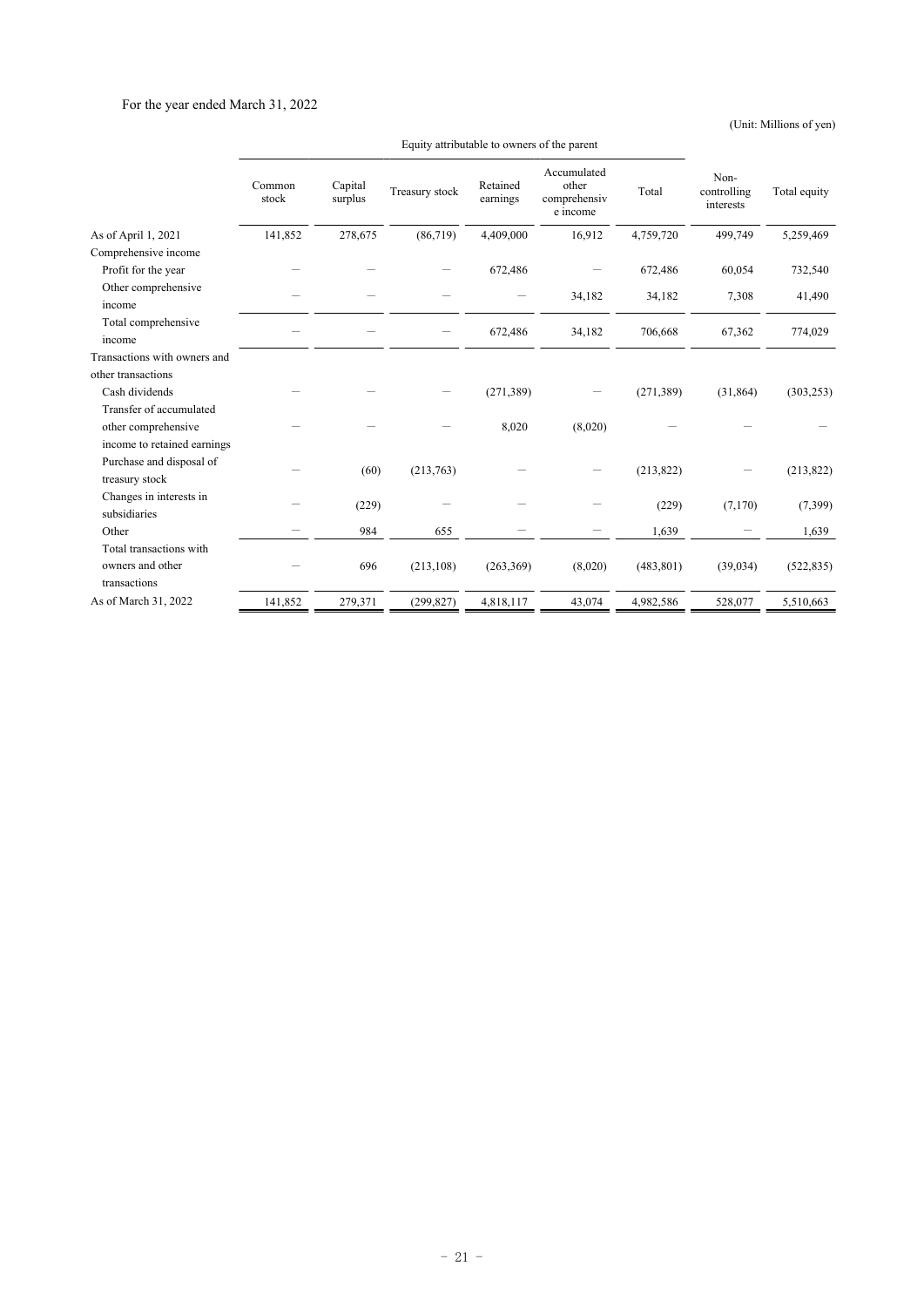For the year ended March 31, 2022

(Unit: Millions of yen)

| | Equity attributable to owners of the parent | | | | | | | |
|---|---|---|---|---|---|---|---|---|
| | Common stock | Capital surplus | Treasury stock | Retained earnings | Accumulated other comprehensive income | Total | Non-controlling interests | Total equity |
| As of April 1, 2021 | 141,852 | 278,675 | (86,719) | 4,409,000 | 16,912 | 4,759,720 | 499,749 | 5,259,469 |
| Comprehensive income | | | | | | | | |
| Profit for the year | － | － | － | 672,486 | － | 672,486 | 60,054 | 732,540 |
| Other comprehensive income | － | － | － | － | 34,182 | 34,182 | 7,308 | 41,490 |
| Total comprehensive income | － | － | － | 672,486 | 34,182 | 706,668 | 67,362 | 774,029 |
| Transactions with owners and other transactions | | | | | | | | |
| Cash dividends | － | － | － | (271,389) | － | (271,389) | (31,864) | (303,253) |
| Transfer of accumulated other comprehensive income to retained earnings | － | － | － | 8,020 | (8,020) | － | － | － |
| Purchase and disposal of treasury stock | － | (60) | (213,763) | － | － | (213,822) | － | (213,822) |
| Changes in interests in subsidiaries | － | (229) | － | － | － | (229) | (7,170) | (7,399) |
| Other | － | 984 | 655 | － | － | 1,639 | － | 1,639 |
| Total transactions with owners and other transactions | － | 696 | (213,108) | (263,369) | (8,020) | (483,801) | (39,034) | (522,835) |
| As of March 31, 2022 | 141,852 | 279,371 | (299,827) | 4,818,117 | 43,074 | 4,982,586 | 528,077 | 5,510,663 |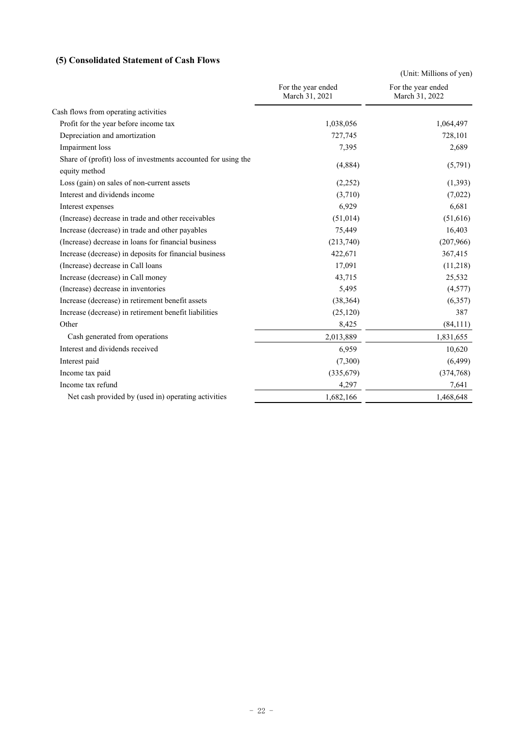### (5) Consolidated Statement of Cash Flows

(Unit: Millions of yen)

| | For the year ended March 31, 2021 | For the year ended March 31, 2022 |
|---|---|---|
| Cash flows from operating activities | | |
| Profit for the year before income tax | 1,038,056 | 1,064,497 |
| Depreciation and amortization | 727,745 | 728,101 |
| Impairment loss | 7,395 | 2,689 |
| Share of (profit) loss of investments accounted for using the equity method | (4,884) | (5,791) |
| Loss (gain) on sales of non-current assets | (2,252) | (1,393) |
| Interest and dividends income | (3,710) | (7,022) |
| Interest expenses | 6,929 | 6,681 |
| (Increase) decrease in trade and other receivables | (51,014) | (51,616) |
| Increase (decrease) in trade and other payables | 75,449 | 16,403 |
| (Increase) decrease in loans for financial business | (213,740) | (207,966) |
| Increase (decrease) in deposits for financial business | 422,671 | 367,415 |
| (Increase) decrease in Call loans | 17,091 | (11,218) |
| Increase (decrease) in Call money | 43,715 | 25,532 |
| (Increase) decrease in inventories | 5,495 | (4,577) |
| Increase (decrease) in retirement benefit assets | (38,364) | (6,357) |
| Increase (decrease) in retirement benefit liabilities | (25,120) | 387 |
| Other | 8,425 | (84,111) |
| Cash generated from operations | 2,013,889 | 1,831,655 |
| Interest and dividends received | 6,959 | 10,620 |
| Interest paid | (7,300) | (6,499) |
| Income tax paid | (335,679) | (374,768) |
| Income tax refund | 4,297 | 7,641 |
| Net cash provided by (used in) operating activities | 1,682,166 | 1,468,648 |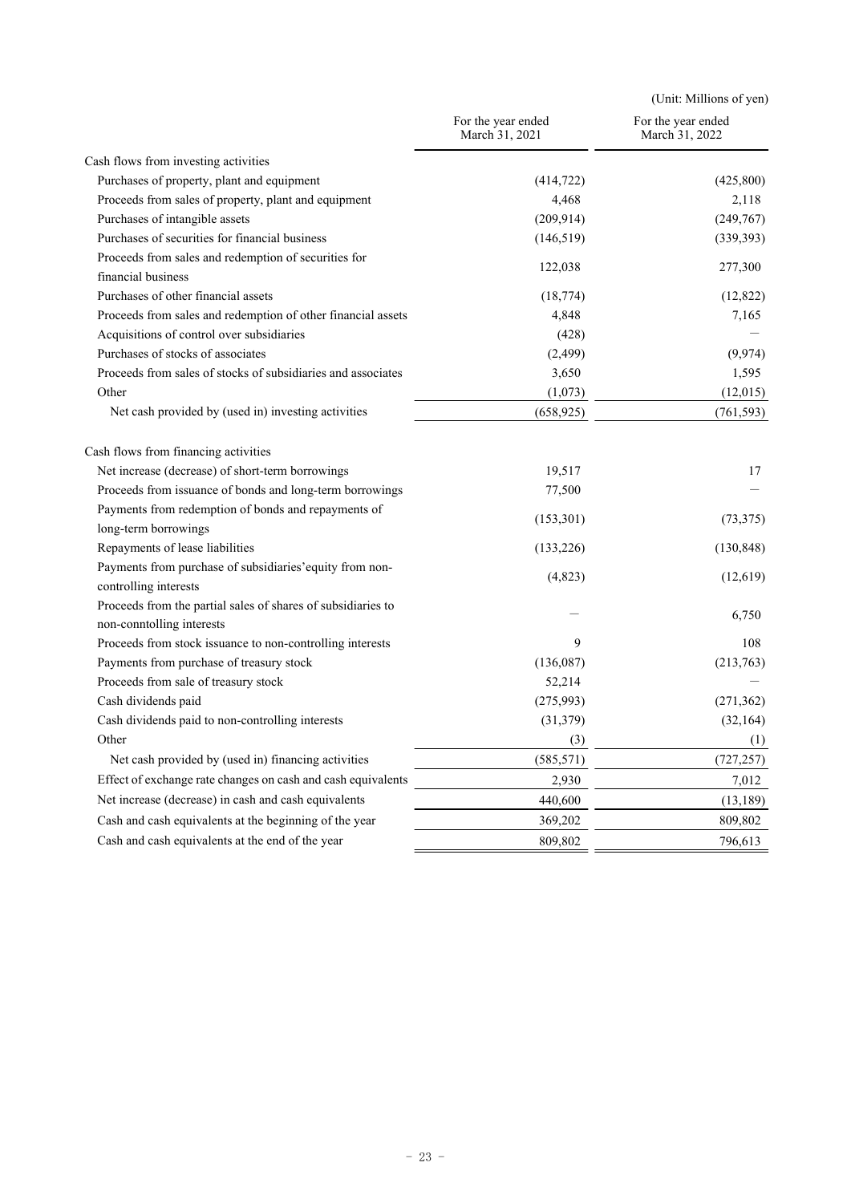(Unit: Millions of yen)

| | For the year ended March 31, 2021 | For the year ended March 31, 2022 |
|---|---|---|
| Cash flows from investing activities | | |
| Purchases of property, plant and equipment | (414,722) | (425,800) |
| Proceeds from sales of property, plant and equipment | 4,468 | 2,118 |
| Purchases of intangible assets | (209,914) | (249,767) |
| Purchases of securities for financial business | (146,519) | (339,393) |
| Proceeds from sales and redemption of securities for financial business | 122,038 | 277,300 |
| Purchases of other financial assets | (18,774) | (12,822) |
| Proceeds from sales and redemption of other financial assets | 4,848 | 7,165 |
| Acquisitions of control over subsidiaries | (428) | — |
| Purchases of stocks of associates | (2,499) | (9,974) |
| Proceeds from sales of stocks of subsidiaries and associates | 3,650 | 1,595 |
| Other | (1,073) | (12,015) |
| Net cash provided by (used in) investing activities | (658,925) | (761,593) |
| | | |
| Cash flows from financing activities | | |
| Net increase (decrease) of short-term borrowings | 19,517 | 17 |
| Proceeds from issuance of bonds and long-term borrowings | 77,500 | — |
| Payments from redemption of bonds and repayments of long-term borrowings | (153,301) | (73,375) |
| Repayments of lease liabilities | (133,226) | (130,848) |
| Payments from purchase of subsidiaries'equity from non-controlling interests | (4,823) | (12,619) |
| Proceeds from the partial sales of shares of subsidiaries to non-conntolling interests | — | 6,750 |
| Proceeds from stock issuance to non-controlling interests | 9 | 108 |
| Payments from purchase of treasury stock | (136,087) | (213,763) |
| Proceeds from sale of treasury stock | 52,214 | — |
| Cash dividends paid | (275,993) | (271,362) |
| Cash dividends paid to non-controlling interests | (31,379) | (32,164) |
| Other | (3) | (1) |
| Net cash provided by (used in) financing activities | (585,571) | (727,257) |
| Effect of exchange rate changes on cash and cash equivalents | 2,930 | 7,012 |
| Net increase (decrease) in cash and cash equivalents | 440,600 | (13,189) |
| Cash and cash equivalents at the beginning of the year | 369,202 | 809,802 |
| Cash and cash equivalents at the end of the year | 809,802 | 796,613 |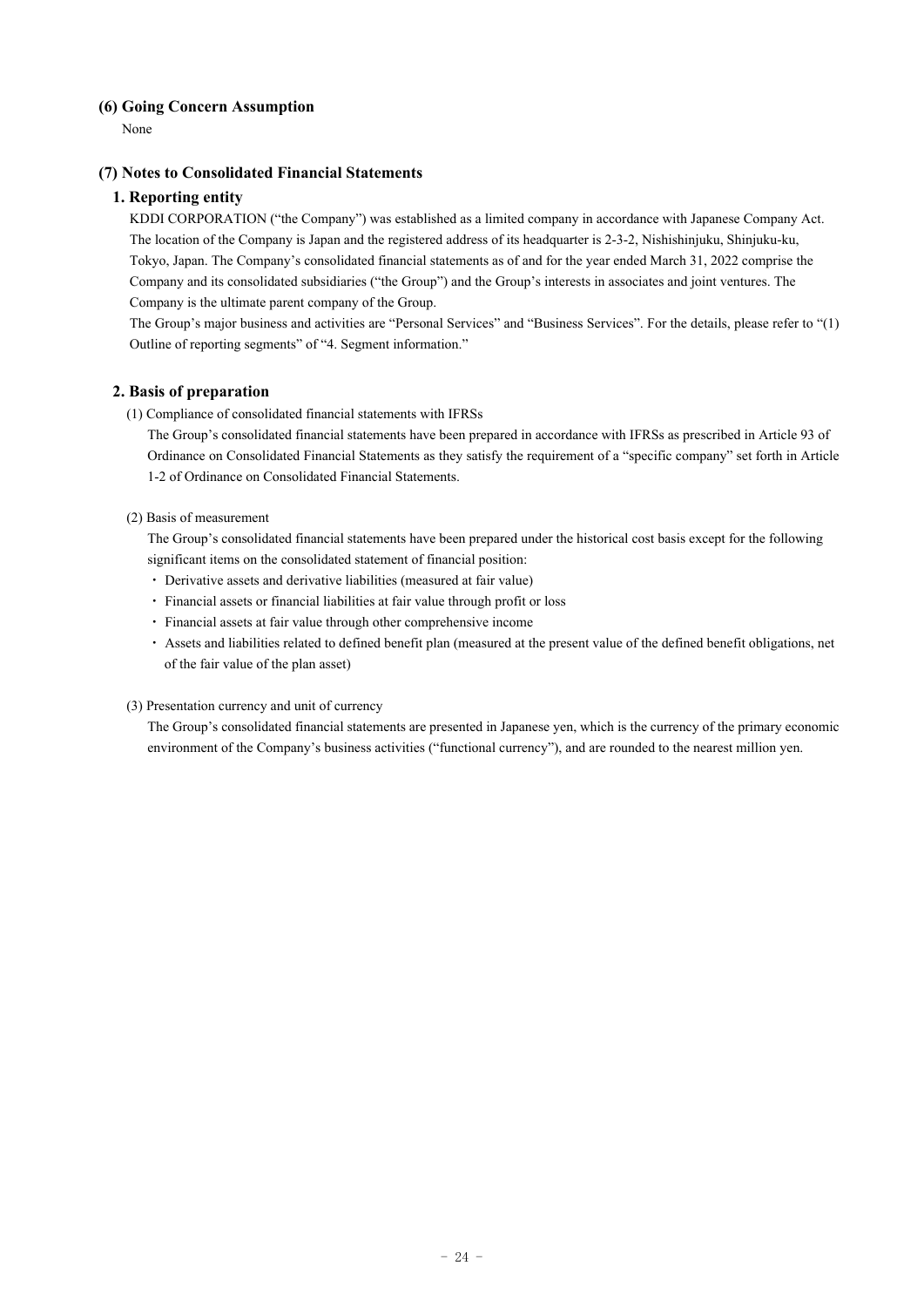### (6) Going Concern Assumption

None

### (7) Notes to Consolidated Financial Statements

#### 1. Reporting entity

KDDI CORPORATION (“the Company”) was established as a limited company in accordance with Japanese Company Act. The location of the Company is Japan and the registered address of its headquarter is 2-3-2, Nishishinjuku, Shinjuku-ku, Tokyo, Japan. The Company’s consolidated financial statements as of and for the year ended March 31, 2022 comprise the Company and its consolidated subsidiaries (“the Group”) and the Group’s interests in associates and joint ventures. The Company is the ultimate parent company of the Group.

The Group’s major business and activities are “Personal Services” and “Business Services”. For the details, please refer to “(1) Outline of reporting segments” of “4. Segment information.”

#### 2. Basis of preparation

(1) Compliance of consolidated financial statements with IFRSs

The Group’s consolidated financial statements have been prepared in accordance with IFRSs as prescribed in Article 93 of Ordinance on Consolidated Financial Statements as they satisfy the requirement of a “specific company” set forth in Article 1-2 of Ordinance on Consolidated Financial Statements.

(2) Basis of measurement

The Group’s consolidated financial statements have been prepared under the historical cost basis except for the following significant items on the consolidated statement of financial position:

- Derivative assets and derivative liabilities (measured at fair value)
- Financial assets or financial liabilities at fair value through profit or loss
- Financial assets at fair value through other comprehensive income
- Assets and liabilities related to defined benefit plan (measured at the present value of the defined benefit obligations, net of the fair value of the plan asset)

(3) Presentation currency and unit of currency

The Group’s consolidated financial statements are presented in Japanese yen, which is the currency of the primary economic environment of the Company’s business activities (“functional currency”), and are rounded to the nearest million yen.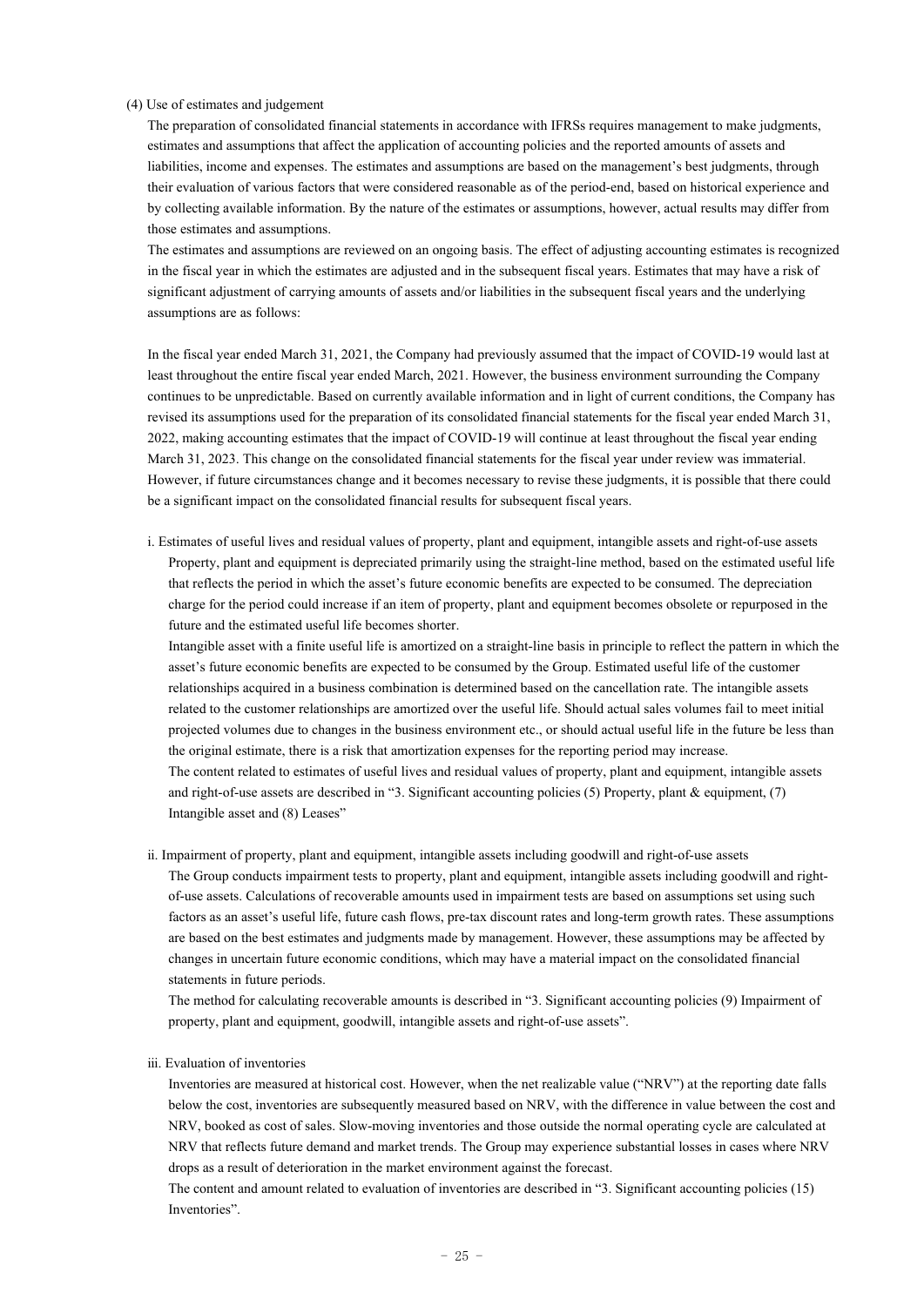(4) Use of estimates and judgement

The preparation of consolidated financial statements in accordance with IFRSs requires management to make judgments, estimates and assumptions that affect the application of accounting policies and the reported amounts of assets and liabilities, income and expenses. The estimates and assumptions are based on the management's best judgments, through their evaluation of various factors that were considered reasonable as of the period-end, based on historical experience and by collecting available information. By the nature of the estimates or assumptions, however, actual results may differ from those estimates and assumptions.

The estimates and assumptions are reviewed on an ongoing basis. The effect of adjusting accounting estimates is recognized in the fiscal year in which the estimates are adjusted and in the subsequent fiscal years. Estimates that may have a risk of significant adjustment of carrying amounts of assets and/or liabilities in the subsequent fiscal years and the underlying assumptions are as follows:

In the fiscal year ended March 31, 2021, the Company had previously assumed that the impact of COVID-19 would last at least throughout the entire fiscal year ended March, 2021. However, the business environment surrounding the Company continues to be unpredictable. Based on currently available information and in light of current conditions, the Company has revised its assumptions used for the preparation of its consolidated financial statements for the fiscal year ended March 31, 2022, making accounting estimates that the impact of COVID-19 will continue at least throughout the fiscal year ending March 31, 2023. This change on the consolidated financial statements for the fiscal year under review was immaterial. However, if future circumstances change and it becomes necessary to revise these judgments, it is possible that there could be a significant impact on the consolidated financial results for subsequent fiscal years.

i. Estimates of useful lives and residual values of property, plant and equipment, intangible assets and right-of-use assets

Property, plant and equipment is depreciated primarily using the straight-line method, based on the estimated useful life that reflects the period in which the asset's future economic benefits are expected to be consumed. The depreciation charge for the period could increase if an item of property, plant and equipment becomes obsolete or repurposed in the future and the estimated useful life becomes shorter.

Intangible asset with a finite useful life is amortized on a straight-line basis in principle to reflect the pattern in which the asset's future economic benefits are expected to be consumed by the Group. Estimated useful life of the customer relationships acquired in a business combination is determined based on the cancellation rate. The intangible assets related to the customer relationships are amortized over the useful life. Should actual sales volumes fail to meet initial projected volumes due to changes in the business environment etc., or should actual useful life in the future be less than the original estimate, there is a risk that amortization expenses for the reporting period may increase.

The content related to estimates of useful lives and residual values of property, plant and equipment, intangible assets and right-of-use assets are described in "3. Significant accounting policies (5) Property, plant & equipment, (7) Intangible asset and (8) Leases"

ii. Impairment of property, plant and equipment, intangible assets including goodwill and right-of-use assets

The Group conducts impairment tests to property, plant and equipment, intangible assets including goodwill and right-of-use assets. Calculations of recoverable amounts used in impairment tests are based on assumptions set using such factors as an asset's useful life, future cash flows, pre-tax discount rates and long-term growth rates. These assumptions are based on the best estimates and judgments made by management. However, these assumptions may be affected by changes in uncertain future economic conditions, which may have a material impact on the consolidated financial statements in future periods.

The method for calculating recoverable amounts is described in "3. Significant accounting policies (9) Impairment of property, plant and equipment, goodwill, intangible assets and right-of-use assets".

iii. Evaluation of inventories

Inventories are measured at historical cost. However, when the net realizable value ("NRV") at the reporting date falls below the cost, inventories are subsequently measured based on NRV, with the difference in value between the cost and NRV, booked as cost of sales. Slow-moving inventories and those outside the normal operating cycle are calculated at NRV that reflects future demand and market trends. The Group may experience substantial losses in cases where NRV drops as a result of deterioration in the market environment against the forecast.

The content and amount related to evaluation of inventories are described in "3. Significant accounting policies (15) Inventories".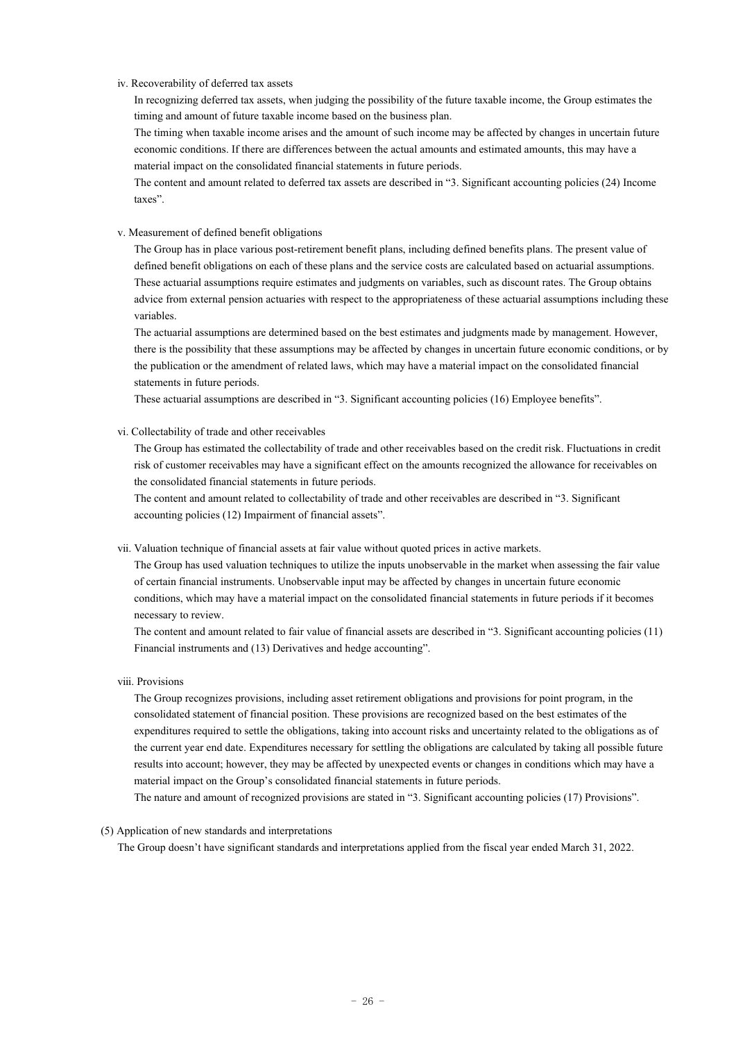iv. Recoverability of deferred tax assets

In recognizing deferred tax assets, when judging the possibility of the future taxable income, the Group estimates the timing and amount of future taxable income based on the business plan.

The timing when taxable income arises and the amount of such income may be affected by changes in uncertain future economic conditions. If there are differences between the actual amounts and estimated amounts, this may have a material impact on the consolidated financial statements in future periods.

The content and amount related to deferred tax assets are described in "3. Significant accounting policies (24) Income taxes".

v. Measurement of defined benefit obligations

The Group has in place various post-retirement benefit plans, including defined benefits plans. The present value of defined benefit obligations on each of these plans and the service costs are calculated based on actuarial assumptions. These actuarial assumptions require estimates and judgments on variables, such as discount rates. The Group obtains advice from external pension actuaries with respect to the appropriateness of these actuarial assumptions including these variables.

The actuarial assumptions are determined based on the best estimates and judgments made by management. However, there is the possibility that these assumptions may be affected by changes in uncertain future economic conditions, or by the publication or the amendment of related laws, which may have a material impact on the consolidated financial statements in future periods.

These actuarial assumptions are described in "3. Significant accounting policies (16) Employee benefits".

vi. Collectability of trade and other receivables

The Group has estimated the collectability of trade and other receivables based on the credit risk. Fluctuations in credit risk of customer receivables may have a significant effect on the amounts recognized the allowance for receivables on the consolidated financial statements in future periods.

The content and amount related to collectability of trade and other receivables are described in "3. Significant accounting policies (12) Impairment of financial assets".

vii. Valuation technique of financial assets at fair value without quoted prices in active markets.

The Group has used valuation techniques to utilize the inputs unobservable in the market when assessing the fair value of certain financial instruments. Unobservable input may be affected by changes in uncertain future economic conditions, which may have a material impact on the consolidated financial statements in future periods if it becomes necessary to review.

The content and amount related to fair value of financial assets are described in "3. Significant accounting policies (11) Financial instruments and (13) Derivatives and hedge accounting".

viii. Provisions

The Group recognizes provisions, including asset retirement obligations and provisions for point program, in the consolidated statement of financial position. These provisions are recognized based on the best estimates of the expenditures required to settle the obligations, taking into account risks and uncertainty related to the obligations as of the current year end date. Expenditures necessary for settling the obligations are calculated by taking all possible future results into account; however, they may be affected by unexpected events or changes in conditions which may have a material impact on the Group's consolidated financial statements in future periods.

The nature and amount of recognized provisions are stated in "3. Significant accounting policies (17) Provisions".

(5) Application of new standards and interpretations

The Group doesn't have significant standards and interpretations applied from the fiscal year ended March 31, 2022.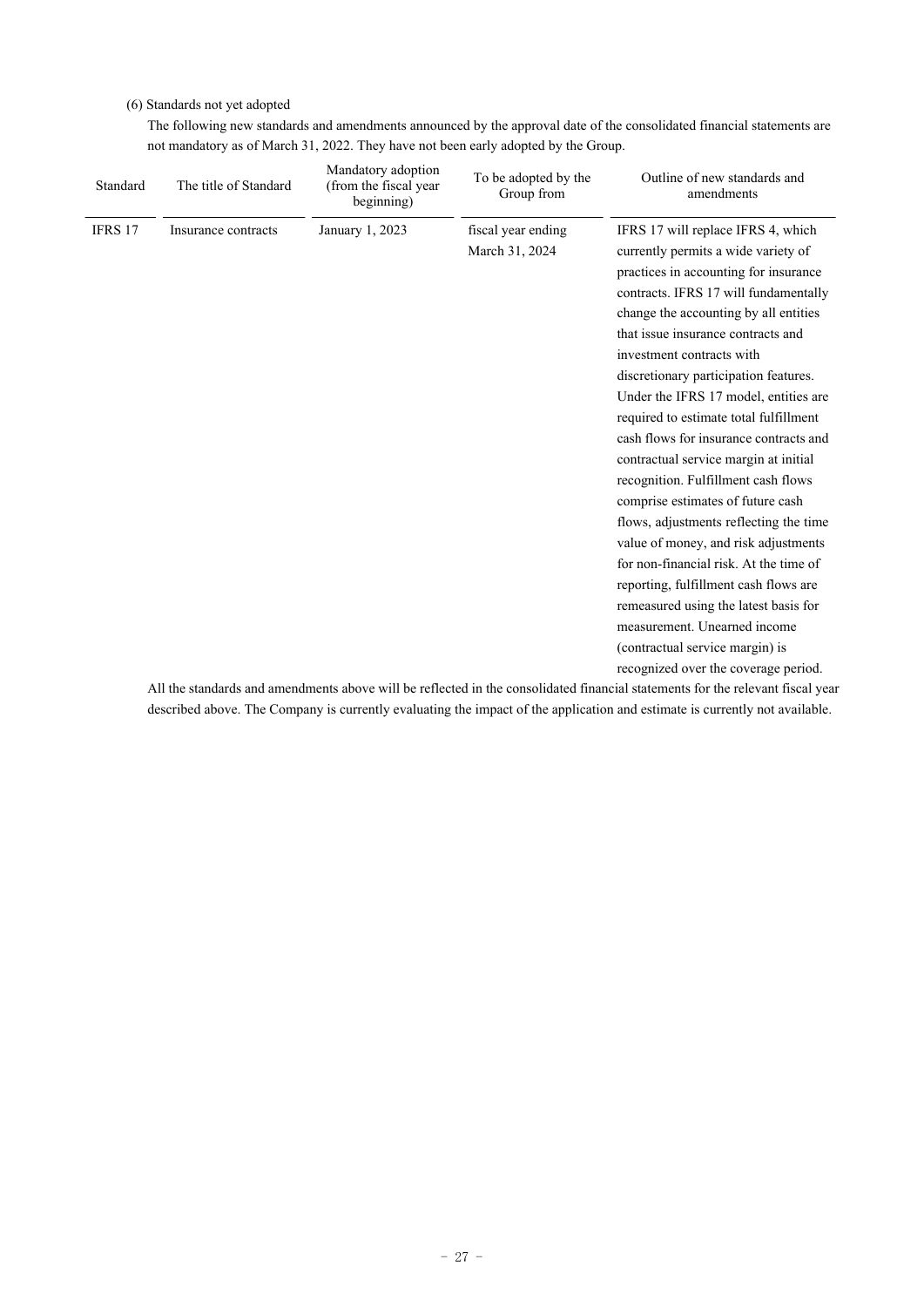(6) Standards not yet adopted

The following new standards and amendments announced by the approval date of the consolidated financial statements are not mandatory as of March 31, 2022. They have not been early adopted by the Group.

| Standard | The title of Standard | Mandatory adoption (from the fiscal year beginning) | To be adopted by the Group from | Outline of new standards and amendments |
|---|---|---|---|---|
| IFRS 17 | Insurance contracts | January 1, 2023 | fiscal year ending March 31, 2024 | IFRS 17 will replace IFRS 4, which currently permits a wide variety of practices in accounting for insurance contracts. IFRS 17 will fundamentally change the accounting by all entities that issue insurance contracts and investment contracts with discretionary participation features. Under the IFRS 17 model, entities are required to estimate total fulfillment cash flows for insurance contracts and contractual service margin at initial recognition. Fulfillment cash flows comprise estimates of future cash flows, adjustments reflecting the time value of money, and risk adjustments for non-financial risk. At the time of reporting, fulfillment cash flows are remeasured using the latest basis for measurement. Unearned income (contractual service margin) is recognized over the coverage period. |

All the standards and amendments above will be reflected in the consolidated financial statements for the relevant fiscal year described above. The Company is currently evaluating the impact of the application and estimate is currently not available.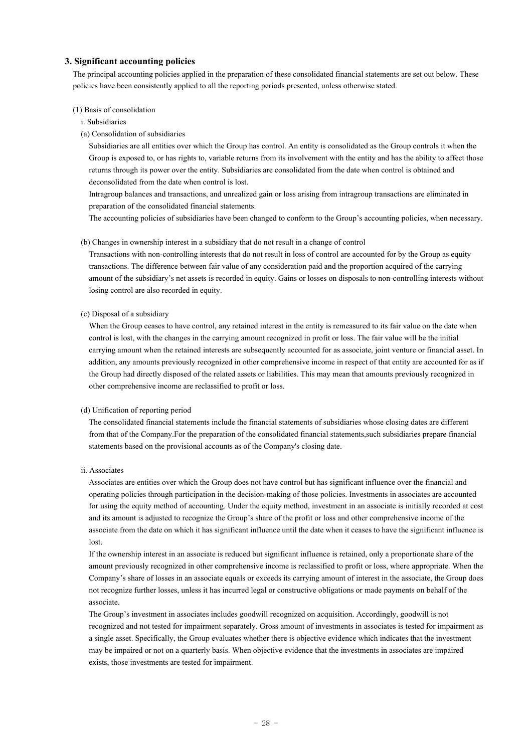## 3. Significant accounting policies

The principal accounting policies applied in the preparation of these consolidated financial statements are set out below. These policies have been consistently applied to all the reporting periods presented, unless otherwise stated.

(1) Basis of consolidation

i. Subsidiaries

(a) Consolidation of subsidiaries

Subsidiaries are all entities over which the Group has control. An entity is consolidated as the Group controls it when the Group is exposed to, or has rights to, variable returns from its involvement with the entity and has the ability to affect those returns through its power over the entity. Subsidiaries are consolidated from the date when control is obtained and deconsolidated from the date when control is lost.

Intragroup balances and transactions, and unrealized gain or loss arising from intragroup transactions are eliminated in preparation of the consolidated financial statements.

The accounting policies of subsidiaries have been changed to conform to the Group's accounting policies, when necessary.

(b) Changes in ownership interest in a subsidiary that do not result in a change of control

Transactions with non-controlling interests that do not result in loss of control are accounted for by the Group as equity transactions. The difference between fair value of any consideration paid and the proportion acquired of the carrying amount of the subsidiary's net assets is recorded in equity. Gains or losses on disposals to non-controlling interests without losing control are also recorded in equity.

(c) Disposal of a subsidiary

When the Group ceases to have control, any retained interest in the entity is remeasured to its fair value on the date when control is lost, with the changes in the carrying amount recognized in profit or loss. The fair value will be the initial carrying amount when the retained interests are subsequently accounted for as associate, joint venture or financial asset. In addition, any amounts previously recognized in other comprehensive income in respect of that entity are accounted for as if the Group had directly disposed of the related assets or liabilities. This may mean that amounts previously recognized in other comprehensive income are reclassified to profit or loss.

(d) Unification of reporting period

The consolidated financial statements include the financial statements of subsidiaries whose closing dates are different from that of the Company.For the preparation of the consolidated financial statements,such subsidiaries prepare financial statements based on the provisional accounts as of the Company's closing date.

ii. Associates

Associates are entities over which the Group does not have control but has significant influence over the financial and operating policies through participation in the decision-making of those policies. Investments in associates are accounted for using the equity method of accounting. Under the equity method, investment in an associate is initially recorded at cost and its amount is adjusted to recognize the Group's share of the profit or loss and other comprehensive income of the associate from the date on which it has significant influence until the date when it ceases to have the significant influence is lost.

If the ownership interest in an associate is reduced but significant influence is retained, only a proportionate share of the amount previously recognized in other comprehensive income is reclassified to profit or loss, where appropriate. When the Company's share of losses in an associate equals or exceeds its carrying amount of interest in the associate, the Group does not recognize further losses, unless it has incurred legal or constructive obligations or made payments on behalf of the associate.

The Group's investment in associates includes goodwill recognized on acquisition. Accordingly, goodwill is not recognized and not tested for impairment separately. Gross amount of investments in associates is tested for impairment as a single asset. Specifically, the Group evaluates whether there is objective evidence which indicates that the investment may be impaired or not on a quarterly basis. When objective evidence that the investments in associates are impaired exists, those investments are tested for impairment.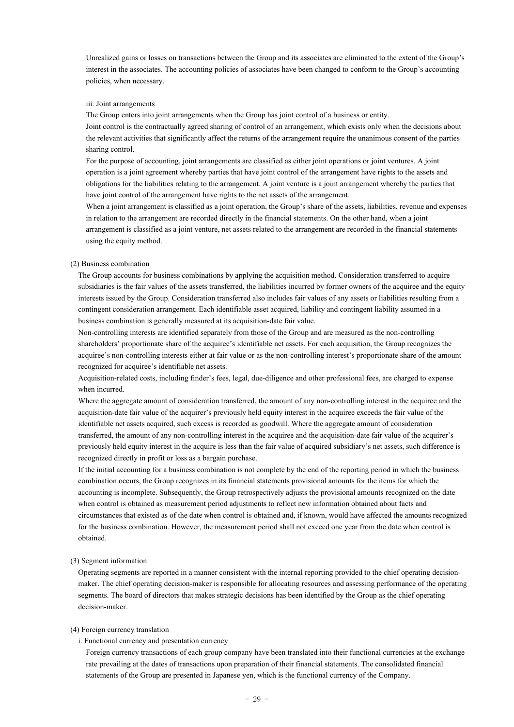Unrealized gains or losses on transactions between the Group and its associates are eliminated to the extent of the Group's interest in the associates. The accounting policies of associates have been changed to conform to the Group's accounting policies, when necessary.

iii. Joint arrangements

The Group enters into joint arrangements when the Group has joint control of a business or entity.

Joint control is the contractually agreed sharing of control of an arrangement, which exists only when the decisions about the relevant activities that significantly affect the returns of the arrangement require the unanimous consent of the parties sharing control.

For the purpose of accounting, joint arrangements are classified as either joint operations or joint ventures. A joint operation is a joint agreement whereby parties that have joint control of the arrangement have rights to the assets and obligations for the liabilities relating to the arrangement. A joint venture is a joint arrangement whereby the parties that have joint control of the arrangement have rights to the net assets of the arrangement.

When a joint arrangement is classified as a joint operation, the Group's share of the assets, liabilities, revenue and expenses in relation to the arrangement are recorded directly in the financial statements. On the other hand, when a joint arrangement is classified as a joint venture, net assets related to the arrangement are recorded in the financial statements using the equity method.

(2) Business combination

The Group accounts for business combinations by applying the acquisition method. Consideration transferred to acquire subsidiaries is the fair values of the assets transferred, the liabilities incurred by former owners of the acquiree and the equity interests issued by the Group. Consideration transferred also includes fair values of any assets or liabilities resulting from a contingent consideration arrangement. Each identifiable asset acquired, liability and contingent liability assumed in a business combination is generally measured at its acquisition-date fair value.

Non-controlling interests are identified separately from those of the Group and are measured as the non-controlling shareholders' proportionate share of the acquiree's identifiable net assets. For each acquisition, the Group recognizes the acquiree's non-controlling interests either at fair value or as the non-controlling interest's proportionate share of the amount recognized for acquiree's identifiable net assets.

Acquisition-related costs, including finder's fees, legal, due-diligence and other professional fees, are charged to expense when incurred.

Where the aggregate amount of consideration transferred, the amount of any non-controlling interest in the acquiree and the acquisition-date fair value of the acquirer's previously held equity interest in the acquiree exceeds the fair value of the identifiable net assets acquired, such excess is recorded as goodwill. Where the aggregate amount of consideration transferred, the amount of any non-controlling interest in the acquiree and the acquisition-date fair value of the acquirer's previously held equity interest in the acquire is less than the fair value of acquired subsidiary's net assets, such difference is recognized directly in profit or loss as a bargain purchase.

If the initial accounting for a business combination is not complete by the end of the reporting period in which the business combination occurs, the Group recognizes in its financial statements provisional amounts for the items for which the accounting is incomplete. Subsequently, the Group retrospectively adjusts the provisional amounts recognized on the date when control is obtained as measurement period adjustments to reflect new information obtained about facts and circumstances that existed as of the date when control is obtained and, if known, would have affected the amounts recognized for the business combination. However, the measurement period shall not exceed one year from the date when control is obtained.

(3) Segment information

Operating segments are reported in a manner consistent with the internal reporting provided to the chief operating decision-maker. The chief operating decision-maker is responsible for allocating resources and assessing performance of the operating segments. The board of directors that makes strategic decisions has been identified by the Group as the chief operating decision-maker.

(4) Foreign currency translation

i. Functional currency and presentation currency

Foreign currency transactions of each group company have been translated into their functional currencies at the exchange rate prevailing at the dates of transactions upon preparation of their financial statements. The consolidated financial statements of the Group are presented in Japanese yen, which is the functional currency of the Company.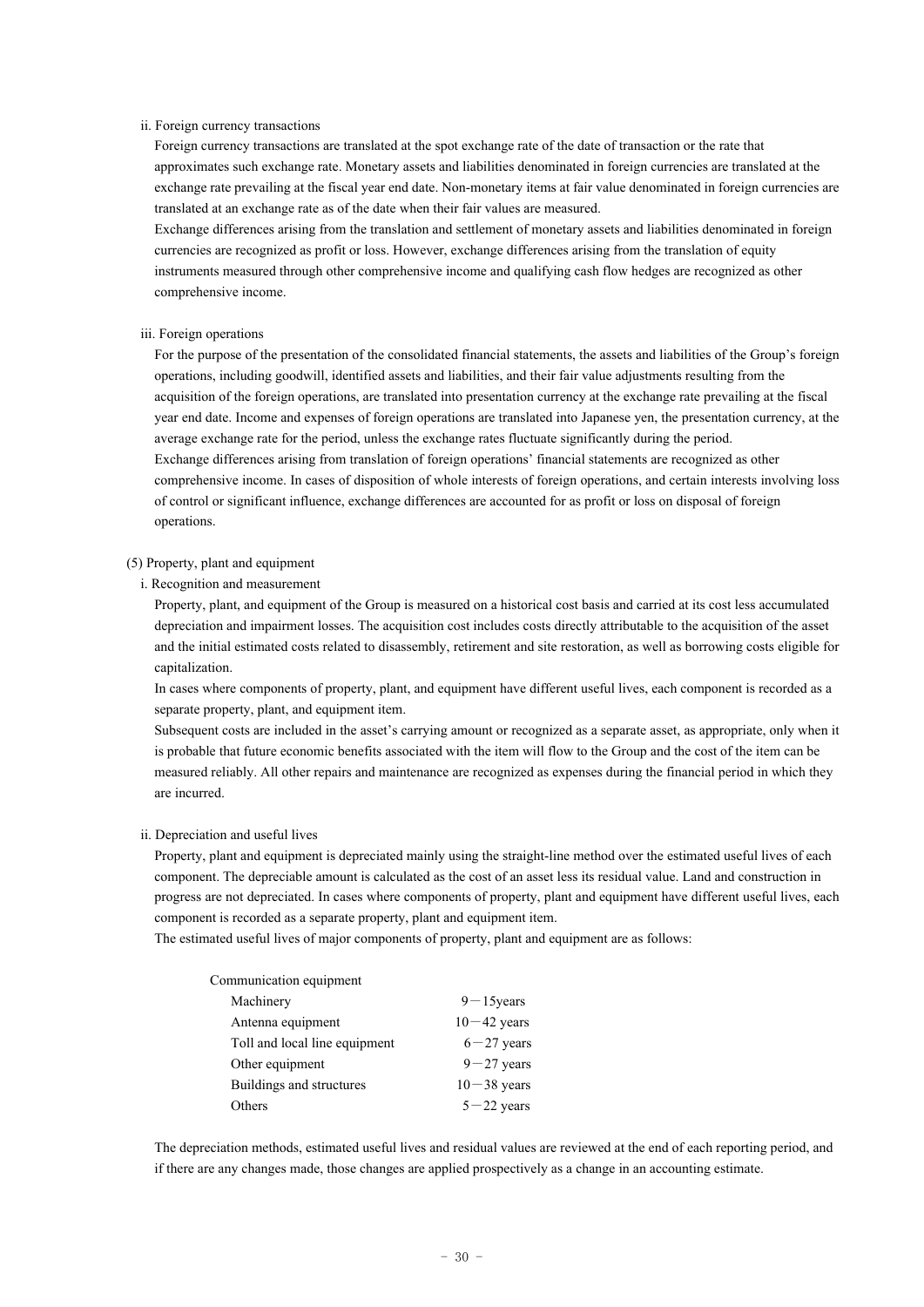ii. Foreign currency transactions

Foreign currency transactions are translated at the spot exchange rate of the date of transaction or the rate that approximates such exchange rate. Monetary assets and liabilities denominated in foreign currencies are translated at the exchange rate prevailing at the fiscal year end date. Non-monetary items at fair value denominated in foreign currencies are translated at an exchange rate as of the date when their fair values are measured.

Exchange differences arising from the translation and settlement of monetary assets and liabilities denominated in foreign currencies are recognized as profit or loss. However, exchange differences arising from the translation of equity instruments measured through other comprehensive income and qualifying cash flow hedges are recognized as other comprehensive income.

iii. Foreign operations

For the purpose of the presentation of the consolidated financial statements, the assets and liabilities of the Group's foreign operations, including goodwill, identified assets and liabilities, and their fair value adjustments resulting from the acquisition of the foreign operations, are translated into presentation currency at the exchange rate prevailing at the fiscal year end date. Income and expenses of foreign operations are translated into Japanese yen, the presentation currency, at the average exchange rate for the period, unless the exchange rates fluctuate significantly during the period.

Exchange differences arising from translation of foreign operations' financial statements are recognized as other comprehensive income. In cases of disposition of whole interests of foreign operations, and certain interests involving loss of control or significant influence, exchange differences are accounted for as profit or loss on disposal of foreign operations.

(5) Property, plant and equipment

i. Recognition and measurement

Property, plant, and equipment of the Group is measured on a historical cost basis and carried at its cost less accumulated depreciation and impairment losses. The acquisition cost includes costs directly attributable to the acquisition of the asset and the initial estimated costs related to disassembly, retirement and site restoration, as well as borrowing costs eligible for capitalization.

In cases where components of property, plant, and equipment have different useful lives, each component is recorded as a separate property, plant, and equipment item.

Subsequent costs are included in the asset's carrying amount or recognized as a separate asset, as appropriate, only when it is probable that future economic benefits associated with the item will flow to the Group and the cost of the item can be measured reliably. All other repairs and maintenance are recognized as expenses during the financial period in which they are incurred.

ii. Depreciation and useful lives

Property, plant and equipment is depreciated mainly using the straight-line method over the estimated useful lives of each component. The depreciable amount is calculated as the cost of an asset less its residual value. Land and construction in progress are not depreciated. In cases where components of property, plant and equipment have different useful lives, each component is recorded as a separate property, plant and equipment item.

The estimated useful lives of major components of property, plant and equipment are as follows:

| | |
|---|---|
| Communication equipment | |
| Machinery | 9－15years |
| Antenna equipment | 10－42 years |
| Toll and local line equipment | 6－27 years |
| Other equipment | 9－27 years |
| Buildings and structures | 10－38 years |
| Others | 5－22 years |

The depreciation methods, estimated useful lives and residual values are reviewed at the end of each reporting period, and if there are any changes made, those changes are applied prospectively as a change in an accounting estimate.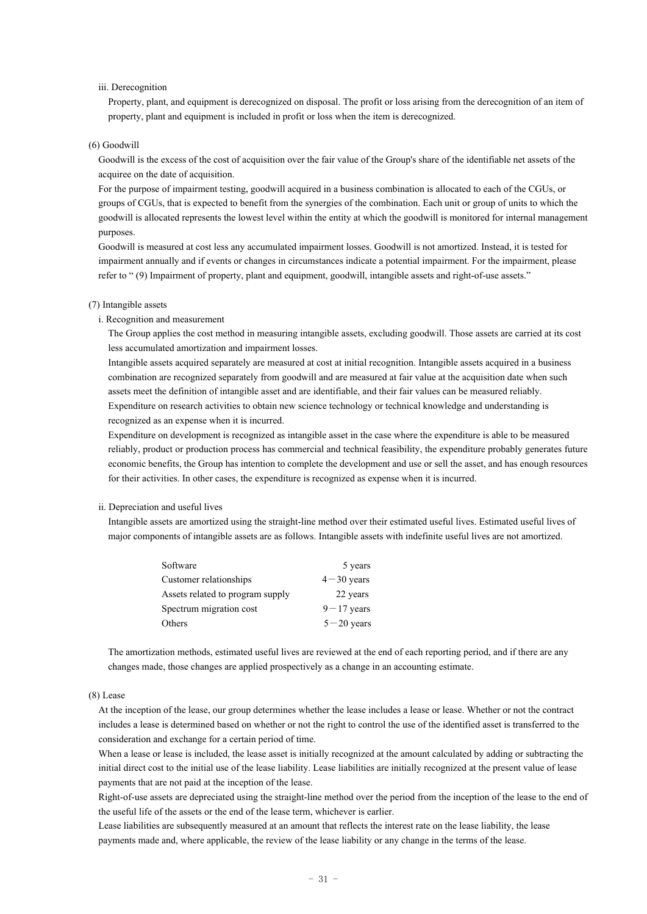iii. Derecognition

Property, plant, and equipment is derecognized on disposal. The profit or loss arising from the derecognition of an item of property, plant and equipment is included in profit or loss when the item is derecognized.

(6) Goodwill

Goodwill is the excess of the cost of acquisition over the fair value of the Group's share of the identifiable net assets of the acquiree on the date of acquisition.

For the purpose of impairment testing, goodwill acquired in a business combination is allocated to each of the CGUs, or groups of CGUs, that is expected to benefit from the synergies of the combination. Each unit or group of units to which the goodwill is allocated represents the lowest level within the entity at which the goodwill is monitored for internal management purposes.

Goodwill is measured at cost less any accumulated impairment losses. Goodwill is not amortized. Instead, it is tested for impairment annually and if events or changes in circumstances indicate a potential impairment. For the impairment, please refer to " (9) Impairment of property, plant and equipment, goodwill, intangible assets and right-of-use assets."

(7) Intangible assets

i. Recognition and measurement

The Group applies the cost method in measuring intangible assets, excluding goodwill. Those assets are carried at its cost less accumulated amortization and impairment losses.

Intangible assets acquired separately are measured at cost at initial recognition. Intangible assets acquired in a business combination are recognized separately from goodwill and are measured at fair value at the acquisition date when such assets meet the definition of intangible asset and are identifiable, and their fair values can be measured reliably.

Expenditure on research activities to obtain new science technology or technical knowledge and understanding is recognized as an expense when it is incurred.

Expenditure on development is recognized as intangible asset in the case where the expenditure is able to be measured reliably, product or production process has commercial and technical feasibility, the expenditure probably generates future economic benefits, the Group has intention to complete the development and use or sell the asset, and has enough resources for their activities. In other cases, the expenditure is recognized as expense when it is incurred.

ii. Depreciation and useful lives

Intangible assets are amortized using the straight-line method over their estimated useful lives. Estimated useful lives of major components of intangible assets are as follows. Intangible assets with indefinite useful lives are not amortized.

| | |
|---|---|
| Software | 5 years |
| Customer relationships | 4－30 years |
| Assets related to program supply | 22 years |
| Spectrum migration cost | 9－17 years |
| Others | 5－20 years |

The amortization methods, estimated useful lives are reviewed at the end of each reporting period, and if there are any changes made, those changes are applied prospectively as a change in an accounting estimate.

(8) Lease

At the inception of the lease, our group determines whether the lease includes a lease or lease. Whether or not the contract includes a lease is determined based on whether or not the right to control the use of the identified asset is transferred to the consideration and exchange for a certain period of time.

When a lease or lease is included, the lease asset is initially recognized at the amount calculated by adding or subtracting the initial direct cost to the initial use of the lease liability. Lease liabilities are initially recognized at the present value of lease payments that are not paid at the inception of the lease.

Right-of-use assets are depreciated using the straight-line method over the period from the inception of the lease to the end of the useful life of the assets or the end of the lease term, whichever is earlier.

Lease liabilities are subsequently measured at an amount that reflects the interest rate on the lease liability, the lease payments made and, where applicable, the review of the lease liability or any change in the terms of the lease.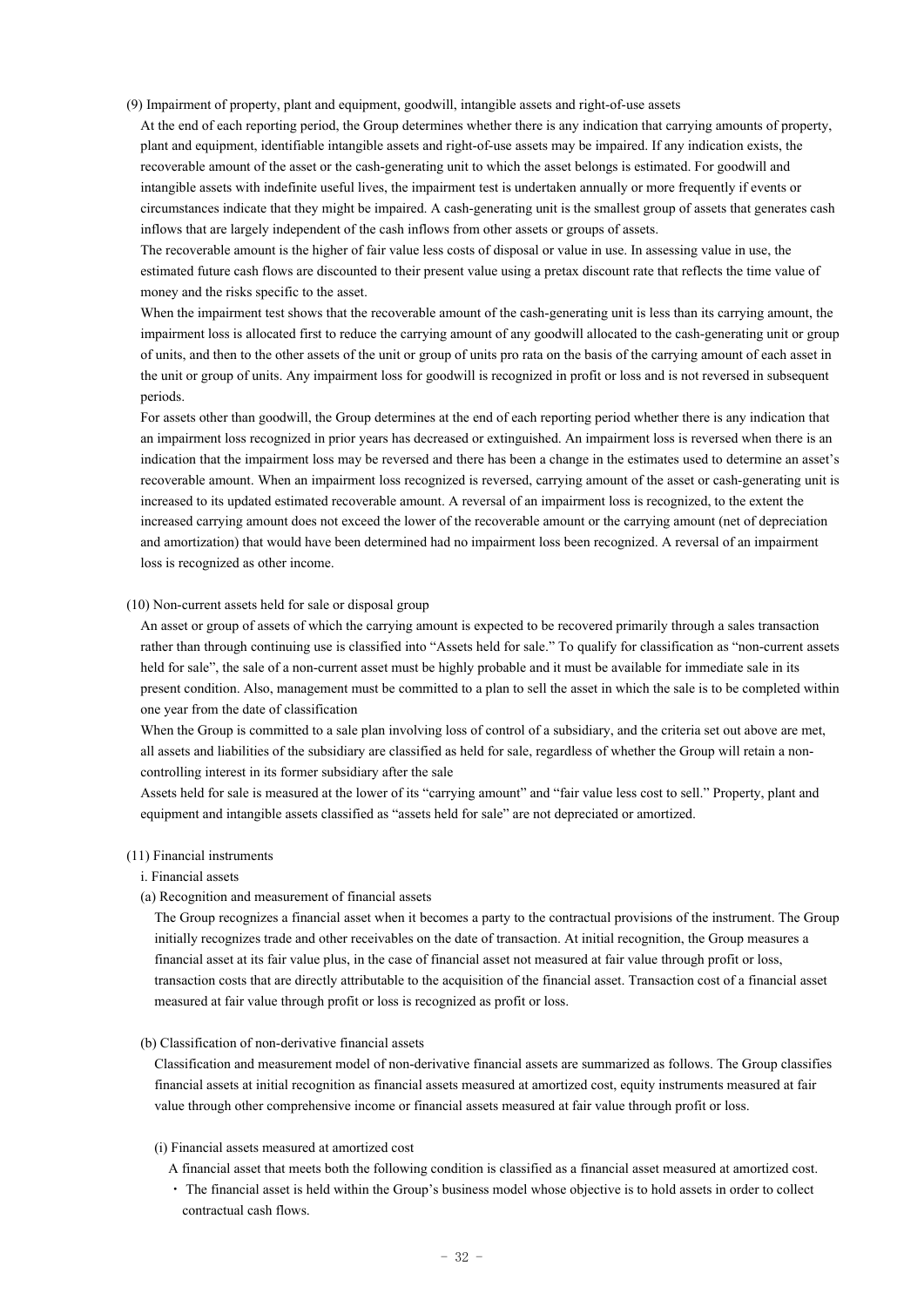(9) Impairment of property, plant and equipment, goodwill, intangible assets and right-of-use assets

At the end of each reporting period, the Group determines whether there is any indication that carrying amounts of property, plant and equipment, identifiable intangible assets and right-of-use assets may be impaired. If any indication exists, the recoverable amount of the asset or the cash-generating unit to which the asset belongs is estimated. For goodwill and intangible assets with indefinite useful lives, the impairment test is undertaken annually or more frequently if events or circumstances indicate that they might be impaired. A cash-generating unit is the smallest group of assets that generates cash inflows that are largely independent of the cash inflows from other assets or groups of assets.

The recoverable amount is the higher of fair value less costs of disposal or value in use. In assessing value in use, the estimated future cash flows are discounted to their present value using a pretax discount rate that reflects the time value of money and the risks specific to the asset.

When the impairment test shows that the recoverable amount of the cash-generating unit is less than its carrying amount, the impairment loss is allocated first to reduce the carrying amount of any goodwill allocated to the cash-generating unit or group of units, and then to the other assets of the unit or group of units pro rata on the basis of the carrying amount of each asset in the unit or group of units. Any impairment loss for goodwill is recognized in profit or loss and is not reversed in subsequent periods.

For assets other than goodwill, the Group determines at the end of each reporting period whether there is any indication that an impairment loss recognized in prior years has decreased or extinguished. An impairment loss is reversed when there is an indication that the impairment loss may be reversed and there has been a change in the estimates used to determine an asset's recoverable amount. When an impairment loss recognized is reversed, carrying amount of the asset or cash-generating unit is increased to its updated estimated recoverable amount. A reversal of an impairment loss is recognized, to the extent the increased carrying amount does not exceed the lower of the recoverable amount or the carrying amount (net of depreciation and amortization) that would have been determined had no impairment loss been recognized. A reversal of an impairment loss is recognized as other income.

(10) Non-current assets held for sale or disposal group

An asset or group of assets of which the carrying amount is expected to be recovered primarily through a sales transaction rather than through continuing use is classified into "Assets held for sale." To qualify for classification as "non-current assets held for sale", the sale of a non-current asset must be highly probable and it must be available for immediate sale in its present condition. Also, management must be committed to a plan to sell the asset in which the sale is to be completed within one year from the date of classification

When the Group is committed to a sale plan involving loss of control of a subsidiary, and the criteria set out above are met, all assets and liabilities of the subsidiary are classified as held for sale, regardless of whether the Group will retain a non-controlling interest in its former subsidiary after the sale

Assets held for sale is measured at the lower of its "carrying amount" and "fair value less cost to sell." Property, plant and equipment and intangible assets classified as "assets held for sale" are not depreciated or amortized.

(11) Financial instruments

i. Financial assets

(a) Recognition and measurement of financial assets

The Group recognizes a financial asset when it becomes a party to the contractual provisions of the instrument. The Group initially recognizes trade and other receivables on the date of transaction. At initial recognition, the Group measures a financial asset at its fair value plus, in the case of financial asset not measured at fair value through profit or loss, transaction costs that are directly attributable to the acquisition of the financial asset. Transaction cost of a financial asset measured at fair value through profit or loss is recognized as profit or loss.

(b) Classification of non-derivative financial assets

Classification and measurement model of non-derivative financial assets are summarized as follows. The Group classifies financial assets at initial recognition as financial assets measured at amortized cost, equity instruments measured at fair value through other comprehensive income or financial assets measured at fair value through profit or loss.

(i) Financial assets measured at amortized cost

A financial asset that meets both the following condition is classified as a financial asset measured at amortized cost.

- The financial asset is held within the Group's business model whose objective is to hold assets in order to collect contractual cash flows.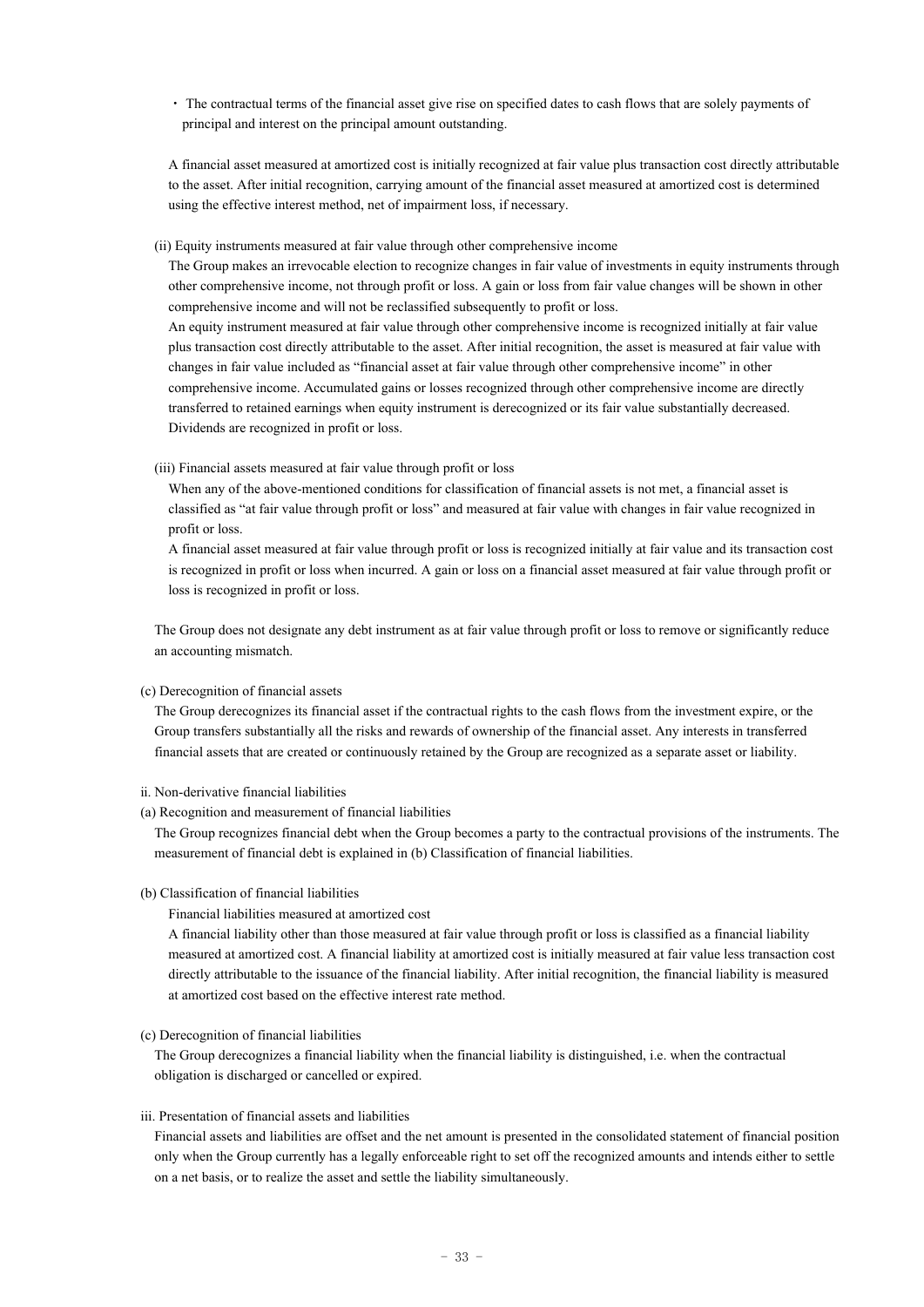・ The contractual terms of the financial asset give rise on specified dates to cash flows that are solely payments of principal and interest on the principal amount outstanding.

A financial asset measured at amortized cost is initially recognized at fair value plus transaction cost directly attributable to the asset. After initial recognition, carrying amount of the financial asset measured at amortized cost is determined using the effective interest method, net of impairment loss, if necessary.

(ii) Equity instruments measured at fair value through other comprehensive income

The Group makes an irrevocable election to recognize changes in fair value of investments in equity instruments through other comprehensive income, not through profit or loss. A gain or loss from fair value changes will be shown in other comprehensive income and will not be reclassified subsequently to profit or loss.

An equity instrument measured at fair value through other comprehensive income is recognized initially at fair value plus transaction cost directly attributable to the asset. After initial recognition, the asset is measured at fair value with changes in fair value included as "financial asset at fair value through other comprehensive income" in other comprehensive income. Accumulated gains or losses recognized through other comprehensive income are directly transferred to retained earnings when equity instrument is derecognized or its fair value substantially decreased. Dividends are recognized in profit or loss.

(iii) Financial assets measured at fair value through profit or loss

When any of the above-mentioned conditions for classification of financial assets is not met, a financial asset is classified as "at fair value through profit or loss" and measured at fair value with changes in fair value recognized in profit or loss.

A financial asset measured at fair value through profit or loss is recognized initially at fair value and its transaction cost is recognized in profit or loss when incurred. A gain or loss on a financial asset measured at fair value through profit or loss is recognized in profit or loss.

The Group does not designate any debt instrument as at fair value through profit or loss to remove or significantly reduce an accounting mismatch.

(c) Derecognition of financial assets

The Group derecognizes its financial asset if the contractual rights to the cash flows from the investment expire, or the Group transfers substantially all the risks and rewards of ownership of the financial asset. Any interests in transferred financial assets that are created or continuously retained by the Group are recognized as a separate asset or liability.

ii. Non-derivative financial liabilities

(a) Recognition and measurement of financial liabilities

The Group recognizes financial debt when the Group becomes a party to the contractual provisions of the instruments. The measurement of financial debt is explained in (b) Classification of financial liabilities.

(b) Classification of financial liabilities

Financial liabilities measured at amortized cost

A financial liability other than those measured at fair value through profit or loss is classified as a financial liability measured at amortized cost. A financial liability at amortized cost is initially measured at fair value less transaction cost directly attributable to the issuance of the financial liability. After initial recognition, the financial liability is measured at amortized cost based on the effective interest rate method.

(c) Derecognition of financial liabilities

The Group derecognizes a financial liability when the financial liability is distinguished, i.e. when the contractual obligation is discharged or cancelled or expired.

iii. Presentation of financial assets and liabilities

Financial assets and liabilities are offset and the net amount is presented in the consolidated statement of financial position only when the Group currently has a legally enforceable right to set off the recognized amounts and intends either to settle on a net basis, or to realize the asset and settle the liability simultaneously.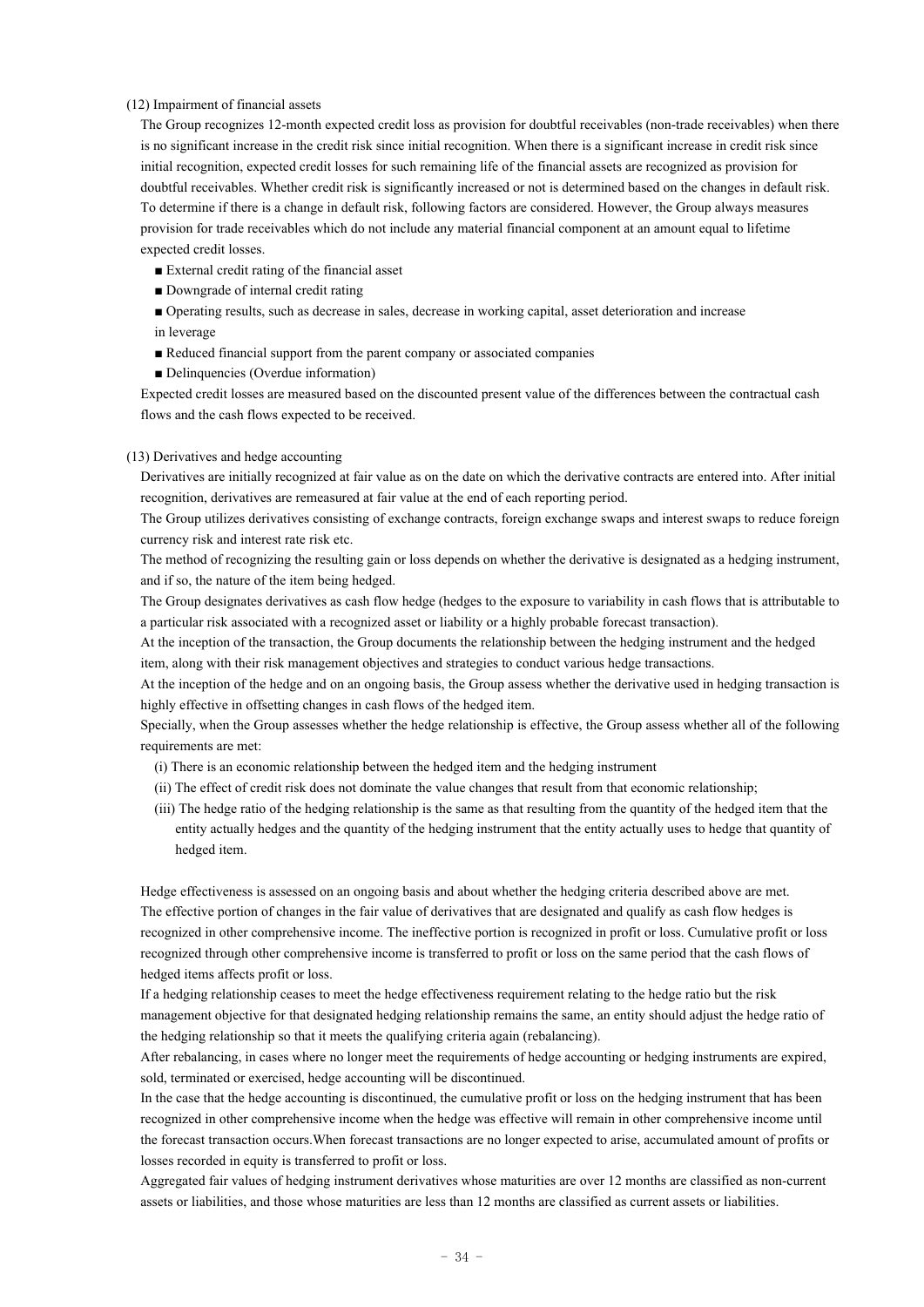(12) Impairment of financial assets

The Group recognizes 12-month expected credit loss as provision for doubtful receivables (non-trade receivables) when there is no significant increase in the credit risk since initial recognition. When there is a significant increase in credit risk since initial recognition, expected credit losses for such remaining life of the financial assets are recognized as provision for doubtful receivables. Whether credit risk is significantly increased or not is determined based on the changes in default risk. To determine if there is a change in default risk, following factors are considered. However, the Group always measures provision for trade receivables which do not include any material financial component at an amount equal to lifetime expected credit losses.

- ■ External credit rating of the financial asset
- ■ Downgrade of internal credit rating
- ■ Operating results, such as decrease in sales, decrease in working capital, asset deterioration and increase in leverage
- ■ Reduced financial support from the parent company or associated companies
- ■ Delinquencies (Overdue information)

Expected credit losses are measured based on the discounted present value of the differences between the contractual cash flows and the cash flows expected to be received.

(13) Derivatives and hedge accounting

Derivatives are initially recognized at fair value as on the date on which the derivative contracts are entered into. After initial recognition, derivatives are remeasured at fair value at the end of each reporting period.

The Group utilizes derivatives consisting of exchange contracts, foreign exchange swaps and interest swaps to reduce foreign currency risk and interest rate risk etc.

The method of recognizing the resulting gain or loss depends on whether the derivative is designated as a hedging instrument, and if so, the nature of the item being hedged.

The Group designates derivatives as cash flow hedge (hedges to the exposure to variability in cash flows that is attributable to a particular risk associated with a recognized asset or liability or a highly probable forecast transaction).

At the inception of the transaction, the Group documents the relationship between the hedging instrument and the hedged item, along with their risk management objectives and strategies to conduct various hedge transactions.

At the inception of the hedge and on an ongoing basis, the Group assess whether the derivative used in hedging transaction is highly effective in offsetting changes in cash flows of the hedged item.

Specially, when the Group assesses whether the hedge relationship is effective, the Group assess whether all of the following requirements are met:

(i) There is an economic relationship between the hedged item and the hedging instrument

(ii) The effect of credit risk does not dominate the value changes that result from that economic relationship;

(iii) The hedge ratio of the hedging relationship is the same as that resulting from the quantity of the hedged item that the entity actually hedges and the quantity of the hedging instrument that the entity actually uses to hedge that quantity of hedged item.

Hedge effectiveness is assessed on an ongoing basis and about whether the hedging criteria described above are met.

The effective portion of changes in the fair value of derivatives that are designated and qualify as cash flow hedges is recognized in other comprehensive income. The ineffective portion is recognized in profit or loss. Cumulative profit or loss recognized through other comprehensive income is transferred to profit or loss on the same period that the cash flows of hedged items affects profit or loss.

If a hedging relationship ceases to meet the hedge effectiveness requirement relating to the hedge ratio but the risk management objective for that designated hedging relationship remains the same, an entity should adjust the hedge ratio of the hedging relationship so that it meets the qualifying criteria again (rebalancing).

After rebalancing, in cases where no longer meet the requirements of hedge accounting or hedging instruments are expired, sold, terminated or exercised, hedge accounting will be discontinued.

In the case that the hedge accounting is discontinued, the cumulative profit or loss on the hedging instrument that has been recognized in other comprehensive income when the hedge was effective will remain in other comprehensive income until the forecast transaction occurs.When forecast transactions are no longer expected to arise, accumulated amount of profits or losses recorded in equity is transferred to profit or loss.

Aggregated fair values of hedging instrument derivatives whose maturities are over 12 months are classified as non-current assets or liabilities, and those whose maturities are less than 12 months are classified as current assets or liabilities.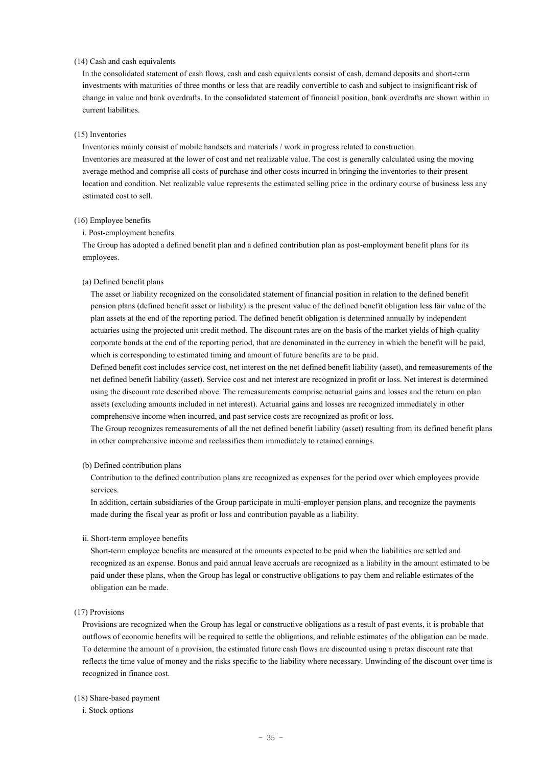(14) Cash and cash equivalents

In the consolidated statement of cash flows, cash and cash equivalents consist of cash, demand deposits and short-term investments with maturities of three months or less that are readily convertible to cash and subject to insignificant risk of change in value and bank overdrafts. In the consolidated statement of financial position, bank overdrafts are shown within in current liabilities.

(15) Inventories

Inventories mainly consist of mobile handsets and materials / work in progress related to construction.
Inventories are measured at the lower of cost and net realizable value. The cost is generally calculated using the moving average method and comprise all costs of purchase and other costs incurred in bringing the inventories to their present location and condition. Net realizable value represents the estimated selling price in the ordinary course of business less any estimated cost to sell.

(16) Employee benefits

i. Post-employment benefits

The Group has adopted a defined benefit plan and a defined contribution plan as post-employment benefit plans for its employees.

(a) Defined benefit plans

The asset or liability recognized on the consolidated statement of financial position in relation to the defined benefit pension plans (defined benefit asset or liability) is the present value of the defined benefit obligation less fair value of the plan assets at the end of the reporting period. The defined benefit obligation is determined annually by independent actuaries using the projected unit credit method. The discount rates are on the basis of the market yields of high-quality corporate bonds at the end of the reporting period, that are denominated in the currency in which the benefit will be paid, which is corresponding to estimated timing and amount of future benefits are to be paid.
Defined benefit cost includes service cost, net interest on the net defined benefit liability (asset), and remeasurements of the net defined benefit liability (asset). Service cost and net interest are recognized in profit or loss. Net interest is determined using the discount rate described above. The remeasurements comprise actuarial gains and losses and the return on plan assets (excluding amounts included in net interest). Actuarial gains and losses are recognized immediately in other comprehensive income when incurred, and past service costs are recognized as profit or loss.
The Group recognizes remeasurements of all the net defined benefit liability (asset) resulting from its defined benefit plans in other comprehensive income and reclassifies them immediately to retained earnings.

(b) Defined contribution plans

Contribution to the defined contribution plans are recognized as expenses for the period over which employees provide services.
In addition, certain subsidiaries of the Group participate in multi-employer pension plans, and recognize the payments made during the fiscal year as profit or loss and contribution payable as a liability.

ii. Short-term employee benefits

Short-term employee benefits are measured at the amounts expected to be paid when the liabilities are settled and recognized as an expense. Bonus and paid annual leave accruals are recognized as a liability in the amount estimated to be paid under these plans, when the Group has legal or constructive obligations to pay them and reliable estimates of the obligation can be made.

(17) Provisions

Provisions are recognized when the Group has legal or constructive obligations as a result of past events, it is probable that outflows of economic benefits will be required to settle the obligations, and reliable estimates of the obligation can be made. To determine the amount of a provision, the estimated future cash flows are discounted using a pretax discount rate that reflects the time value of money and the risks specific to the liability where necessary. Unwinding of the discount over time is recognized in finance cost.

(18) Share-based payment

i. Stock options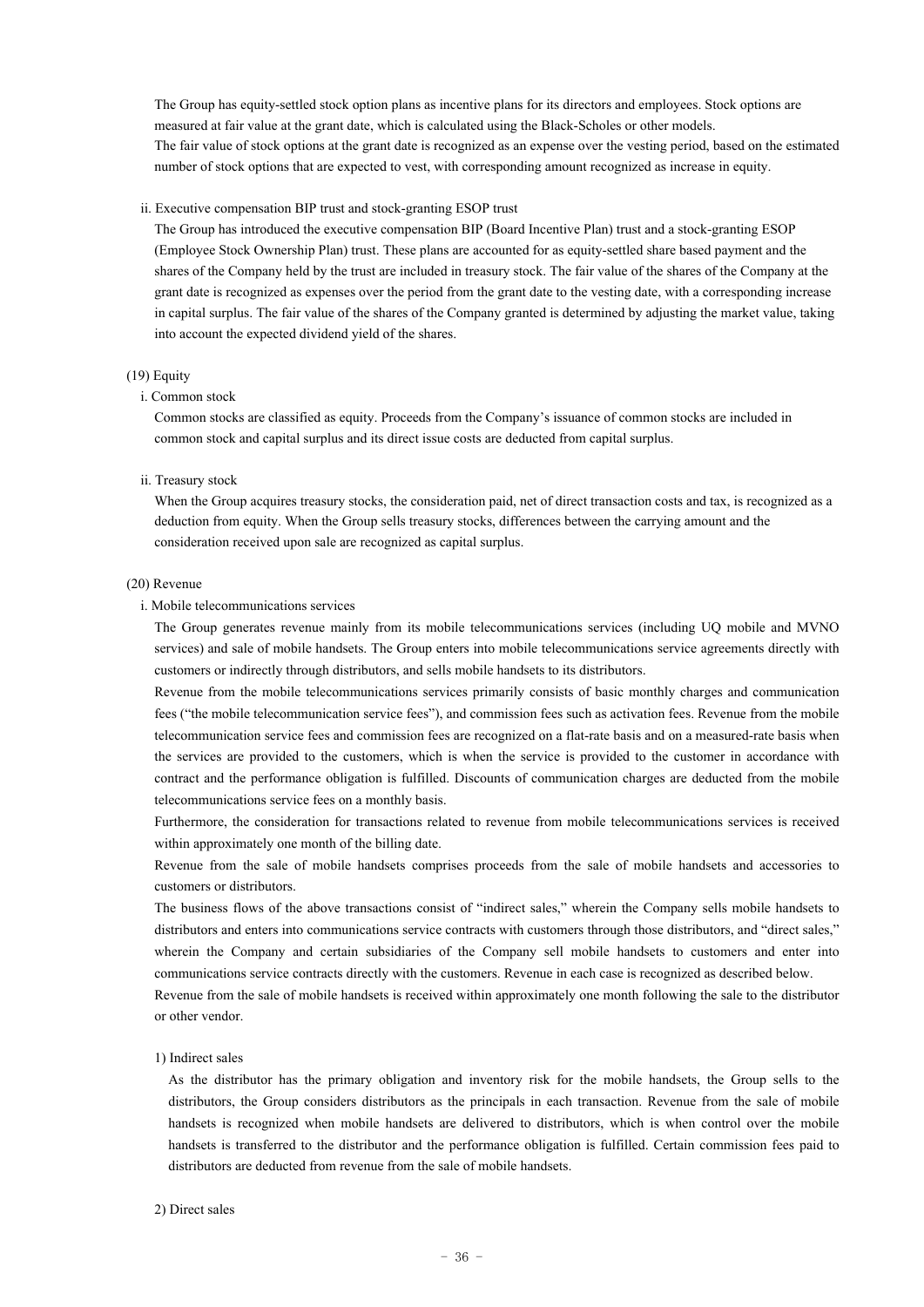The Group has equity-settled stock option plans as incentive plans for its directors and employees. Stock options are measured at fair value at the grant date, which is calculated using the Black-Scholes or other models.

The fair value of stock options at the grant date is recognized as an expense over the vesting period, based on the estimated number of stock options that are expected to vest, with corresponding amount recognized as increase in equity.

ii. Executive compensation BIP trust and stock-granting ESOP trust

The Group has introduced the executive compensation BIP (Board Incentive Plan) trust and a stock-granting ESOP (Employee Stock Ownership Plan) trust. These plans are accounted for as equity-settled share based payment and the shares of the Company held by the trust are included in treasury stock. The fair value of the shares of the Company at the grant date is recognized as expenses over the period from the grant date to the vesting date, with a corresponding increase in capital surplus. The fair value of the shares of the Company granted is determined by adjusting the market value, taking into account the expected dividend yield of the shares.

(19) Equity

i. Common stock

Common stocks are classified as equity. Proceeds from the Company's issuance of common stocks are included in common stock and capital surplus and its direct issue costs are deducted from capital surplus.

ii. Treasury stock

When the Group acquires treasury stocks, the consideration paid, net of direct transaction costs and tax, is recognized as a deduction from equity. When the Group sells treasury stocks, differences between the carrying amount and the consideration received upon sale are recognized as capital surplus.

(20) Revenue

i. Mobile telecommunications services

The Group generates revenue mainly from its mobile telecommunications services (including UQ mobile and MVNO services) and sale of mobile handsets. The Group enters into mobile telecommunications service agreements directly with customers or indirectly through distributors, and sells mobile handsets to its distributors.

Revenue from the mobile telecommunications services primarily consists of basic monthly charges and communication fees ("the mobile telecommunication service fees"), and commission fees such as activation fees. Revenue from the mobile telecommunication service fees and commission fees are recognized on a flat-rate basis and on a measured-rate basis when the services are provided to the customers, which is when the service is provided to the customer in accordance with contract and the performance obligation is fulfilled. Discounts of communication charges are deducted from the mobile telecommunications service fees on a monthly basis.

Furthermore, the consideration for transactions related to revenue from mobile telecommunications services is received within approximately one month of the billing date.

Revenue from the sale of mobile handsets comprises proceeds from the sale of mobile handsets and accessories to customers or distributors.

The business flows of the above transactions consist of "indirect sales," wherein the Company sells mobile handsets to distributors and enters into communications service contracts with customers through those distributors, and "direct sales," wherein the Company and certain subsidiaries of the Company sell mobile handsets to customers and enter into communications service contracts directly with the customers. Revenue in each case is recognized as described below.

Revenue from the sale of mobile handsets is received within approximately one month following the sale to the distributor or other vendor.

1) Indirect sales

As the distributor has the primary obligation and inventory risk for the mobile handsets, the Group sells to the distributors, the Group considers distributors as the principals in each transaction. Revenue from the sale of mobile handsets is recognized when mobile handsets are delivered to distributors, which is when control over the mobile handsets is transferred to the distributor and the performance obligation is fulfilled. Certain commission fees paid to distributors are deducted from revenue from the sale of mobile handsets.

2) Direct sales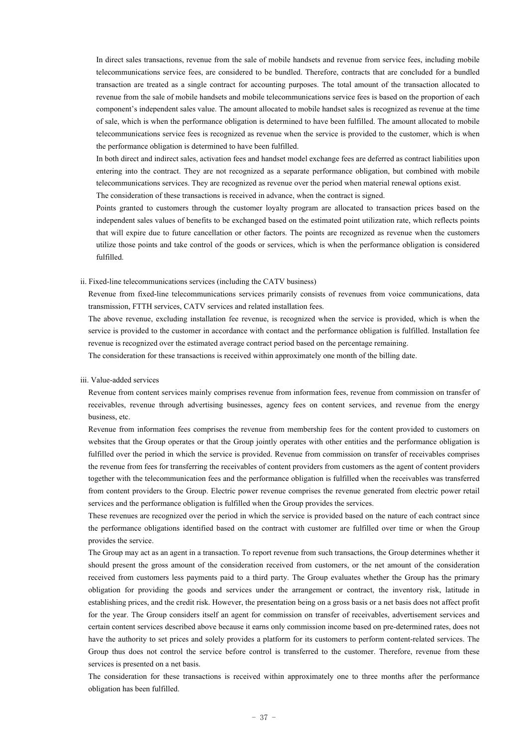In direct sales transactions, revenue from the sale of mobile handsets and revenue from service fees, including mobile telecommunications service fees, are considered to be bundled. Therefore, contracts that are concluded for a bundled transaction are treated as a single contract for accounting purposes. The total amount of the transaction allocated to revenue from the sale of mobile handsets and mobile telecommunications service fees is based on the proportion of each component's independent sales value. The amount allocated to mobile handset sales is recognized as revenue at the time of sale, which is when the performance obligation is determined to have been fulfilled. The amount allocated to mobile telecommunications service fees is recognized as revenue when the service is provided to the customer, which is when the performance obligation is determined to have been fulfilled.

In both direct and indirect sales, activation fees and handset model exchange fees are deferred as contract liabilities upon entering into the contract. They are not recognized as a separate performance obligation, but combined with mobile telecommunications services. They are recognized as revenue over the period when material renewal options exist.

The consideration of these transactions is received in advance, when the contract is signed.

Points granted to customers through the customer loyalty program are allocated to transaction prices based on the independent sales values of benefits to be exchanged based on the estimated point utilization rate, which reflects points that will expire due to future cancellation or other factors. The points are recognized as revenue when the customers utilize those points and take control of the goods or services, which is when the performance obligation is considered fulfilled.

ii. Fixed-line telecommunications services (including the CATV business)

Revenue from fixed-line telecommunications services primarily consists of revenues from voice communications, data transmission, FTTH services, CATV services and related installation fees.

The above revenue, excluding installation fee revenue, is recognized when the service is provided, which is when the service is provided to the customer in accordance with contact and the performance obligation is fulfilled. Installation fee revenue is recognized over the estimated average contract period based on the percentage remaining.

The consideration for these transactions is received within approximately one month of the billing date.

iii. Value-added services

Revenue from content services mainly comprises revenue from information fees, revenue from commission on transfer of receivables, revenue through advertising businesses, agency fees on content services, and revenue from the energy business, etc.

Revenue from information fees comprises the revenue from membership fees for the content provided to customers on websites that the Group operates or that the Group jointly operates with other entities and the performance obligation is fulfilled over the period in which the service is provided. Revenue from commission on transfer of receivables comprises the revenue from fees for transferring the receivables of content providers from customers as the agent of content providers together with the telecommunication fees and the performance obligation is fulfilled when the receivables was transferred from content providers to the Group. Electric power revenue comprises the revenue generated from electric power retail services and the performance obligation is fulfilled when the Group provides the services.

These revenues are recognized over the period in which the service is provided based on the nature of each contract since the performance obligations identified based on the contract with customer are fulfilled over time or when the Group provides the service.

The Group may act as an agent in a transaction. To report revenue from such transactions, the Group determines whether it should present the gross amount of the consideration received from customers, or the net amount of the consideration received from customers less payments paid to a third party. The Group evaluates whether the Group has the primary obligation for providing the goods and services under the arrangement or contract, the inventory risk, latitude in establishing prices, and the credit risk. However, the presentation being on a gross basis or a net basis does not affect profit for the year. The Group considers itself an agent for commission on transfer of receivables, advertisement services and certain content services described above because it earns only commission income based on pre-determined rates, does not have the authority to set prices and solely provides a platform for its customers to perform content-related services. The Group thus does not control the service before control is transferred to the customer. Therefore, revenue from these services is presented on a net basis.

The consideration for these transactions is received within approximately one to three months after the performance obligation has been fulfilled.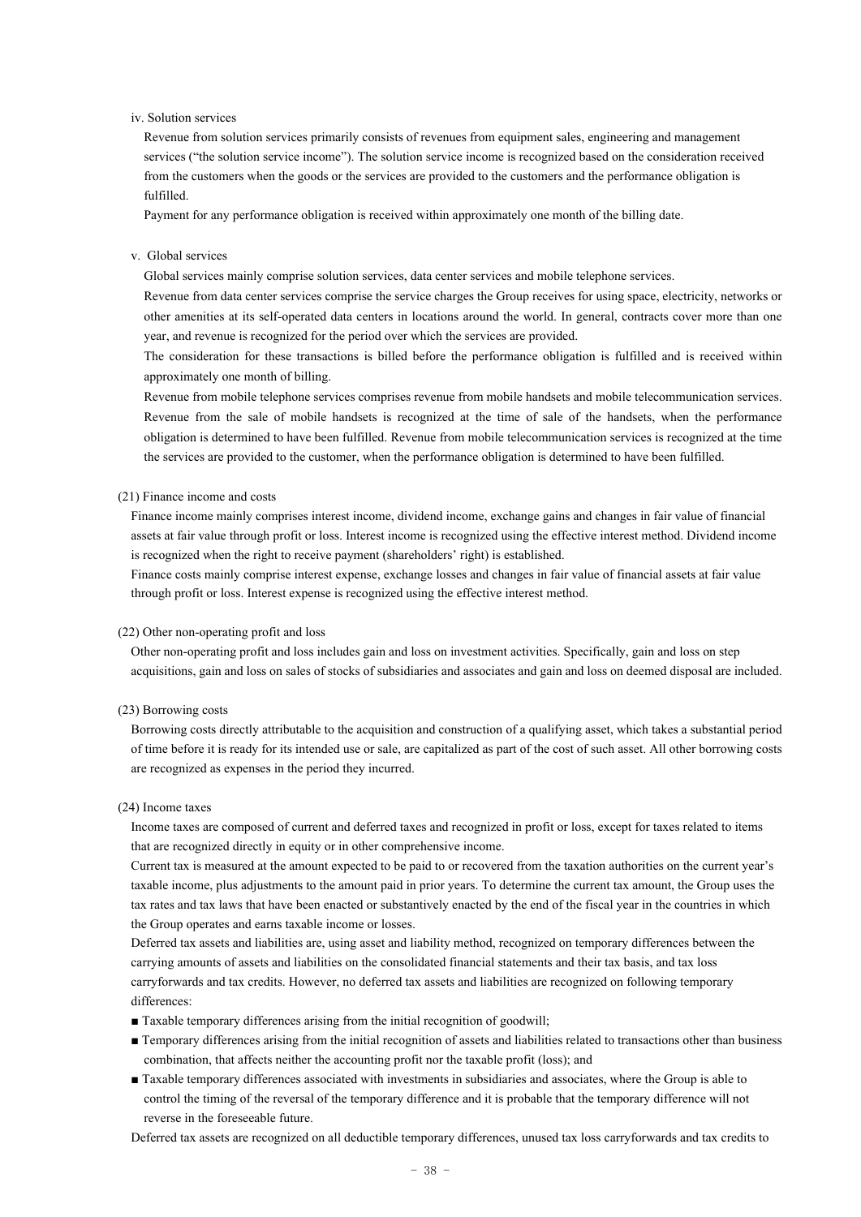iv. Solution services

Revenue from solution services primarily consists of revenues from equipment sales, engineering and management services ("the solution service income"). The solution service income is recognized based on the consideration received from the customers when the goods or the services are provided to the customers and the performance obligation is fulfilled.

Payment for any performance obligation is received within approximately one month of the billing date.

v. Global services

Global services mainly comprise solution services, data center services and mobile telephone services.

Revenue from data center services comprise the service charges the Group receives for using space, electricity, networks or other amenities at its self-operated data centers in locations around the world. In general, contracts cover more than one year, and revenue is recognized for the period over which the services are provided.

The consideration for these transactions is billed before the performance obligation is fulfilled and is received within approximately one month of billing.

Revenue from mobile telephone services comprises revenue from mobile handsets and mobile telecommunication services. Revenue from the sale of mobile handsets is recognized at the time of sale of the handsets, when the performance obligation is determined to have been fulfilled. Revenue from mobile telecommunication services is recognized at the time the services are provided to the customer, when the performance obligation is determined to have been fulfilled.

(21) Finance income and costs

Finance income mainly comprises interest income, dividend income, exchange gains and changes in fair value of financial assets at fair value through profit or loss. Interest income is recognized using the effective interest method. Dividend income is recognized when the right to receive payment (shareholders' right) is established.

Finance costs mainly comprise interest expense, exchange losses and changes in fair value of financial assets at fair value through profit or loss. Interest expense is recognized using the effective interest method.

(22) Other non-operating profit and loss

Other non-operating profit and loss includes gain and loss on investment activities. Specifically, gain and loss on step acquisitions, gain and loss on sales of stocks of subsidiaries and associates and gain and loss on deemed disposal are included.

(23) Borrowing costs

Borrowing costs directly attributable to the acquisition and construction of a qualifying asset, which takes a substantial period of time before it is ready for its intended use or sale, are capitalized as part of the cost of such asset. All other borrowing costs are recognized as expenses in the period they incurred.

(24) Income taxes

Income taxes are composed of current and deferred taxes and recognized in profit or loss, except for taxes related to items that are recognized directly in equity or in other comprehensive income.

Current tax is measured at the amount expected to be paid to or recovered from the taxation authorities on the current year's taxable income, plus adjustments to the amount paid in prior years. To determine the current tax amount, the Group uses the tax rates and tax laws that have been enacted or substantively enacted by the end of the fiscal year in the countries in which the Group operates and earns taxable income or losses.

Deferred tax assets and liabilities are, using asset and liability method, recognized on temporary differences between the carrying amounts of assets and liabilities on the consolidated financial statements and their tax basis, and tax loss carryforwards and tax credits. However, no deferred tax assets and liabilities are recognized on following temporary differences:

■ Taxable temporary differences arising from the initial recognition of goodwill;

■ Temporary differences arising from the initial recognition of assets and liabilities related to transactions other than business combination, that affects neither the accounting profit nor the taxable profit (loss); and

■ Taxable temporary differences associated with investments in subsidiaries and associates, where the Group is able to control the timing of the reversal of the temporary difference and it is probable that the temporary difference will not reverse in the foreseeable future.

Deferred tax assets are recognized on all deductible temporary differences, unused tax loss carryforwards and tax credits to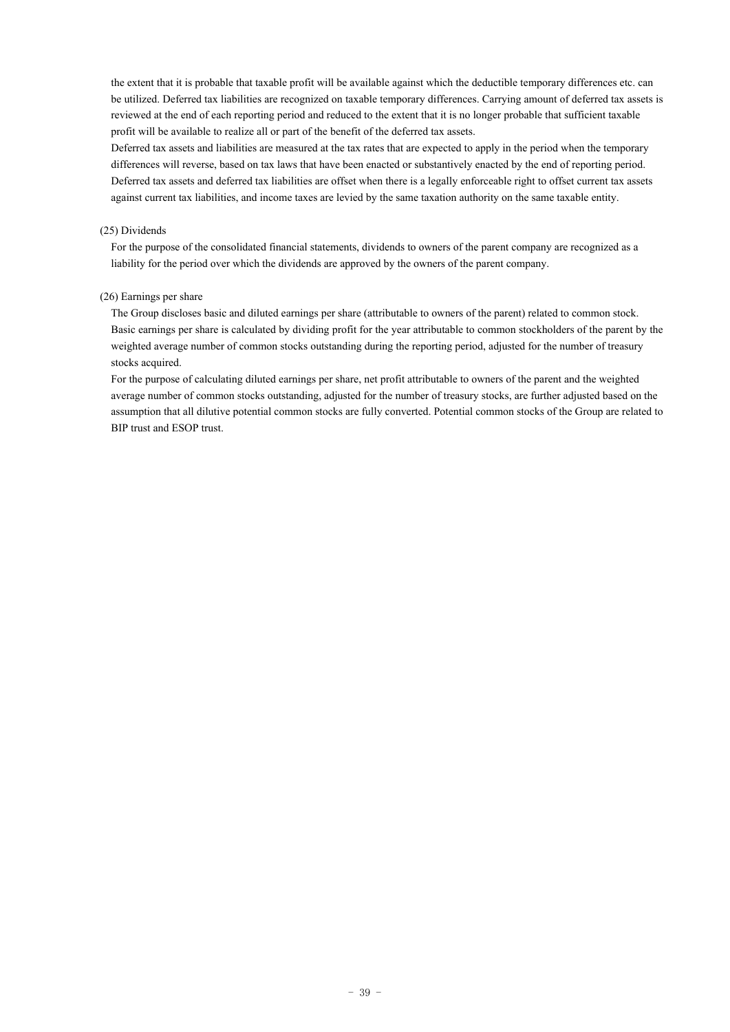the extent that it is probable that taxable profit will be available against which the deductible temporary differences etc. can be utilized. Deferred tax liabilities are recognized on taxable temporary differences. Carrying amount of deferred tax assets is reviewed at the end of each reporting period and reduced to the extent that it is no longer probable that sufficient taxable profit will be available to realize all or part of the benefit of the deferred tax assets.

Deferred tax assets and liabilities are measured at the tax rates that are expected to apply in the period when the temporary differences will reverse, based on tax laws that have been enacted or substantively enacted by the end of reporting period.

Deferred tax assets and deferred tax liabilities are offset when there is a legally enforceable right to offset current tax assets against current tax liabilities, and income taxes are levied by the same taxation authority on the same taxable entity.

(25) Dividends

For the purpose of the consolidated financial statements, dividends to owners of the parent company are recognized as a liability for the period over which the dividends are approved by the owners of the parent company.

(26) Earnings per share

The Group discloses basic and diluted earnings per share (attributable to owners of the parent) related to common stock. Basic earnings per share is calculated by dividing profit for the year attributable to common stockholders of the parent by the weighted average number of common stocks outstanding during the reporting period, adjusted for the number of treasury stocks acquired.

For the purpose of calculating diluted earnings per share, net profit attributable to owners of the parent and the weighted average number of common stocks outstanding, adjusted for the number of treasury stocks, are further adjusted based on the assumption that all dilutive potential common stocks are fully converted. Potential common stocks of the Group are related to BIP trust and ESOP trust.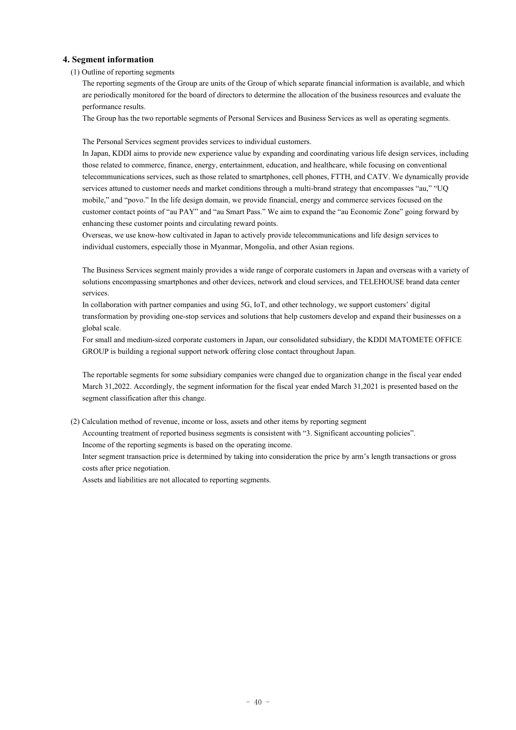## 4. Segment information

(1) Outline of reporting segments

The reporting segments of the Group are units of the Group of which separate financial information is available, and which are periodically monitored for the board of directors to determine the allocation of the business resources and evaluate the performance results.

The Group has the two reportable segments of Personal Services and Business Services as well as operating segments.

The Personal Services segment provides services to individual customers.

In Japan, KDDI aims to provide new experience value by expanding and coordinating various life design services, including those related to commerce, finance, energy, entertainment, education, and healthcare, while focusing on conventional telecommunications services, such as those related to smartphones, cell phones, FTTH, and CATV. We dynamically provide services attuned to customer needs and market conditions through a multi-brand strategy that encompasses "au," "UQ mobile," and "povo." In the life design domain, we provide financial, energy and commerce services focused on the customer contact points of "au PAY" and "au Smart Pass." We aim to expand the "au Economic Zone" going forward by enhancing these customer points and circulating reward points.

Overseas, we use know-how cultivated in Japan to actively provide telecommunications and life design services to individual customers, especially those in Myanmar, Mongolia, and other Asian regions.

The Business Services segment mainly provides a wide range of corporate customers in Japan and overseas with a variety of solutions encompassing smartphones and other devices, network and cloud services, and TELEHOUSE brand data center services.

In collaboration with partner companies and using 5G, IoT, and other technology, we support customers' digital transformation by providing one-stop services and solutions that help customers develop and expand their businesses on a global scale.

For small and medium-sized corporate customers in Japan, our consolidated subsidiary, the KDDI MATOMETE OFFICE GROUP is building a regional support network offering close contact throughout Japan.

The reportable segments for some subsidiary companies were changed due to organization change in the fiscal year ended March 31,2022. Accordingly, the segment information for the fiscal year ended March 31,2021 is presented based on the segment classification after this change.

(2) Calculation method of revenue, income or loss, assets and other items by reporting segment

Accounting treatment of reported business segments is consistent with "3. Significant accounting policies".

Income of the reporting segments is based on the operating income.

Inter segment transaction price is determined by taking into consideration the price by arm's length transactions or gross costs after price negotiation.

Assets and liabilities are not allocated to reporting segments.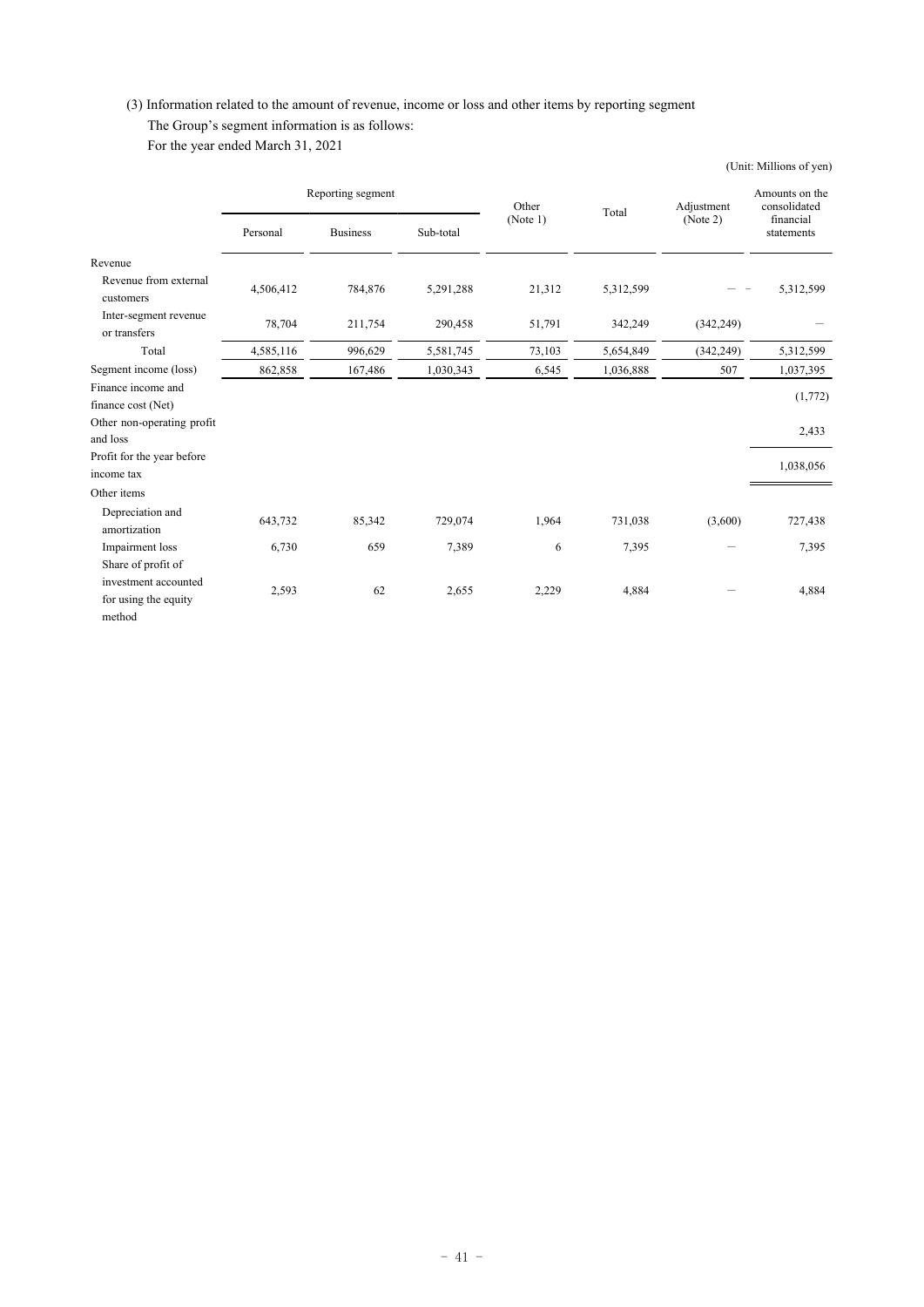(3) Information related to the amount of revenue, income or loss and other items by reporting segment

The Group's segment information is as follows:

For the year ended March 31, 2021

(Unit: Millions of yen)

| | Reporting segment | | | Other (Note 1) | Total | Adjustment (Note 2) | Amounts on the consolidated financial statements |
|---|---|---|---|---|---|---|---|
| | Personal | Business | Sub-total | | | | |
| Revenue | | | | | | | |
| Revenue from external customers | 4,506,412 | 784,876 | 5,291,288 | 21,312 | 5,312,599 | — | 5,312,599 |
| Inter-segment revenue or transfers | 78,704 | 211,754 | 290,458 | 51,791 | 342,249 | (342,249) | — |
| Total | 4,585,116 | 996,629 | 5,581,745 | 73,103 | 5,654,849 | (342,249) | 5,312,599 |
| Segment income (loss) | 862,858 | 167,486 | 1,030,343 | 6,545 | 1,036,888 | 507 | 1,037,395 |
| Finance income and finance cost (Net) | | | | | | | (1,772) |
| Other non-operating profit and loss | | | | | | | 2,433 |
| Profit for the year before income tax | | | | | | | 1,038,056 |
| Other items | | | | | | | |
| Depreciation and amortization | 643,732 | 85,342 | 729,074 | 1,964 | 731,038 | (3,600) | 727,438 |
| Impairment loss | 6,730 | 659 | 7,389 | 6 | 7,395 | — | 7,395 |
| Share of profit of investment accounted for using the equity method | 2,593 | 62 | 2,655 | 2,229 | 4,884 | — | 4,884 |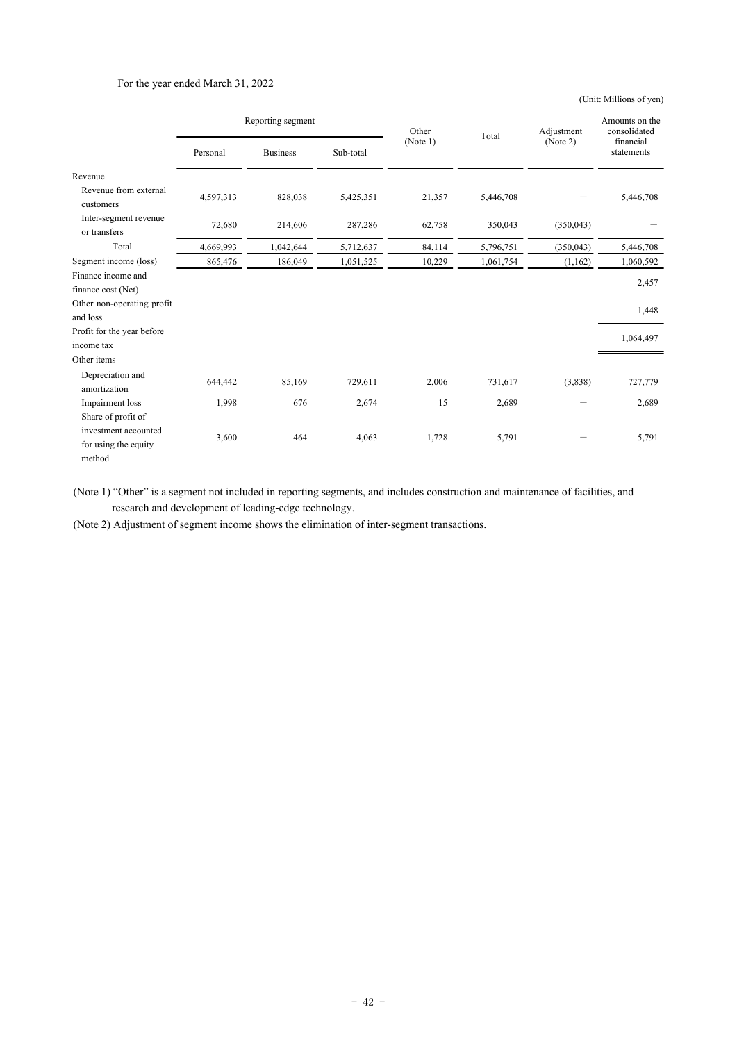For the year ended March 31, 2022

(Unit: Millions of yen)

| | Reporting segment | | | Other (Note 1) | Total | Adjustment (Note 2) | Amounts on the consolidated financial statements |
|---|---|---|---|---|---|---|---|
| | Personal | Business | Sub-total | | | | |
| Revenue | | | | | | | |
| Revenue from external customers | 4,597,313 | 828,038 | 5,425,351 | 21,357 | 5,446,708 | — | 5,446,708 |
| Inter-segment revenue or transfers | 72,680 | 214,606 | 287,286 | 62,758 | 350,043 | (350,043) | — |
| Total | 4,669,993 | 1,042,644 | 5,712,637 | 84,114 | 5,796,751 | (350,043) | 5,446,708 |
| Segment income (loss) | 865,476 | 186,049 | 1,051,525 | 10,229 | 1,061,754 | (1,162) | 1,060,592 |
| Finance income and finance cost (Net) | | | | | | | 2,457 |
| Other non-operating profit and loss | | | | | | | 1,448 |
| Profit for the year before income tax | | | | | | | 1,064,497 |
| Other items | | | | | | | |
| Depreciation and amortization | 644,442 | 85,169 | 729,611 | 2,006 | 731,617 | (3,838) | 727,779 |
| Impairment loss | 1,998 | 676 | 2,674 | 15 | 2,689 | — | 2,689 |
| Share of profit of investment accounted for using the equity method | 3,600 | 464 | 4,063 | 1,728 | 5,791 | — | 5,791 |

(Note 1) "Other" is a segment not included in reporting segments, and includes construction and maintenance of facilities, and research and development of leading-edge technology.

(Note 2) Adjustment of segment income shows the elimination of inter-segment transactions.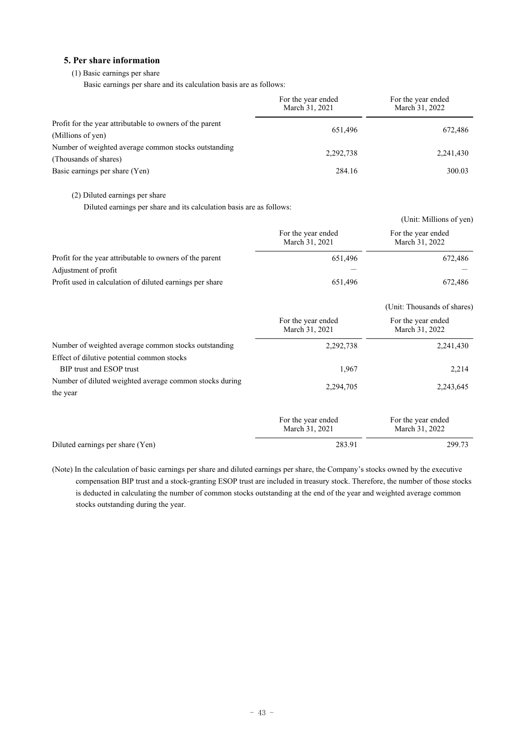## 5. Per share information

(1) Basic earnings per share

Basic earnings per share and its calculation basis are as follows:

| | For the year ended March 31, 2021 | For the year ended March 31, 2022 |
|---|---|---|
| Profit for the year attributable to owners of the parent (Millions of yen) | 651,496 | 672,486 |
| Number of weighted average common stocks outstanding (Thousands of shares) | 2,292,738 | 2,241,430 |
| Basic earnings per share (Yen) | 284.16 | 300.03 |

(2) Diluted earnings per share

Diluted earnings per share and its calculation basis are as follows:

(Unit: Millions of yen)

| | For the year ended March 31, 2021 | For the year ended March 31, 2022 |
|---|---|---|
| Profit for the year attributable to owners of the parent | 651,496 | 672,486 |
| Adjustment of profit | ― | ― |
| Profit used in calculation of diluted earnings per share | 651,496 | 672,486 |

(Unit: Thousands of shares)

| | For the year ended March 31, 2021 | For the year ended March 31, 2022 |
|---|---|---|
| Number of weighted average common stocks outstanding | 2,292,738 | 2,241,430 |
| Effect of dilutive potential common stocks | | |
| BIP trust and ESOP trust | 1,967 | 2,214 |
| Number of diluted weighted average common stocks during the year | 2,294,705 | 2,243,645 |

| | For the year ended March 31, 2021 | For the year ended March 31, 2022 |
|---|---|---|
| Diluted earnings per share (Yen) | 283.91 | 299.73 |

(Note) In the calculation of basic earnings per share and diluted earnings per share, the Company's stocks owned by the executive compensation BIP trust and a stock-granting ESOP trust are included in treasury stock. Therefore, the number of those stocks is deducted in calculating the number of common stocks outstanding at the end of the year and weighted average common stocks outstanding during the year.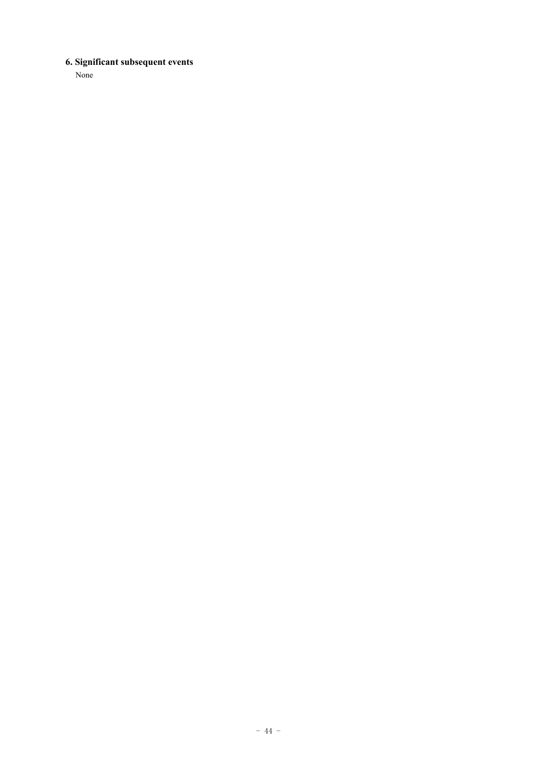## 6. Significant subsequent events

None